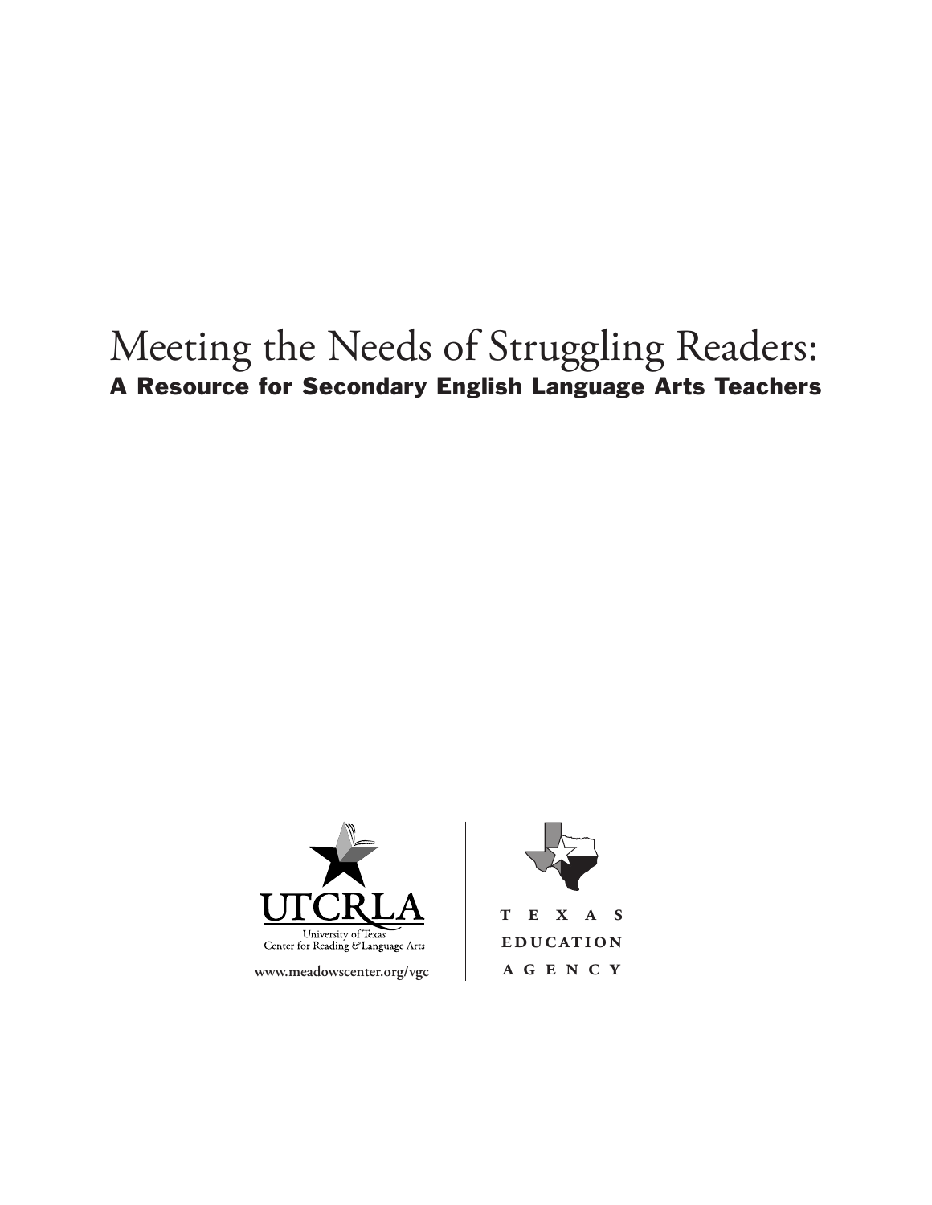# Meeting the Needs of Struggling Readers:

## A Resource for Secondary English Language Arts Teachers

UTCRLA

University of Texas Center for Reading & Language Arts

www.meadowscenter.org/vgc

TEXAS EDUCATION AGENCY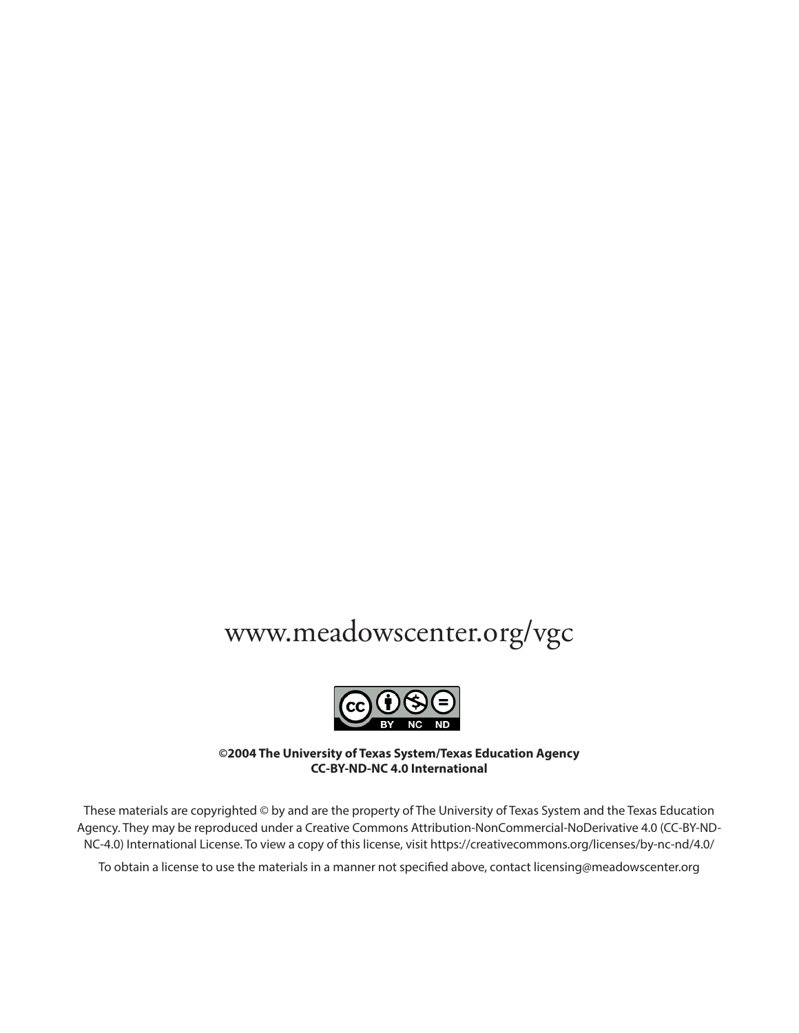www.meadowscenter.org/vgc

**©2004 The University of Texas System/Texas Education Agency**
**CC-BY-ND-NC 4.0 International**

These materials are copyrighted © by and are the property of The University of Texas System and the Texas Education Agency. They may be reproduced under a Creative Commons Attribution-NonCommercial-NoDerivative 4.0 (CC-BY-ND-NC-4.0) International License. To view a copy of this license, visit https://creativecommons.org/licenses/by-nc-nd/4.0/

To obtain a license to use the materials in a manner not specified above, contact licensing@meadowscenter.org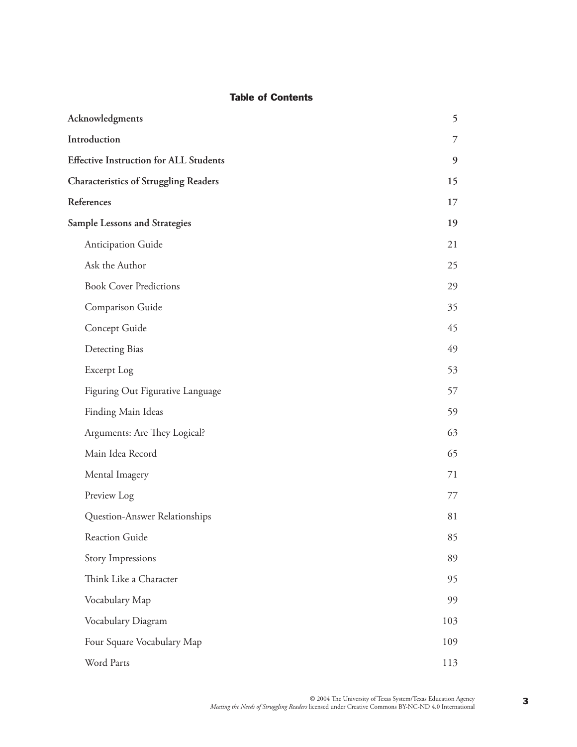## Table of Contents

| | |
|---|---|
| **Acknowledgments** | 5 |
| **Introduction** | 7 |
| **Effective Instruction for ALL Students** | 9 |
| **Characteristics of Struggling Readers** | 15 |
| **References** | 17 |
| **Sample Lessons and Strategies** | 19 |
| Anticipation Guide | 21 |
| Ask the Author | 25 |
| Book Cover Predictions | 29 |
| Comparison Guide | 35 |
| Concept Guide | 45 |
| Detecting Bias | 49 |
| Excerpt Log | 53 |
| Figuring Out Figurative Language | 57 |
| Finding Main Ideas | 59 |
| Arguments: Are They Logical? | 63 |
| Main Idea Record | 65 |
| Mental Imagery | 71 |
| Preview Log | 77 |
| Question-Answer Relationships | 81 |
| Reaction Guide | 85 |
| Story Impressions | 89 |
| Think Like a Character | 95 |
| Vocabulary Map | 99 |
| Vocabulary Diagram | 103 |
| Four Square Vocabulary Map | 109 |
| Word Parts | 113 |

© 2004 The University of Texas System/Texas Education Agency
*Meeting the Needs of Struggling Readers* licensed under Creative Commons BY-NC-ND 4.0 International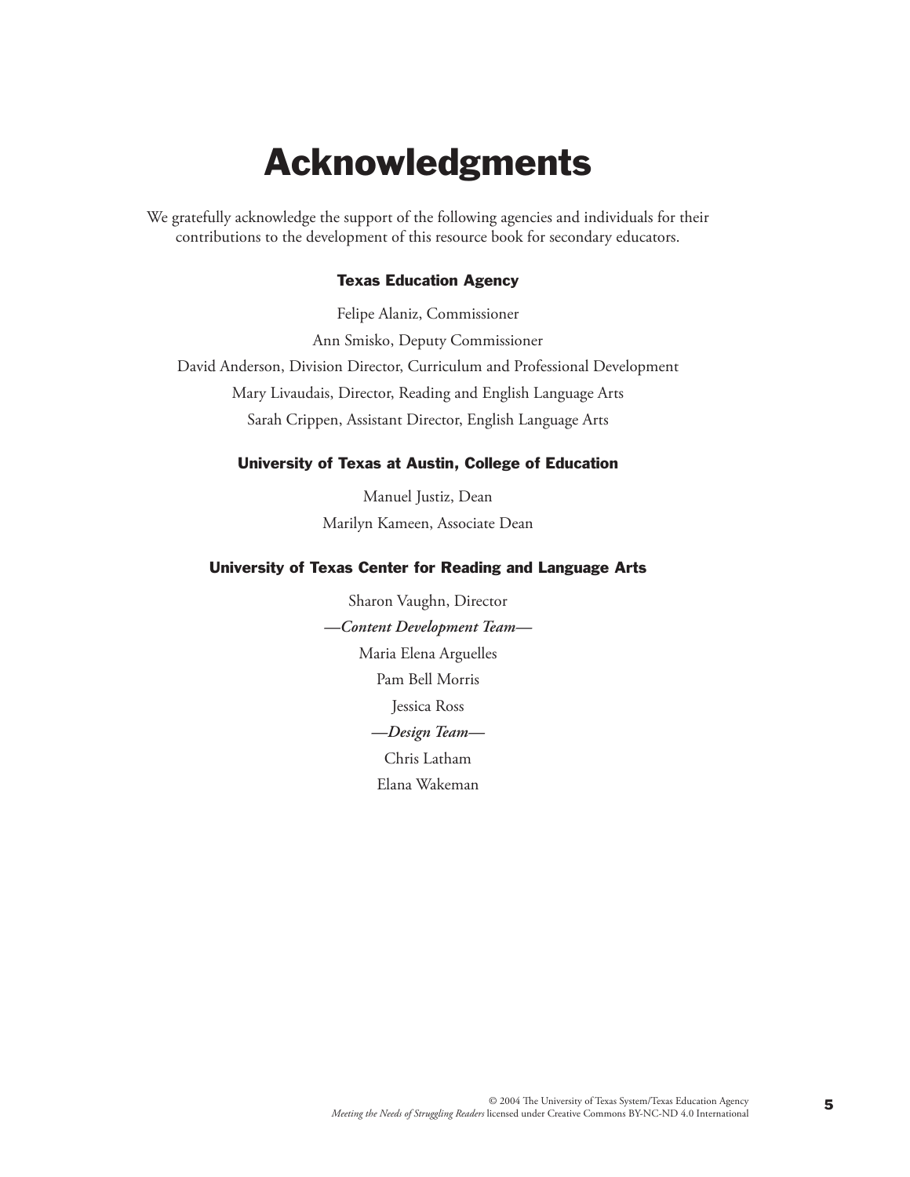# Acknowledgments

We gratefully acknowledge the support of the following agencies and individuals for their contributions to the development of this resource book for secondary educators.

### Texas Education Agency

Felipe Alaniz, Commissioner

Ann Smisko, Deputy Commissioner

David Anderson, Division Director, Curriculum and Professional Development

Mary Livaudais, Director, Reading and English Language Arts

Sarah Crippen, Assistant Director, English Language Arts

### University of Texas at Austin, College of Education

Manuel Justiz, Dean

Marilyn Kameen, Associate Dean

### University of Texas Center for Reading and Language Arts

Sharon Vaughn, Director

***—Content Development Team—***

Maria Elena Arguelles

Pam Bell Morris

Jessica Ross

***—Design Team—***

Chris Latham

Elana Wakeman

© 2004 The University of Texas System/Texas Education Agency
*Meeting the Needs of Struggling Readers* licensed under Creative Commons BY-NC-ND 4.0 International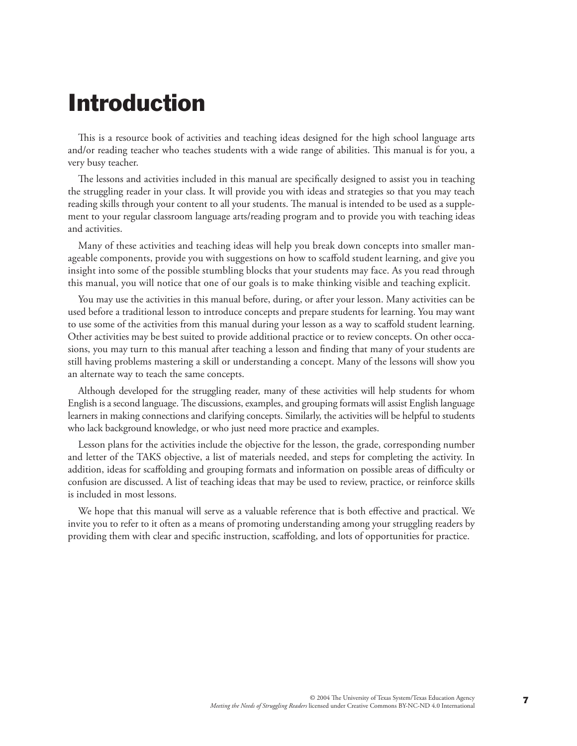# Introduction

This is a resource book of activities and teaching ideas designed for the high school language arts and/or reading teacher who teaches students with a wide range of abilities. This manual is for you, a very busy teacher.

The lessons and activities included in this manual are specifically designed to assist you in teaching the struggling reader in your class. It will provide you with ideas and strategies so that you may teach reading skills through your content to all your students. The manual is intended to be used as a supplement to your regular classroom language arts/reading program and to provide you with teaching ideas and activities.

Many of these activities and teaching ideas will help you break down concepts into smaller manageable components, provide you with suggestions on how to scaffold student learning, and give you insight into some of the possible stumbling blocks that your students may face. As you read through this manual, you will notice that one of our goals is to make thinking visible and teaching explicit.

You may use the activities in this manual before, during, or after your lesson. Many activities can be used before a traditional lesson to introduce concepts and prepare students for learning. You may want to use some of the activities from this manual during your lesson as a way to scaffold student learning. Other activities may be best suited to provide additional practice or to review concepts. On other occasions, you may turn to this manual after teaching a lesson and finding that many of your students are still having problems mastering a skill or understanding a concept. Many of the lessons will show you an alternate way to teach the same concepts.

Although developed for the struggling reader, many of these activities will help students for whom English is a second language. The discussions, examples, and grouping formats will assist English language learners in making connections and clarifying concepts. Similarly, the activities will be helpful to students who lack background knowledge, or who just need more practice and examples.

Lesson plans for the activities include the objective for the lesson, the grade, corresponding number and letter of the TAKS objective, a list of materials needed, and steps for completing the activity. In addition, ideas for scaffolding and grouping formats and information on possible areas of difficulty or confusion are discussed. A list of teaching ideas that may be used to review, practice, or reinforce skills is included in most lessons.

We hope that this manual will serve as a valuable reference that is both effective and practical. We invite you to refer to it often as a means of promoting understanding among your struggling readers by providing them with clear and specific instruction, scaffolding, and lots of opportunities for practice.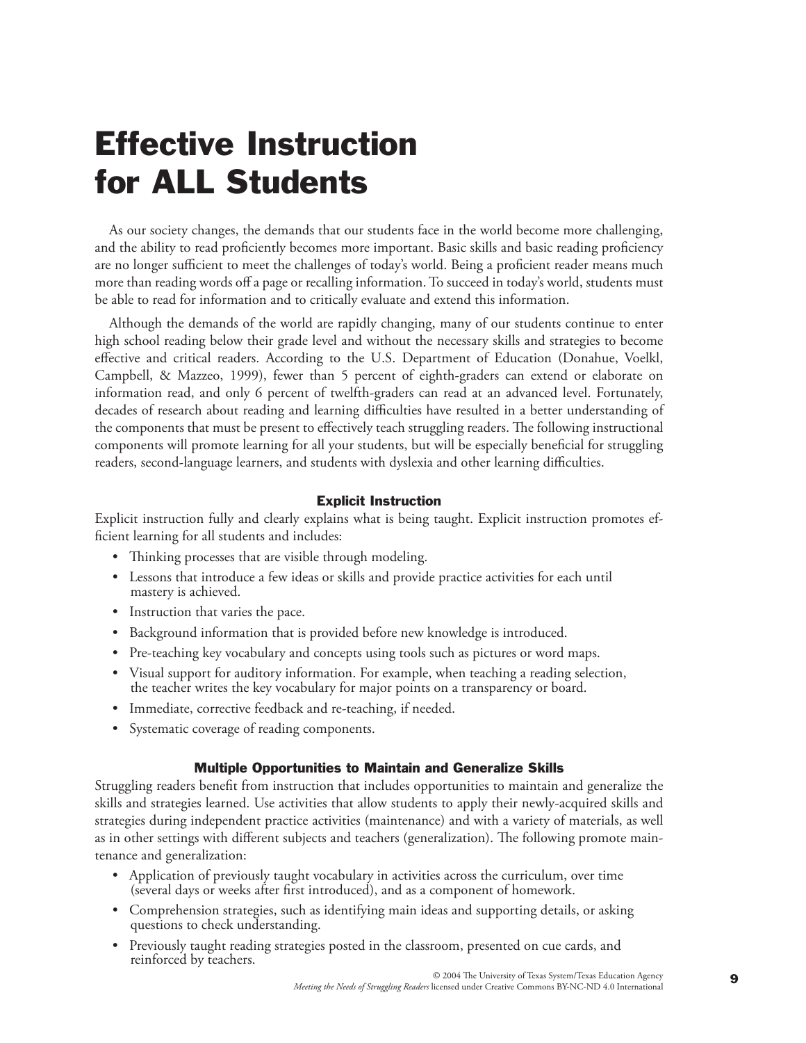# Effective Instruction for ALL Students

As our society changes, the demands that our students face in the world become more challenging, and the ability to read proficiently becomes more important. Basic skills and basic reading proficiency are no longer sufficient to meet the challenges of today's world. Being a proficient reader means much more than reading words off a page or recalling information. To succeed in today's world, students must be able to read for information and to critically evaluate and extend this information.

Although the demands of the world are rapidly changing, many of our students continue to enter high school reading below their grade level and without the necessary skills and strategies to become effective and critical readers. According to the U.S. Department of Education (Donahue, Voelkl, Campbell, & Mazzeo, 1999), fewer than 5 percent of eighth-graders can extend or elaborate on information read, and only 6 percent of twelfth-graders can read at an advanced level. Fortunately, decades of research about reading and learning difficulties have resulted in a better understanding of the components that must be present to effectively teach struggling readers. The following instructional components will promote learning for all your students, but will be especially beneficial for struggling readers, second-language learners, and students with dyslexia and other learning difficulties.

### Explicit Instruction

Explicit instruction fully and clearly explains what is being taught. Explicit instruction promotes efficient learning for all students and includes:

- Thinking processes that are visible through modeling.
- Lessons that introduce a few ideas or skills and provide practice activities for each until mastery is achieved.
- Instruction that varies the pace.
- Background information that is provided before new knowledge is introduced.
- Pre-teaching key vocabulary and concepts using tools such as pictures or word maps.
- Visual support for auditory information. For example, when teaching a reading selection, the teacher writes the key vocabulary for major points on a transparency or board.
- Immediate, corrective feedback and re-teaching, if needed.
- Systematic coverage of reading components.

### Multiple Opportunities to Maintain and Generalize Skills

Struggling readers benefit from instruction that includes opportunities to maintain and generalize the skills and strategies learned. Use activities that allow students to apply their newly-acquired skills and strategies during independent practice activities (maintenance) and with a variety of materials, as well as in other settings with different subjects and teachers (generalization). The following promote maintenance and generalization:

- Application of previously taught vocabulary in activities across the curriculum, over time (several days or weeks after first introduced), and as a component of homework.
- Comprehension strategies, such as identifying main ideas and supporting details, or asking questions to check understanding.
- Previously taught reading strategies posted in the classroom, presented on cue cards, and reinforced by teachers.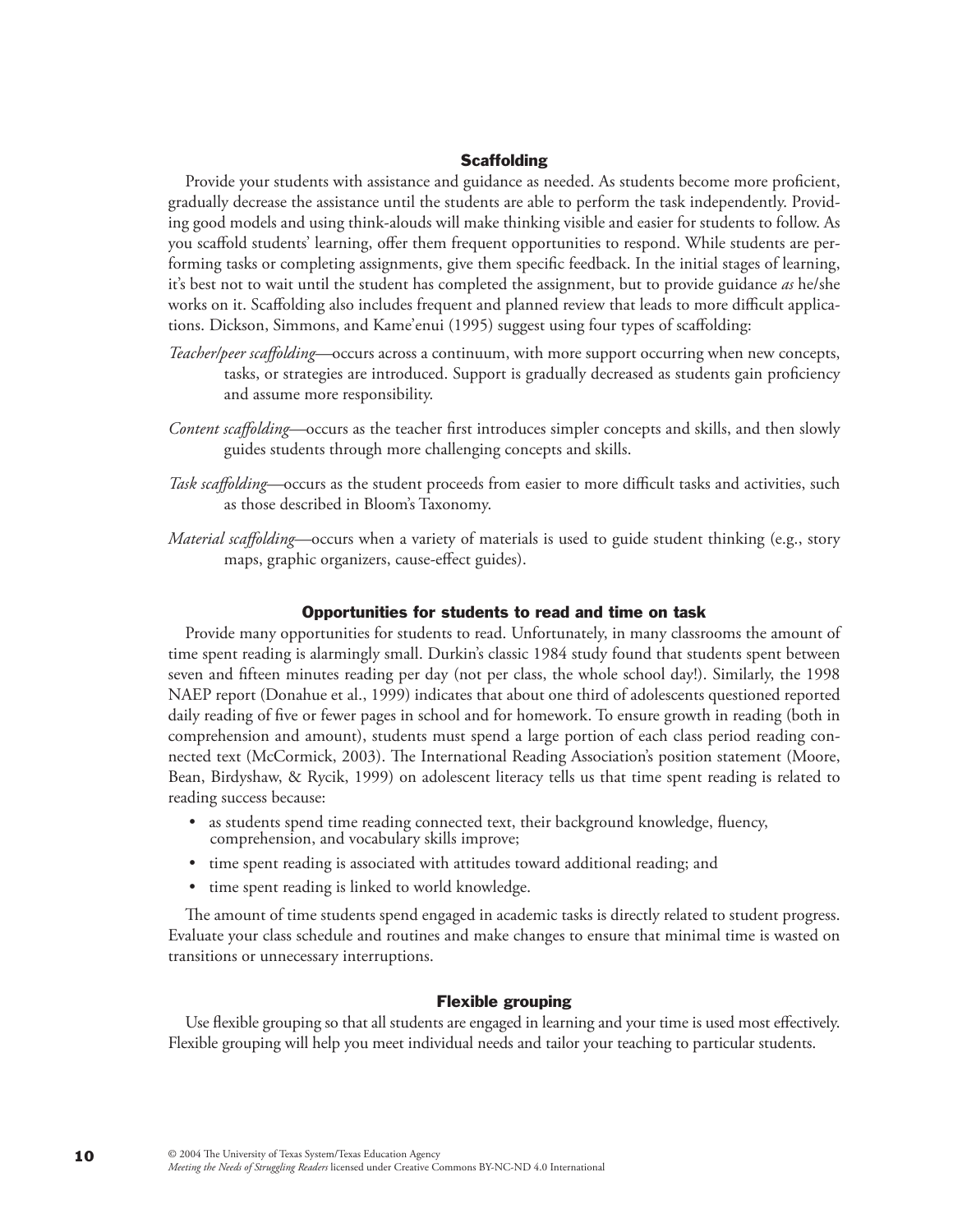### Scaffolding

Provide your students with assistance and guidance as needed. As students become more proficient, gradually decrease the assistance until the students are able to perform the task independently. Providing good models and using think-alouds will make thinking visible and easier for students to follow. As you scaffold students' learning, offer them frequent opportunities to respond. While students are performing tasks or completing assignments, give them specific feedback. In the initial stages of learning, it's best not to wait until the student has completed the assignment, but to provide guidance *as* he/she works on it. Scaffolding also includes frequent and planned review that leads to more difficult applications. Dickson, Simmons, and Kame'enui (1995) suggest using four types of scaffolding:

*Teacher/peer scaffolding*—occurs across a continuum, with more support occurring when new concepts, tasks, or strategies are introduced. Support is gradually decreased as students gain proficiency and assume more responsibility.

*Content scaffolding*—occurs as the teacher first introduces simpler concepts and skills, and then slowly guides students through more challenging concepts and skills.

*Task scaffolding*—occurs as the student proceeds from easier to more difficult tasks and activities, such as those described in Bloom's Taxonomy.

*Material scaffolding*—occurs when a variety of materials is used to guide student thinking (e.g., story maps, graphic organizers, cause-effect guides).

### Opportunities for students to read and time on task

Provide many opportunities for students to read. Unfortunately, in many classrooms the amount of time spent reading is alarmingly small. Durkin's classic 1984 study found that students spent between seven and fifteen minutes reading per day (not per class, the whole school day!). Similarly, the 1998 NAEP report (Donahue et al., 1999) indicates that about one third of adolescents questioned reported daily reading of five or fewer pages in school and for homework. To ensure growth in reading (both in comprehension and amount), students must spend a large portion of each class period reading connected text (McCormick, 2003). The International Reading Association's position statement (Moore, Bean, Birdyshaw, & Rycik, 1999) on adolescent literacy tells us that time spent reading is related to reading success because:

- as students spend time reading connected text, their background knowledge, fluency, comprehension, and vocabulary skills improve;
- time spent reading is associated with attitudes toward additional reading; and
- time spent reading is linked to world knowledge.

The amount of time students spend engaged in academic tasks is directly related to student progress. Evaluate your class schedule and routines and make changes to ensure that minimal time is wasted on transitions or unnecessary interruptions.

### Flexible grouping

Use flexible grouping so that all students are engaged in learning and your time is used most effectively. Flexible grouping will help you meet individual needs and tailor your teaching to particular students.

© 2004 The University of Texas System/Texas Education Agency
*Meeting the Needs of Struggling Readers* licensed under Creative Commons BY-NC-ND 4.0 International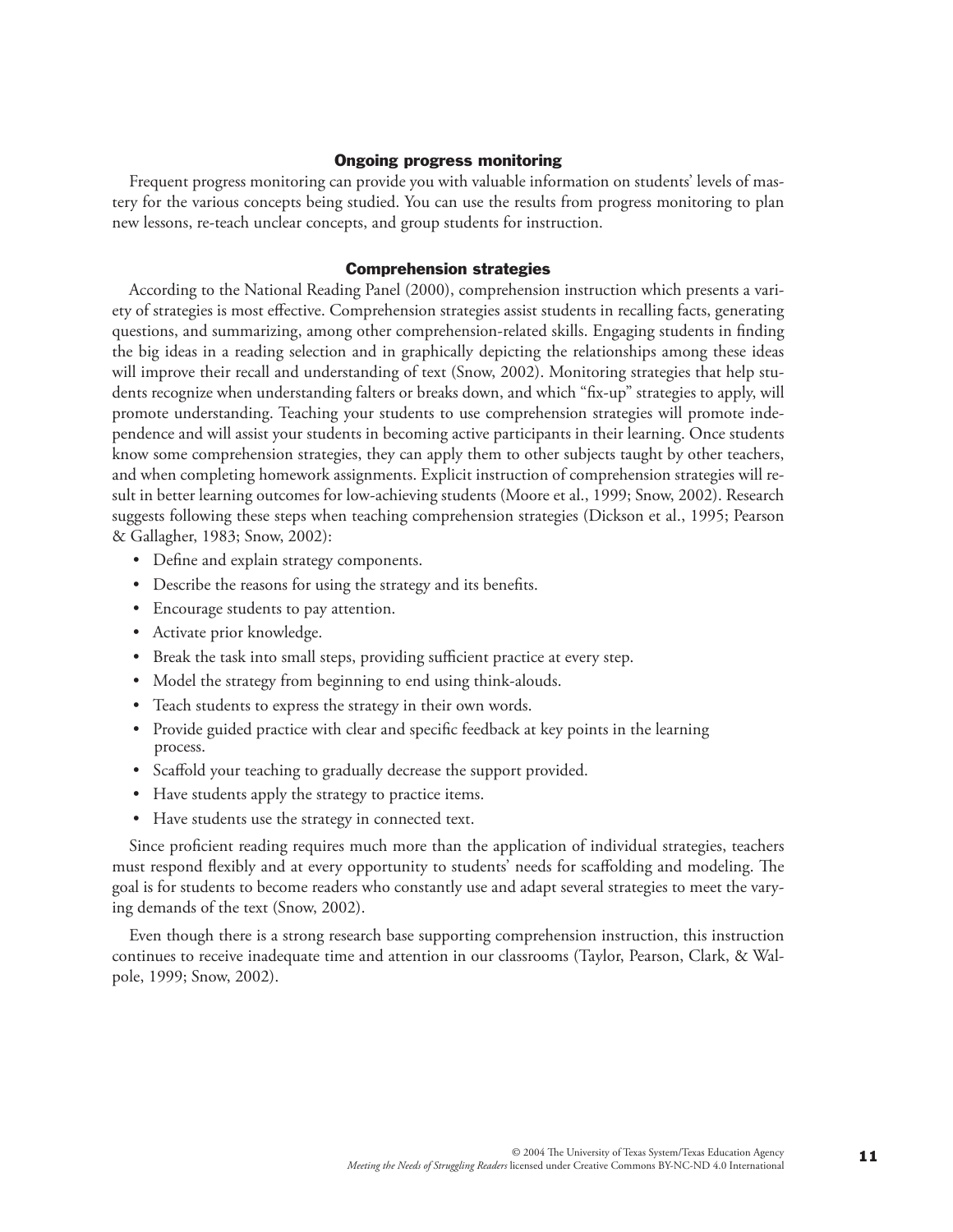### Ongoing progress monitoring

Frequent progress monitoring can provide you with valuable information on students' levels of mastery for the various concepts being studied. You can use the results from progress monitoring to plan new lessons, re-teach unclear concepts, and group students for instruction.

### Comprehension strategies

According to the National Reading Panel (2000), comprehension instruction which presents a variety of strategies is most effective. Comprehension strategies assist students in recalling facts, generating questions, and summarizing, among other comprehension-related skills. Engaging students in finding the big ideas in a reading selection and in graphically depicting the relationships among these ideas will improve their recall and understanding of text (Snow, 2002). Monitoring strategies that help students recognize when understanding falters or breaks down, and which "fix-up" strategies to apply, will promote understanding. Teaching your students to use comprehension strategies will promote independence and will assist your students in becoming active participants in their learning. Once students know some comprehension strategies, they can apply them to other subjects taught by other teachers, and when completing homework assignments. Explicit instruction of comprehension strategies will result in better learning outcomes for low-achieving students (Moore et al., 1999; Snow, 2002). Research suggests following these steps when teaching comprehension strategies (Dickson et al., 1995; Pearson & Gallagher, 1983; Snow, 2002):

- Define and explain strategy components.
- Describe the reasons for using the strategy and its benefits.
- Encourage students to pay attention.
- Activate prior knowledge.
- Break the task into small steps, providing sufficient practice at every step.
- Model the strategy from beginning to end using think-alouds.
- Teach students to express the strategy in their own words.
- Provide guided practice with clear and specific feedback at key points in the learning process.
- Scaffold your teaching to gradually decrease the support provided.
- Have students apply the strategy to practice items.
- Have students use the strategy in connected text.

Since proficient reading requires much more than the application of individual strategies, teachers must respond flexibly and at every opportunity to students' needs for scaffolding and modeling. The goal is for students to become readers who constantly use and adapt several strategies to meet the varying demands of the text (Snow, 2002).

Even though there is a strong research base supporting comprehension instruction, this instruction continues to receive inadequate time and attention in our classrooms (Taylor, Pearson, Clark, & Walpole, 1999; Snow, 2002).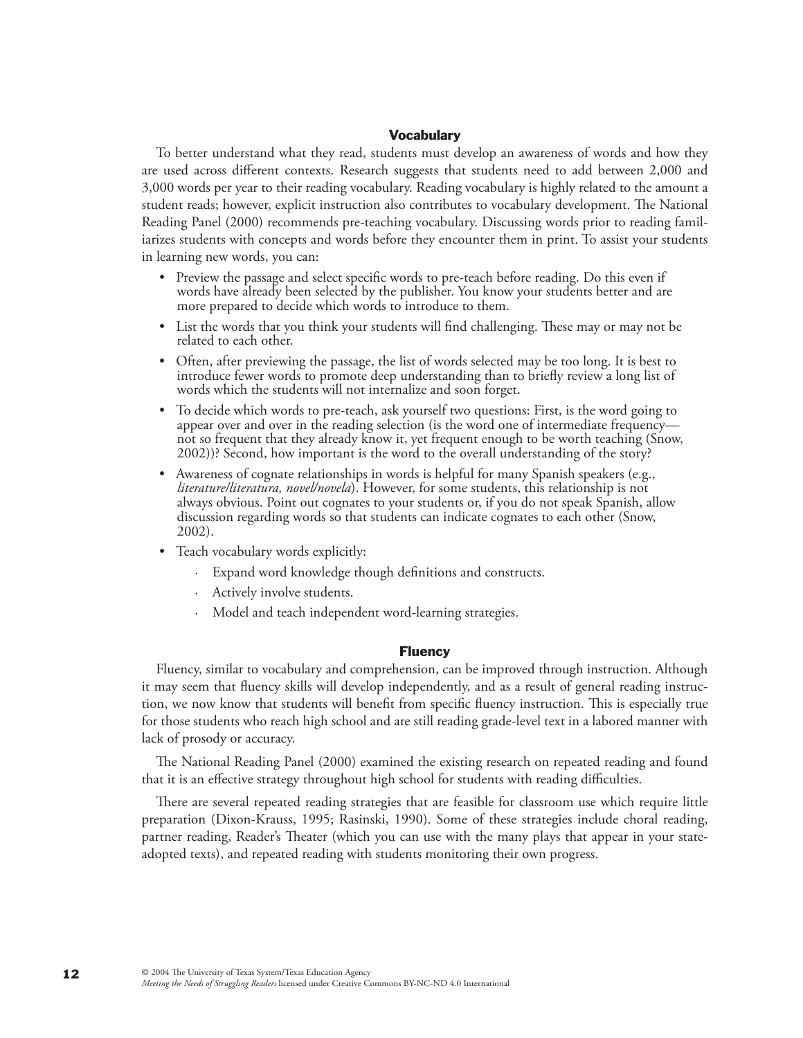## Vocabulary

To better understand what they read, students must develop an awareness of words and how they are used across different contexts. Research suggests that students need to add between 2,000 and 3,000 words per year to their reading vocabulary. Reading vocabulary is highly related to the amount a student reads; however, explicit instruction also contributes to vocabulary development. The National Reading Panel (2000) recommends pre-teaching vocabulary. Discussing words prior to reading familiarizes students with concepts and words before they encounter them in print. To assist your students in learning new words, you can:

- Preview the passage and select specific words to pre-teach before reading. Do this even if words have already been selected by the publisher. You know your students better and are more prepared to decide which words to introduce to them.
- List the words that you think your students will find challenging. These may or may not be related to each other.
- Often, after previewing the passage, the list of words selected may be too long. It is best to introduce fewer words to promote deep understanding than to briefly review a long list of words which the students will not internalize and soon forget.
- To decide which words to pre-teach, ask yourself two questions: First, is the word going to appear over and over in the reading selection (is the word one of intermediate frequency—not so frequent that they already know it, yet frequent enough to be worth teaching (Snow, 2002))? Second, how important is the word to the overall understanding of the story?
- Awareness of cognate relationships in words is helpful for many Spanish speakers (e.g., *literature/literatura, novel/novela*). However, for some students, this relationship is not always obvious. Point out cognates to your students or, if you do not speak Spanish, allow discussion regarding words so that students can indicate cognates to each other (Snow, 2002).
- Teach vocabulary words explicitly:
  - Expand word knowledge though definitions and constructs.
  - Actively involve students.
  - Model and teach independent word-learning strategies.

## Fluency

Fluency, similar to vocabulary and comprehension, can be improved through instruction. Although it may seem that fluency skills will develop independently, and as a result of general reading instruction, we now know that students will benefit from specific fluency instruction. This is especially true for those students who reach high school and are still reading grade-level text in a labored manner with lack of prosody or accuracy.

The National Reading Panel (2000) examined the existing research on repeated reading and found that it is an effective strategy throughout high school for students with reading difficulties.

There are several repeated reading strategies that are feasible for classroom use which require little preparation (Dixon-Krauss, 1995; Rasinski, 1990). Some of these strategies include choral reading, partner reading, Reader's Theater (which you can use with the many plays that appear in your state-adopted texts), and repeated reading with students monitoring their own progress.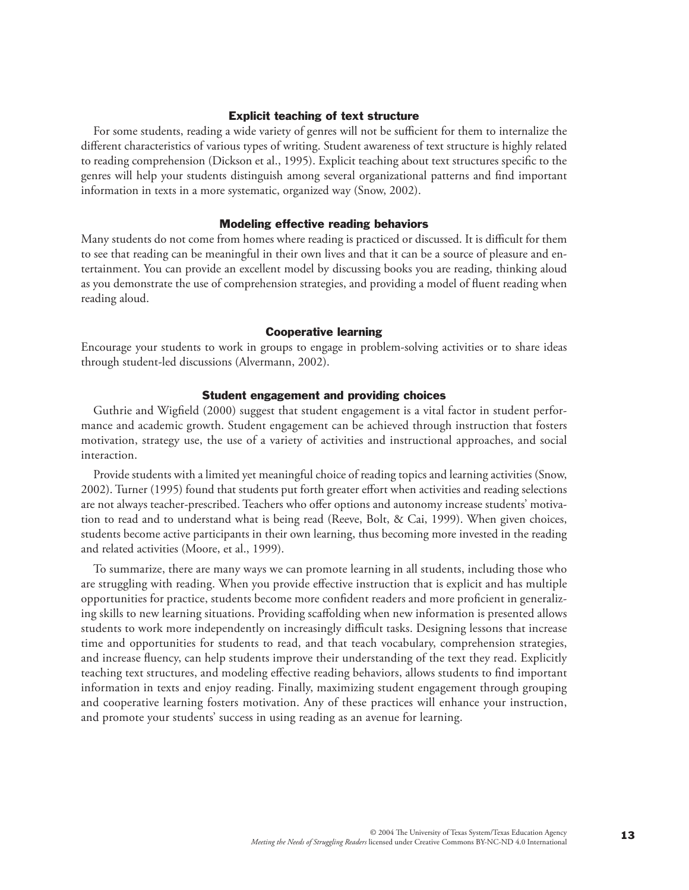### Explicit teaching of text structure

For some students, reading a wide variety of genres will not be sufficient for them to internalize the different characteristics of various types of writing. Student awareness of text structure is highly related to reading comprehension (Dickson et al., 1995). Explicit teaching about text structures specific to the genres will help your students distinguish among several organizational patterns and find important information in texts in a more systematic, organized way (Snow, 2002).

### Modeling effective reading behaviors

Many students do not come from homes where reading is practiced or discussed. It is difficult for them to see that reading can be meaningful in their own lives and that it can be a source of pleasure and entertainment. You can provide an excellent model by discussing books you are reading, thinking aloud as you demonstrate the use of comprehension strategies, and providing a model of fluent reading when reading aloud.

### Cooperative learning

Encourage your students to work in groups to engage in problem-solving activities or to share ideas through student-led discussions (Alvermann, 2002).

### Student engagement and providing choices

Guthrie and Wigfield (2000) suggest that student engagement is a vital factor in student performance and academic growth. Student engagement can be achieved through instruction that fosters motivation, strategy use, the use of a variety of activities and instructional approaches, and social interaction.

Provide students with a limited yet meaningful choice of reading topics and learning activities (Snow, 2002). Turner (1995) found that students put forth greater effort when activities and reading selections are not always teacher-prescribed. Teachers who offer options and autonomy increase students' motivation to read and to understand what is being read (Reeve, Bolt, & Cai, 1999). When given choices, students become active participants in their own learning, thus becoming more invested in the reading and related activities (Moore, et al., 1999).

To summarize, there are many ways we can promote learning in all students, including those who are struggling with reading. When you provide effective instruction that is explicit and has multiple opportunities for practice, students become more confident readers and more proficient in generalizing skills to new learning situations. Providing scaffolding when new information is presented allows students to work more independently on increasingly difficult tasks. Designing lessons that increase time and opportunities for students to read, and that teach vocabulary, comprehension strategies, and increase fluency, can help students improve their understanding of the text they read. Explicitly teaching text structures, and modeling effective reading behaviors, allows students to find important information in texts and enjoy reading. Finally, maximizing student engagement through grouping and cooperative learning fosters motivation. Any of these practices will enhance your instruction, and promote your students' success in using reading as an avenue for learning.

© 2004 The University of Texas System/Texas Education Agency
*Meeting the Needs of Struggling Readers* licensed under Creative Commons BY-NC-ND 4.0 International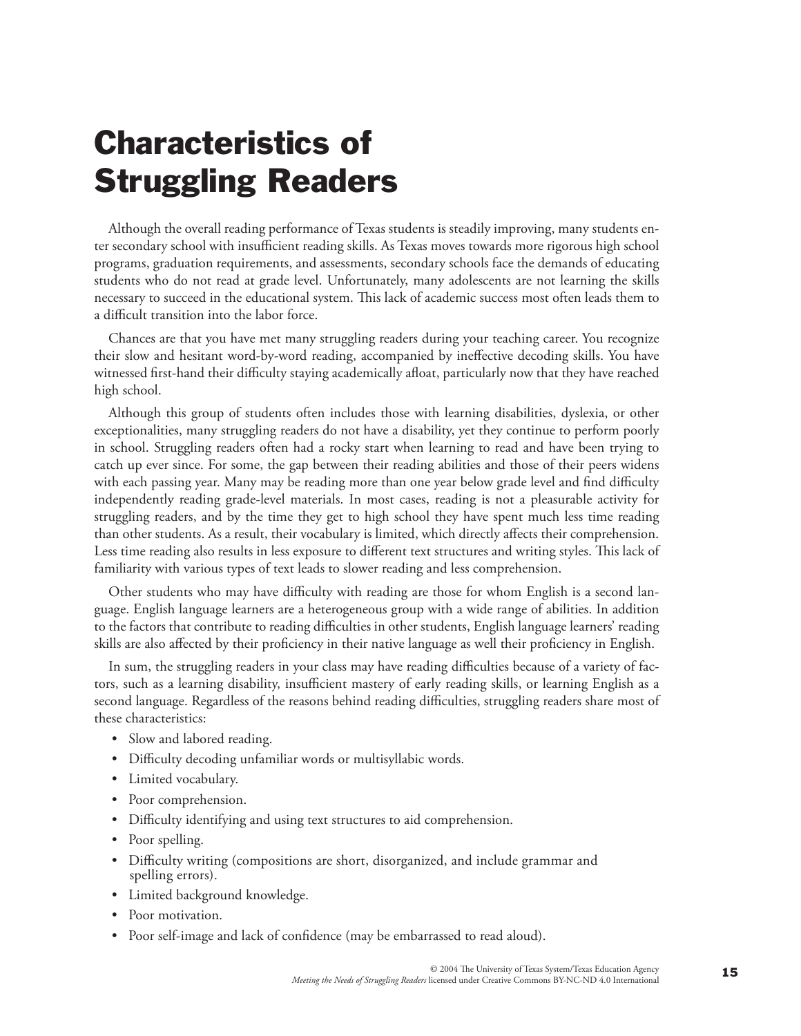# Characteristics of Struggling Readers

Although the overall reading performance of Texas students is steadily improving, many students enter secondary school with insufficient reading skills. As Texas moves towards more rigorous high school programs, graduation requirements, and assessments, secondary schools face the demands of educating students who do not read at grade level. Unfortunately, many adolescents are not learning the skills necessary to succeed in the educational system. This lack of academic success most often leads them to a difficult transition into the labor force.

Chances are that you have met many struggling readers during your teaching career. You recognize their slow and hesitant word-by-word reading, accompanied by ineffective decoding skills. You have witnessed first-hand their difficulty staying academically afloat, particularly now that they have reached high school.

Although this group of students often includes those with learning disabilities, dyslexia, or other exceptionalities, many struggling readers do not have a disability, yet they continue to perform poorly in school. Struggling readers often had a rocky start when learning to read and have been trying to catch up ever since. For some, the gap between their reading abilities and those of their peers widens with each passing year. Many may be reading more than one year below grade level and find difficulty independently reading grade-level materials. In most cases, reading is not a pleasurable activity for struggling readers, and by the time they get to high school they have spent much less time reading than other students. As a result, their vocabulary is limited, which directly affects their comprehension. Less time reading also results in less exposure to different text structures and writing styles. This lack of familiarity with various types of text leads to slower reading and less comprehension.

Other students who may have difficulty with reading are those for whom English is a second language. English language learners are a heterogeneous group with a wide range of abilities. In addition to the factors that contribute to reading difficulties in other students, English language learners' reading skills are also affected by their proficiency in their native language as well their proficiency in English.

In sum, the struggling readers in your class may have reading difficulties because of a variety of factors, such as a learning disability, insufficient mastery of early reading skills, or learning English as a second language. Regardless of the reasons behind reading difficulties, struggling readers share most of these characteristics:

- Slow and labored reading.
- Difficulty decoding unfamiliar words or multisyllabic words.
- Limited vocabulary.
- Poor comprehension.
- Difficulty identifying and using text structures to aid comprehension.
- Poor spelling.
- Difficulty writing (compositions are short, disorganized, and include grammar and spelling errors).
- Limited background knowledge.
- Poor motivation.
- Poor self-image and lack of confidence (may be embarrassed to read aloud).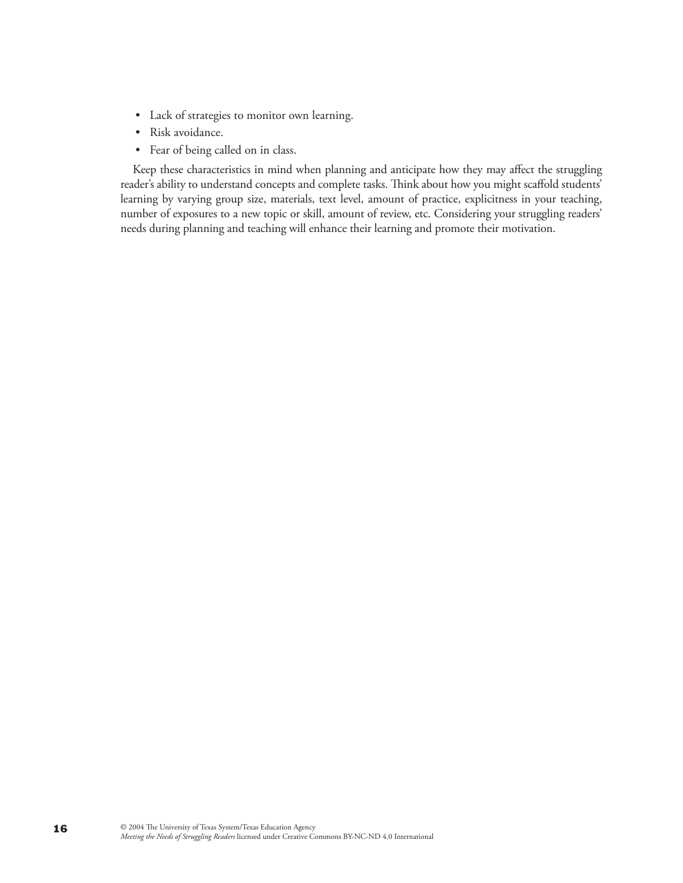- Lack of strategies to monitor own learning.
- Risk avoidance.
- Fear of being called on in class.

Keep these characteristics in mind when planning and anticipate how they may affect the struggling reader's ability to understand concepts and complete tasks. Think about how you might scaffold students' learning by varying group size, materials, text level, amount of practice, explicitness in your teaching, number of exposures to a new topic or skill, amount of review, etc. Considering your struggling readers' needs during planning and teaching will enhance their learning and promote their motivation.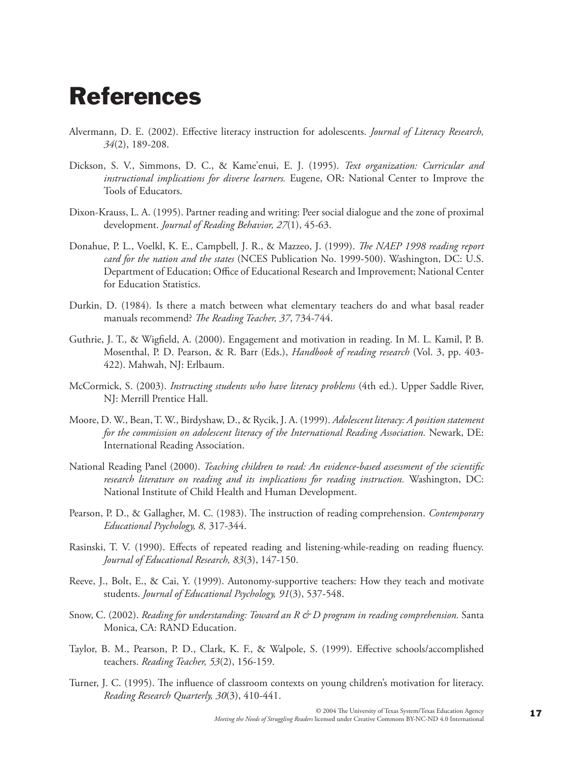# References

Alvermann, D. E. (2002). Effective literacy instruction for adolescents. *Journal of Literacy Research, 34*(2), 189-208.

Dickson, S. V., Simmons, D. C., & Kame'enui, E. J. (1995). *Text organization: Curricular and instructional implications for diverse learners.* Eugene, OR: National Center to Improve the Tools of Educators.

Dixon-Krauss, L. A. (1995). Partner reading and writing: Peer social dialogue and the zone of proximal development. *Journal of Reading Behavior, 27*(1), 45-63.

Donahue, P. L., Voelkl, K. E., Campbell, J. R., & Mazzeo, J. (1999). *The NAEP 1998 reading report card for the nation and the states* (NCES Publication No. 1999-500). Washington, DC: U.S. Department of Education; Office of Educational Research and Improvement; National Center for Education Statistics.

Durkin, D. (1984). Is there a match between what elementary teachers do and what basal reader manuals recommend? *The Reading Teacher, 37*, 734-744.

Guthrie, J. T., & Wigfield, A. (2000). Engagement and motivation in reading. In M. L. Kamil, P. B. Mosenthal, P. D. Pearson, & R. Barr (Eds.), *Handbook of reading research* (Vol. 3, pp. 403-422). Mahwah, NJ: Erlbaum.

McCormick, S. (2003). *Instructing students who have literacy problems* (4th ed.). Upper Saddle River, NJ: Merrill Prentice Hall.

Moore, D. W., Bean, T. W., Birdyshaw, D., & Rycik, J. A. (1999). *Adolescent literacy: A position statement for the commission on adolescent literacy of the International Reading Association.* Newark, DE: International Reading Association.

National Reading Panel (2000). *Teaching children to read: An evidence-based assessment of the scientific research literature on reading and its implications for reading instruction.* Washington, DC: National Institute of Child Health and Human Development.

Pearson, P. D., & Gallagher, M. C. (1983). The instruction of reading comprehension. *Contemporary Educational Psychology, 8,* 317-344.

Rasinski, T. V. (1990). Effects of repeated reading and listening-while-reading on reading fluency. *Journal of Educational Research, 83*(3), 147-150.

Reeve, J., Bolt, E., & Cai, Y. (1999). Autonomy-supportive teachers: How they teach and motivate students. *Journal of Educational Psychology, 91*(3), 537-548.

Snow, C. (2002). *Reading for understanding: Toward an R & D program in reading comprehension.* Santa Monica, CA: RAND Education.

Taylor, B. M., Pearson, P. D., Clark, K. F., & Walpole, S. (1999). Effective schools/accomplished teachers. *Reading Teacher, 53*(2), 156-159.

Turner, J. C. (1995). The influence of classroom contexts on young children's motivation for literacy. *Reading Research Quarterly, 30*(3), 410-441.

© 2004 The University of Texas System/Texas Education Agency
*Meeting the Needs of Struggling Readers* licensed under Creative Commons BY-NC-ND 4.0 International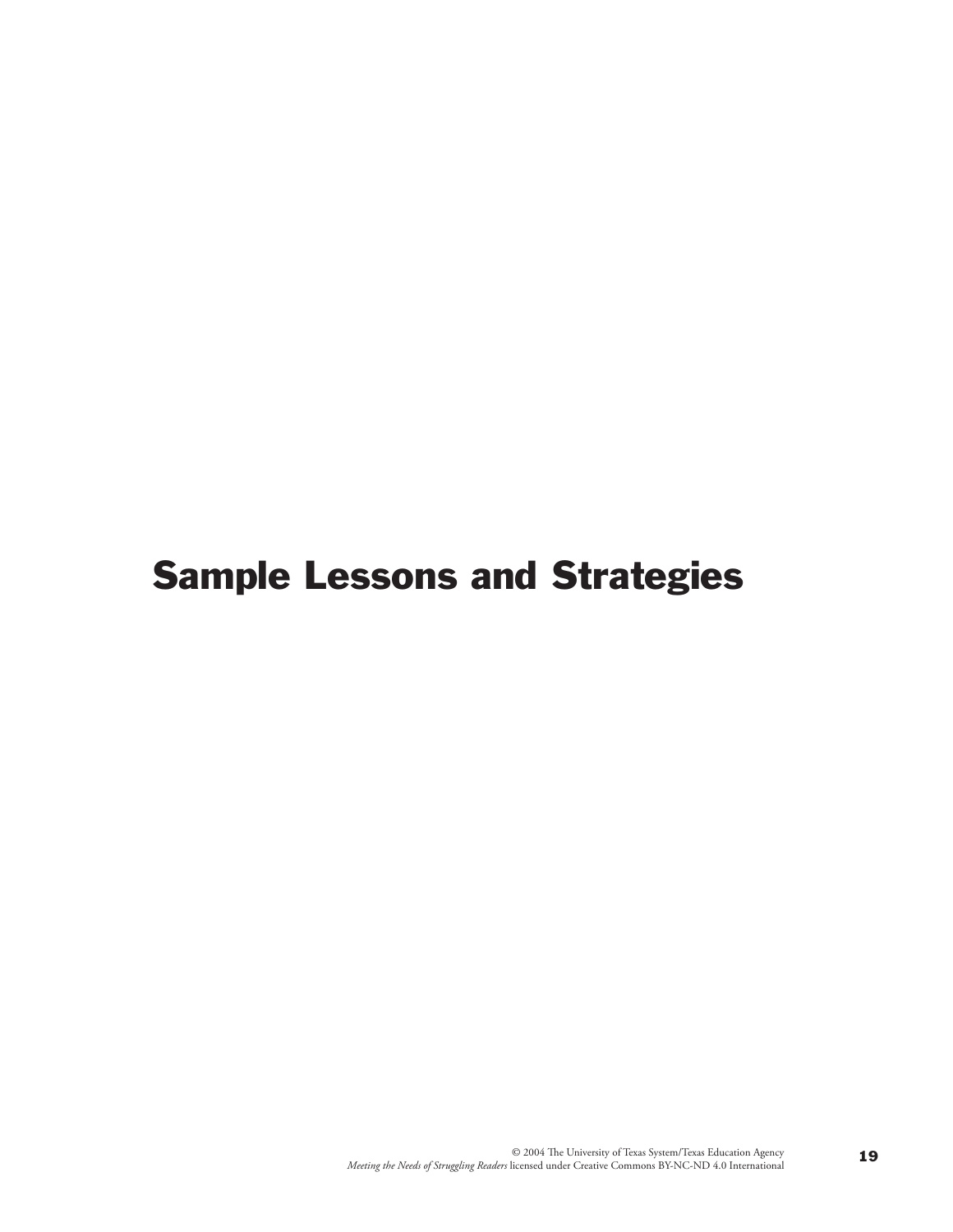# Sample Lessons and Strategies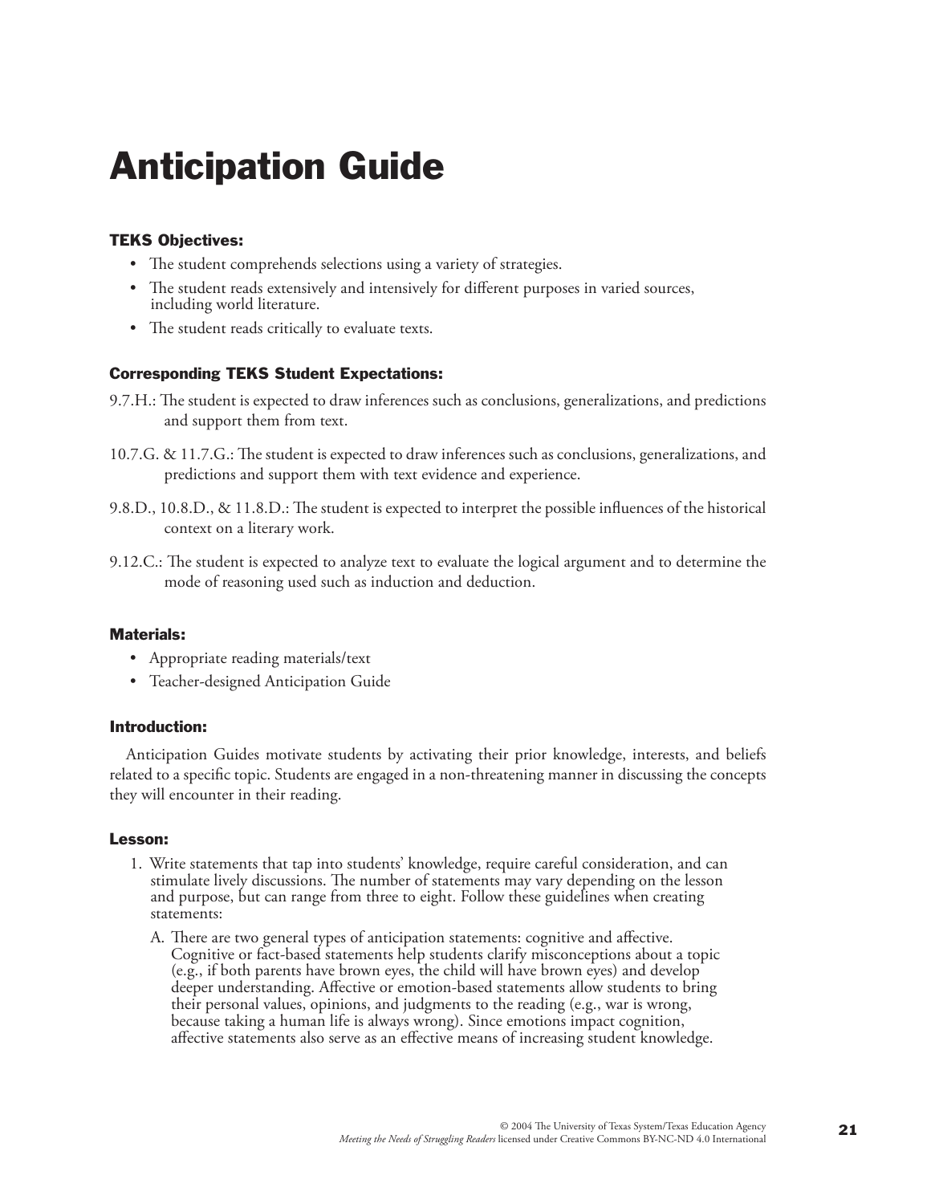# Anticipation Guide

### TEKS Objectives:

- The student comprehends selections using a variety of strategies.
- The student reads extensively and intensively for different purposes in varied sources, including world literature.
- The student reads critically to evaluate texts.

### Corresponding TEKS Student Expectations:

9.7.H.: The student is expected to draw inferences such as conclusions, generalizations, and predictions and support them from text.

10.7.G. & 11.7.G.: The student is expected to draw inferences such as conclusions, generalizations, and predictions and support them with text evidence and experience.

9.8.D., 10.8.D., & 11.8.D.: The student is expected to interpret the possible influences of the historical context on a literary work.

9.12.C.: The student is expected to analyze text to evaluate the logical argument and to determine the mode of reasoning used such as induction and deduction.

### Materials:

- Appropriate reading materials/text
- Teacher-designed Anticipation Guide

### Introduction:

Anticipation Guides motivate students by activating their prior knowledge, interests, and beliefs related to a specific topic. Students are engaged in a non-threatening manner in discussing the concepts they will encounter in their reading.

### Lesson:

1. Write statements that tap into students' knowledge, require careful consideration, and can stimulate lively discussions. The number of statements may vary depending on the lesson and purpose, but can range from three to eight. Follow these guidelines when creating statements:

   A. There are two general types of anticipation statements: cognitive and affective. Cognitive or fact-based statements help students clarify misconceptions about a topic (e.g., if both parents have brown eyes, the child will have brown eyes) and develop deeper understanding. Affective or emotion-based statements allow students to bring their personal values, opinions, and judgments to the reading (e.g., war is wrong, because taking a human life is always wrong). Since emotions impact cognition, affective statements also serve as an effective means of increasing student knowledge.

© 2004 The University of Texas System/Texas Education Agency
*Meeting the Needs of Struggling Readers* licensed under Creative Commons BY-NC-ND 4.0 International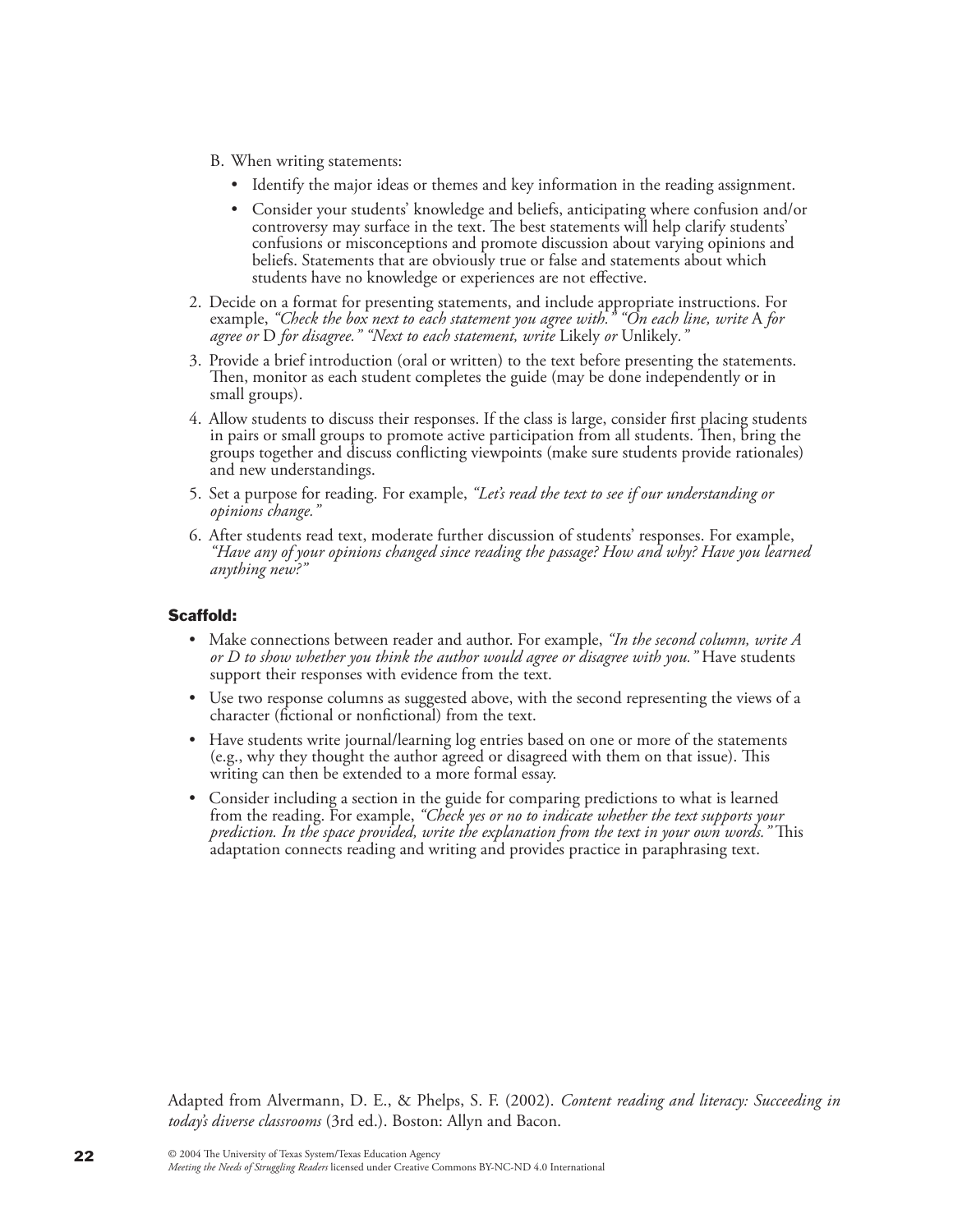B. When writing statements:

   - Identify the major ideas or themes and key information in the reading assignment.
   - Consider your students' knowledge and beliefs, anticipating where confusion and/or controversy may surface in the text. The best statements will help clarify students' confusions or misconceptions and promote discussion about varying opinions and beliefs. Statements that are obviously true or false and statements about which students have no knowledge or experiences are not effective.

2. Decide on a format for presenting statements, and include appropriate instructions. For example, *"Check the box next to each statement you agree with." "On each line, write* A *for agree or* D *for disagree." "Next to each statement, write* Likely *or* Unlikely*."*
3. Provide a brief introduction (oral or written) to the text before presenting the statements. Then, monitor as each student completes the guide (may be done independently or in small groups).
4. Allow students to discuss their responses. If the class is large, consider first placing students in pairs or small groups to promote active participation from all students. Then, bring the groups together and discuss conflicting viewpoints (make sure students provide rationales) and new understandings.
5. Set a purpose for reading. For example, *"Let's read the text to see if our understanding or opinions change."*
6. After students read text, moderate further discussion of students' responses. For example, *"Have any of your opinions changed since reading the passage? How and why? Have you learned anything new?"*

**Scaffold:**

- Make connections between reader and author. For example, *"In the second column, write A or D to show whether you think the author would agree or disagree with you."* Have students support their responses with evidence from the text.
- Use two response columns as suggested above, with the second representing the views of a character (fictional or nonfictional) from the text.
- Have students write journal/learning log entries based on one or more of the statements (e.g., why they thought the author agreed or disagreed with them on that issue). This writing can then be extended to a more formal essay.
- Consider including a section in the guide for comparing predictions to what is learned from the reading. For example, *"Check yes or no to indicate whether the text supports your prediction. In the space provided, write the explanation from the text in your own words."* This adaptation connects reading and writing and provides practice in paraphrasing text.

Adapted from Alvermann, D. E., & Phelps, S. F. (2002). *Content reading and literacy: Succeeding in today's diverse classrooms* (3rd ed.). Boston: Allyn and Bacon.

© 2004 The University of Texas System/Texas Education Agency
*Meeting the Needs of Struggling Readers* licensed under Creative Commons BY-NC-ND 4.0 International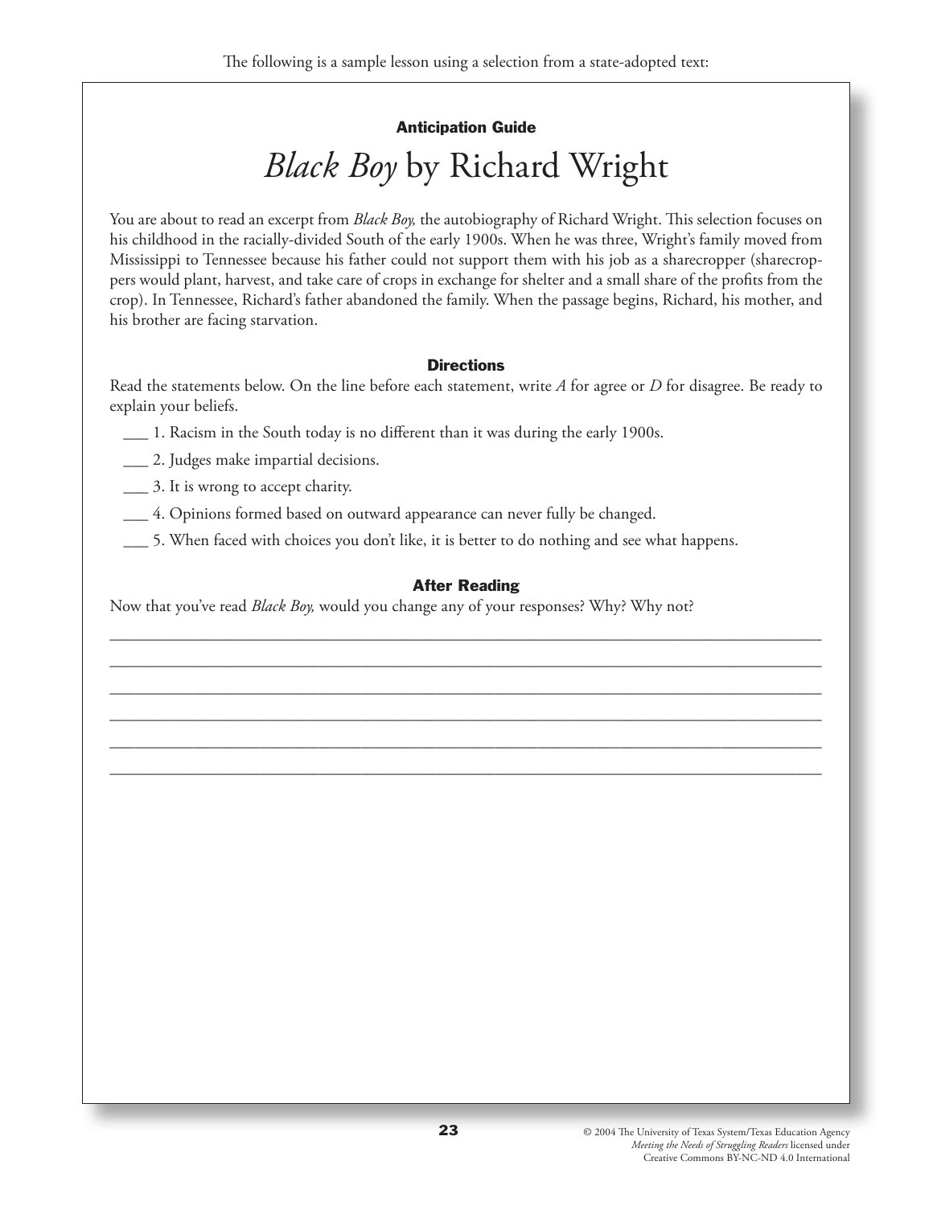The following is a sample lesson using a selection from a state-adopted text:

#### Anticipation Guide

# *Black Boy* by Richard Wright

You are about to read an excerpt from *Black Boy,* the autobiography of Richard Wright. This selection focuses on his childhood in the racially-divided South of the early 1900s. When he was three, Wright's family moved from Mississippi to Tennessee because his father could not support them with his job as a sharecropper (sharecroppers would plant, harvest, and take care of crops in exchange for shelter and a small share of the profits from the crop). In Tennessee, Richard's father abandoned the family. When the passage begins, Richard, his mother, and his brother are facing starvation.

#### Directions

Read the statements below. On the line before each statement, write *A* for agree or *D* for disagree. Be ready to explain your beliefs.

___ 1. Racism in the South today is no different than it was during the early 1900s.

___ 2. Judges make impartial decisions.

___ 3. It is wrong to accept charity.

___ 4. Opinions formed based on outward appearance can never fully be changed.

___ 5. When faced with choices you don't like, it is better to do nothing and see what happens.

#### After Reading

Now that you've read *Black Boy,* would you change any of your responses? Why? Why not?

______________________________________________________________________________

______________________________________________________________________________

______________________________________________________________________________

______________________________________________________________________________

______________________________________________________________________________

______________________________________________________________________________

© 2004 The University of Texas System/Texas Education Agency
*Meeting the Needs of Struggling Readers* licensed under
Creative Commons BY-NC-ND 4.0 International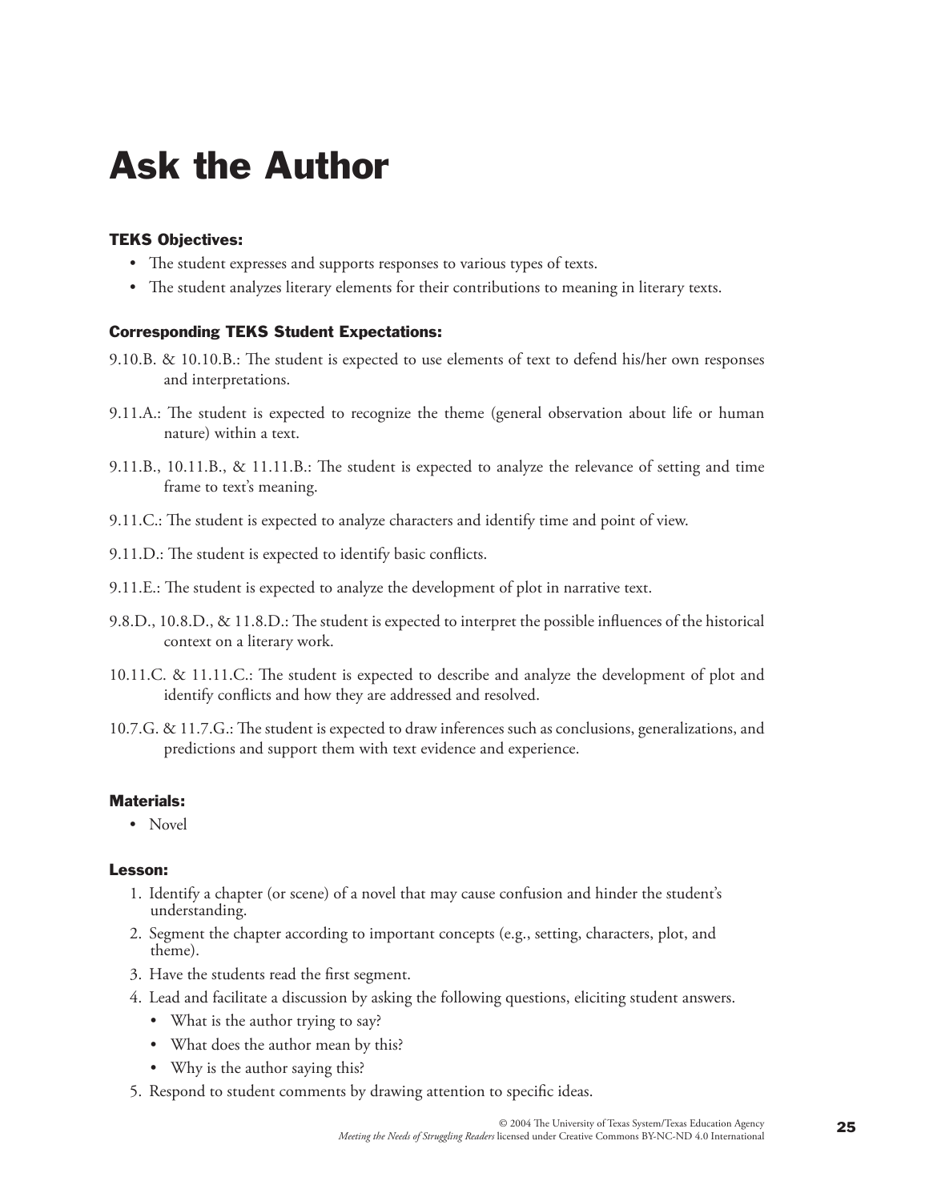# Ask the Author

### TEKS Objectives:

- The student expresses and supports responses to various types of texts.
- The student analyzes literary elements for their contributions to meaning in literary texts.

### Corresponding TEKS Student Expectations:

9.10.B. & 10.10.B.: The student is expected to use elements of text to defend his/her own responses and interpretations.

9.11.A.: The student is expected to recognize the theme (general observation about life or human nature) within a text.

9.11.B., 10.11.B., & 11.11.B.: The student is expected to analyze the relevance of setting and time frame to text's meaning.

9.11.C.: The student is expected to analyze characters and identify time and point of view.

9.11.D.: The student is expected to identify basic conflicts.

9.11.E.: The student is expected to analyze the development of plot in narrative text.

9.8.D., 10.8.D., & 11.8.D.: The student is expected to interpret the possible influences of the historical context on a literary work.

10.11.C. & 11.11.C.: The student is expected to describe and analyze the development of plot and identify conflicts and how they are addressed and resolved.

10.7.G. & 11.7.G.: The student is expected to draw inferences such as conclusions, generalizations, and predictions and support them with text evidence and experience.

### Materials:

- Novel

### Lesson:

1. Identify a chapter (or scene) of a novel that may cause confusion and hinder the student's understanding.
2. Segment the chapter according to important concepts (e.g., setting, characters, plot, and theme).
3. Have the students read the first segment.
4. Lead and facilitate a discussion by asking the following questions, eliciting student answers.
   - What is the author trying to say?
   - What does the author mean by this?
   - Why is the author saying this?
5. Respond to student comments by drawing attention to specific ideas.

© 2004 The University of Texas System/Texas Education Agency
*Meeting the Needs of Struggling Readers* licensed under Creative Commons BY-NC-ND 4.0 International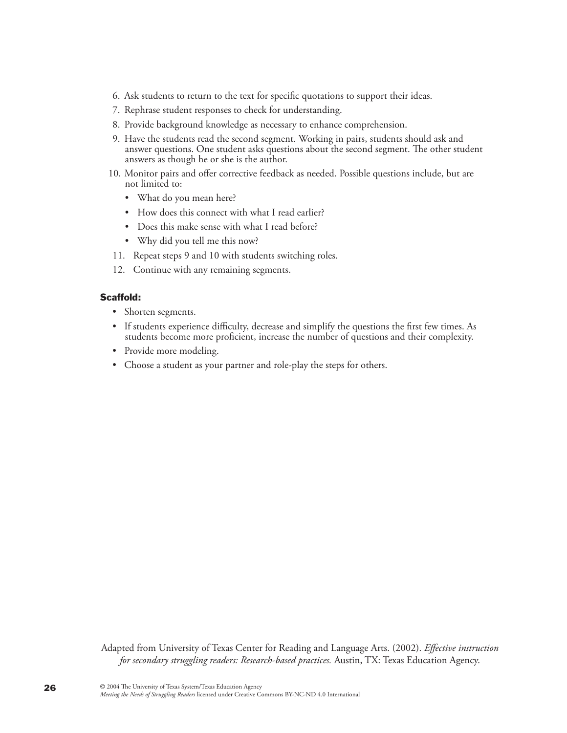6. Ask students to return to the text for specific quotations to support their ideas.
7. Rephrase student responses to check for understanding.
8. Provide background knowledge as necessary to enhance comprehension.
9. Have the students read the second segment. Working in pairs, students should ask and answer questions. One student asks questions about the second segment. The other student answers as though he or she is the author.
10. Monitor pairs and offer corrective feedback as needed. Possible questions include, but are not limited to:
    - What do you mean here?
    - How does this connect with what I read earlier?
    - Does this make sense with what I read before?
    - Why did you tell me this now?
11. Repeat steps 9 and 10 with students switching roles.
12. Continue with any remaining segments.

**Scaffold:**

- Shorten segments.
- If students experience difficulty, decrease and simplify the questions the first few times. As students become more proficient, increase the number of questions and their complexity.
- Provide more modeling.
- Choose a student as your partner and role-play the steps for others.

Adapted from University of Texas Center for Reading and Language Arts. (2002). *Effective instruction for secondary struggling readers: Research-based practices.* Austin, TX: Texas Education Agency.

© 2004 The University of Texas System/Texas Education Agency
*Meeting the Needs of Struggling Readers* licensed under Creative Commons BY-NC-ND 4.0 International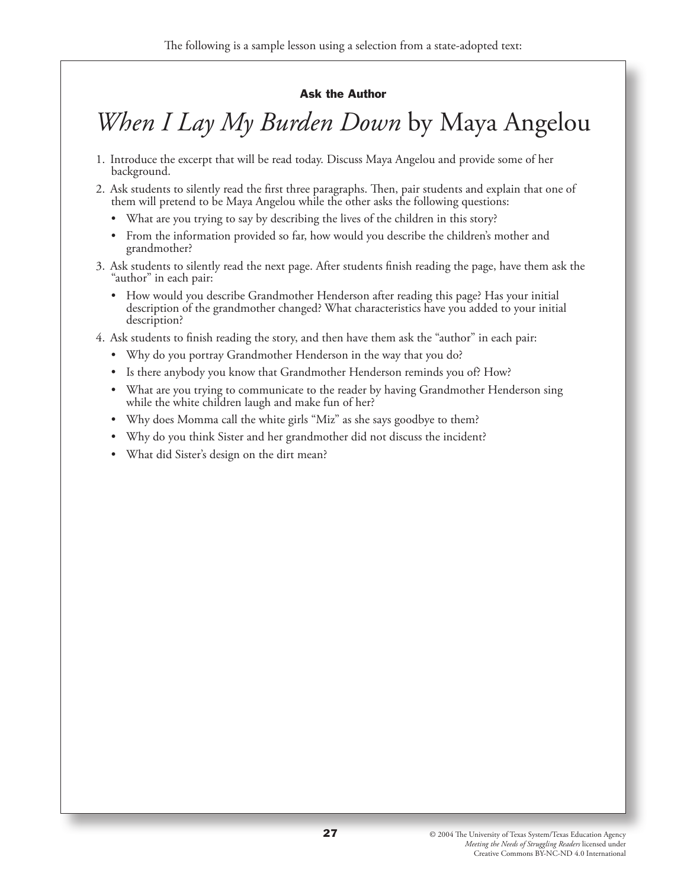The following is a sample lesson using a selection from a state-adopted text:

**Ask the Author**

# *When I Lay My Burden Down* by Maya Angelou

1. Introduce the excerpt that will be read today. Discuss Maya Angelou and provide some of her background.
2. Ask students to silently read the first three paragraphs. Then, pair students and explain that one of them will pretend to be Maya Angelou while the other asks the following questions:
   - What are you trying to say by describing the lives of the children in this story?
   - From the information provided so far, how would you describe the children's mother and grandmother?
3. Ask students to silently read the next page. After students finish reading the page, have them ask the "author" in each pair:
   - How would you describe Grandmother Henderson after reading this page? Has your initial description of the grandmother changed? What characteristics have you added to your initial description?
4. Ask students to finish reading the story, and then have them ask the "author" in each pair:
   - Why do you portray Grandmother Henderson in the way that you do?
   - Is there anybody you know that Grandmother Henderson reminds you of? How?
   - What are you trying to communicate to the reader by having Grandmother Henderson sing while the white children laugh and make fun of her?
   - Why does Momma call the white girls "Miz" as she says goodbye to them?
   - Why do you think Sister and her grandmother did not discuss the incident?
   - What did Sister's design on the dirt mean?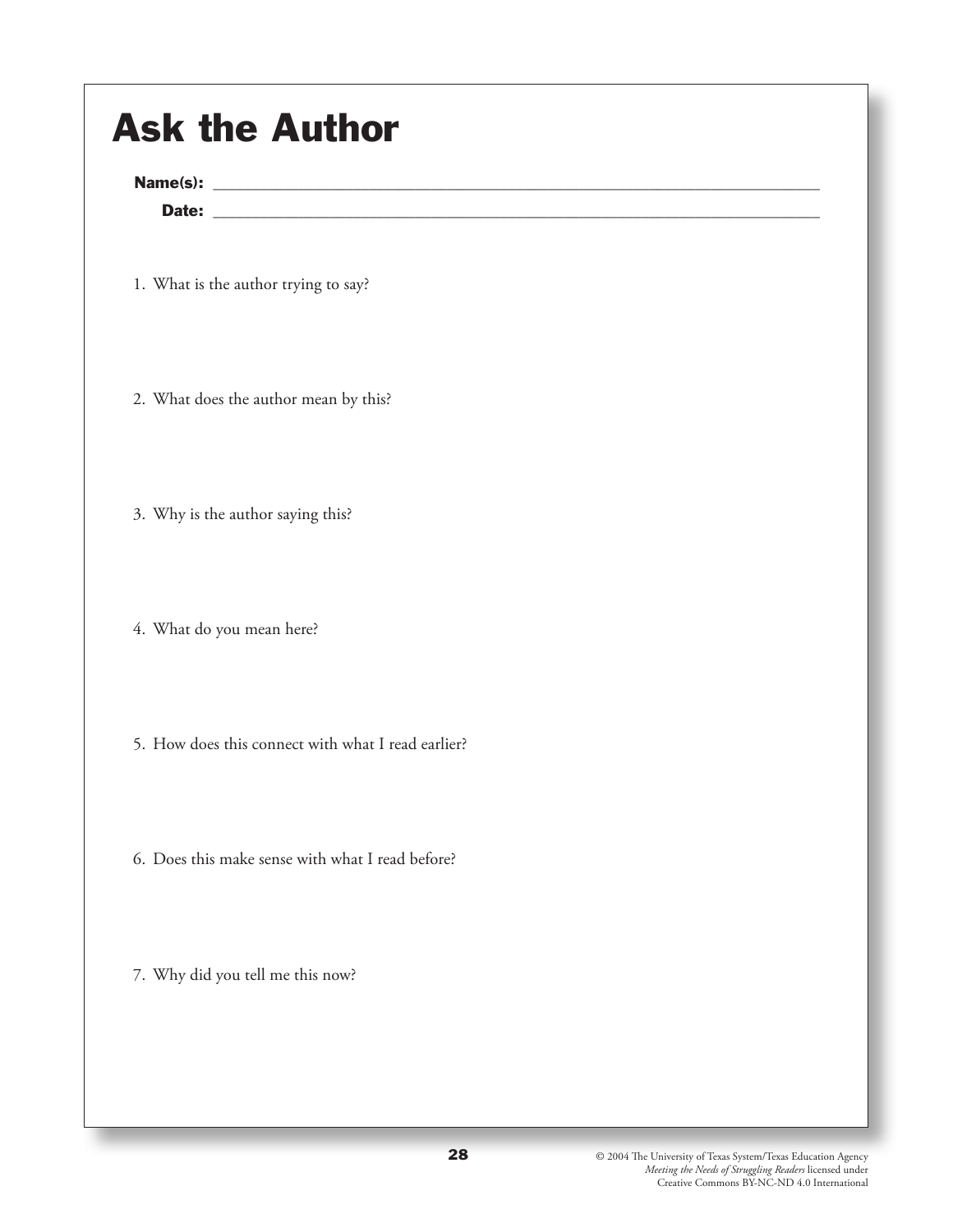# Ask the Author

**Name(s):** ____________________________________________

**Date:** ____________________________________________

1. What is the author trying to say?

2. What does the author mean by this?

3. Why is the author saying this?

4. What do you mean here?

5. How does this connect with what I read earlier?

6. Does this make sense with what I read before?

7. Why did you tell me this now?

© 2004 The University of Texas System/Texas Education Agency
*Meeting the Needs of Struggling Readers* licensed under
Creative Commons BY-NC-ND 4.0 International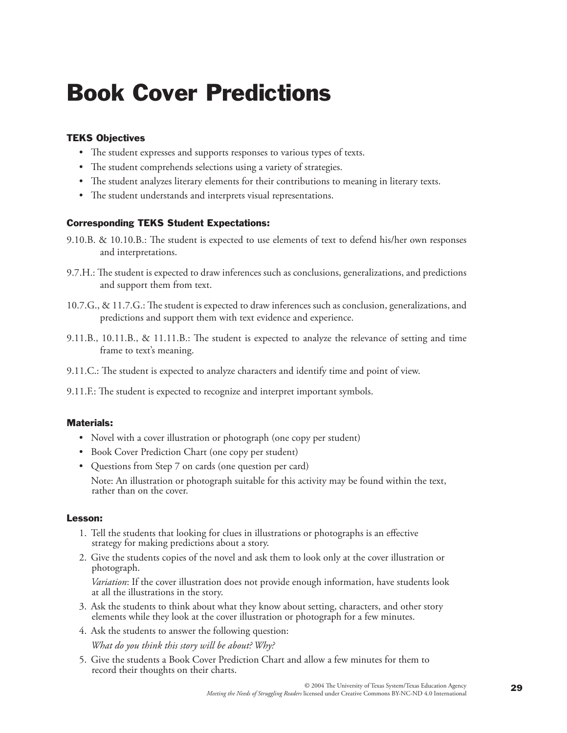# Book Cover Predictions

### TEKS Objectives

- The student expresses and supports responses to various types of texts.
- The student comprehends selections using a variety of strategies.
- The student analyzes literary elements for their contributions to meaning in literary texts.
- The student understands and interprets visual representations.

### Corresponding TEKS Student Expectations:

9.10.B. & 10.10.B.: The student is expected to use elements of text to defend his/her own responses and interpretations.

9.7.H.: The student is expected to draw inferences such as conclusions, generalizations, and predictions and support them from text.

10.7.G., & 11.7.G.: The student is expected to draw inferences such as conclusion, generalizations, and predictions and support them with text evidence and experience.

9.11.B., 10.11.B., & 11.11.B.: The student is expected to analyze the relevance of setting and time frame to text's meaning.

9.11.C.: The student is expected to analyze characters and identify time and point of view.

9.11.F.: The student is expected to recognize and interpret important symbols.

### Materials:

- Novel with a cover illustration or photograph (one copy per student)
- Book Cover Prediction Chart (one copy per student)
- Questions from Step 7 on cards (one question per card)

  Note: An illustration or photograph suitable for this activity may be found within the text, rather than on the cover.

### Lesson:

1. Tell the students that looking for clues in illustrations or photographs is an effective strategy for making predictions about a story.
2. Give the students copies of the novel and ask them to look only at the cover illustration or photograph.

   *Variation*: If the cover illustration does not provide enough information, have students look at all the illustrations in the story.
3. Ask the students to think about what they know about setting, characters, and other story elements while they look at the cover illustration or photograph for a few minutes.
4. Ask the students to answer the following question:

   *What do you think this story will be about? Why?*
5. Give the students a Book Cover Prediction Chart and allow a few minutes for them to record their thoughts on their charts.

© 2004 The University of Texas System/Texas Education Agency
*Meeting the Needs of Struggling Readers* licensed under Creative Commons BY-NC-ND 4.0 International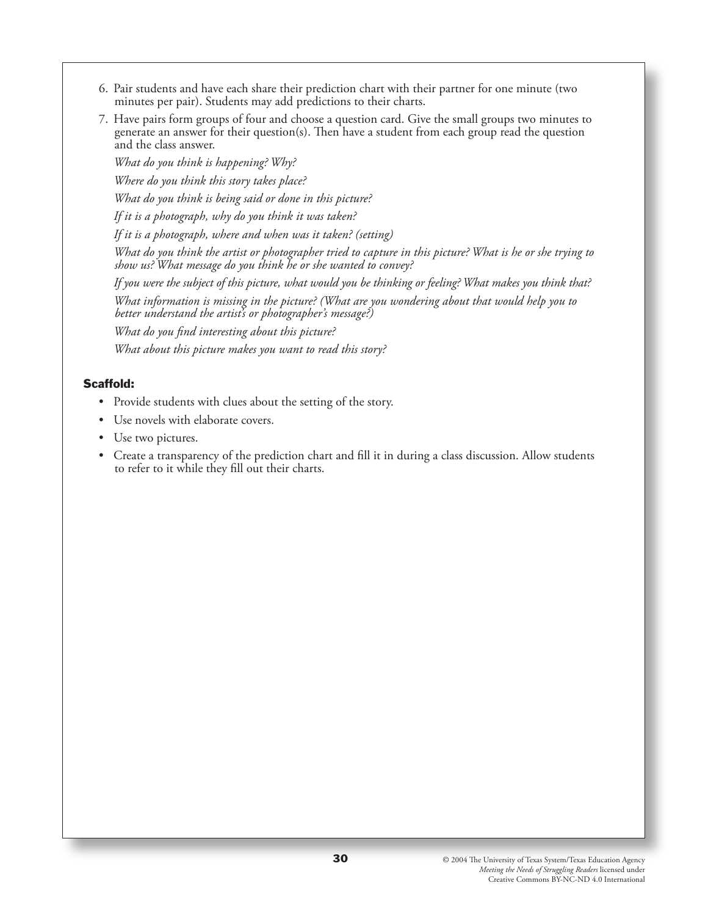6. Pair students and have each share their prediction chart with their partner for one minute (two minutes per pair). Students may add predictions to their charts.
7. Have pairs form groups of four and choose a question card. Give the small groups two minutes to generate an answer for their question(s). Then have a student from each group read the question and the class answer.

   *What do you think is happening? Why?*

   *Where do you think this story takes place?*

   *What do you think is being said or done in this picture?*

   *If it is a photograph, why do you think it was taken?*

   *If it is a photograph, where and when was it taken? (setting)*

   *What do you think the artist or photographer tried to capture in this picture? What is he or she trying to show us? What message do you think he or she wanted to convey?*

   *If you were the subject of this picture, what would you be thinking or feeling? What makes you think that?*

   *What information is missing in the picture? (What are you wondering about that would help you to better understand the artist's or photographer's message?)*

   *What do you find interesting about this picture?*

   *What about this picture makes you want to read this story?*

**Scaffold:**

- Provide students with clues about the setting of the story.
- Use novels with elaborate covers.
- Use two pictures.
- Create a transparency of the prediction chart and fill it in during a class discussion. Allow students to refer to it while they fill out their charts.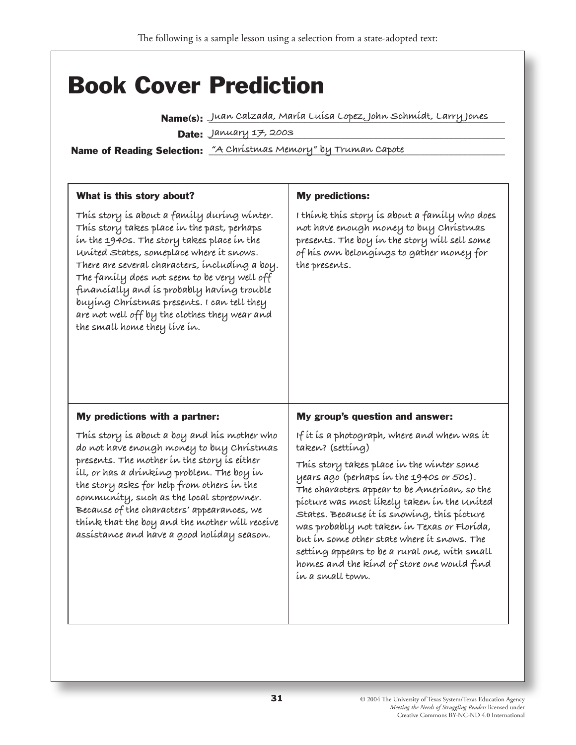The following is a sample lesson using a selection from a state-adopted text:

# Book Cover Prediction

**Name(s):** Juan Calzada, María Luisa Lopez, John Schmidt, Larry Jones

**Date:** January 17, 2003

**Name of Reading Selection:** "A Christmas Memory" by Truman Capote

| What is this story about? | My predictions: |
|---|---|
| This story is about a family during winter. This story takes place in the past, perhaps in the 1940s. The story takes place in the United States, someplace where it snows. There are several characters, including a boy. The family does not seem to be very well off financially and is probably having trouble buying Christmas presents. I can tell they are not well off by the clothes they wear and the small home they live in. | I think this story is about a family who does not have enough money to buy Christmas presents. The boy in the story will sell some of his own belongings to gather money for the presents. |
| **My predictions with a partner:** | **My group's question and answer:** |
| This story is about a boy and his mother who do not have enough money to buy Christmas presents. The mother in the story is either ill, or has a drinking problem. The boy in the story asks for help from others in the community, such as the local storeowner. Because of the characters' appearances, we think that the boy and the mother will receive assistance and have a good holiday season. | If it is a photograph, where and when was it taken? (setting)<br><br>This story takes place in the winter some years ago (perhaps in the 1940s or 50s). The characters appear to be American, so the picture was most likely taken in the United States. Because it is snowing, this picture was probably not taken in Texas or Florida, but in some other state where it snows. The setting appears to be a rural one, with small homes and the kind of store one would find in a small town. |

© 2004 The University of Texas System/Texas Education Agency
*Meeting the Needs of Struggling Readers* licensed under Creative Commons BY-NC-ND 4.0 International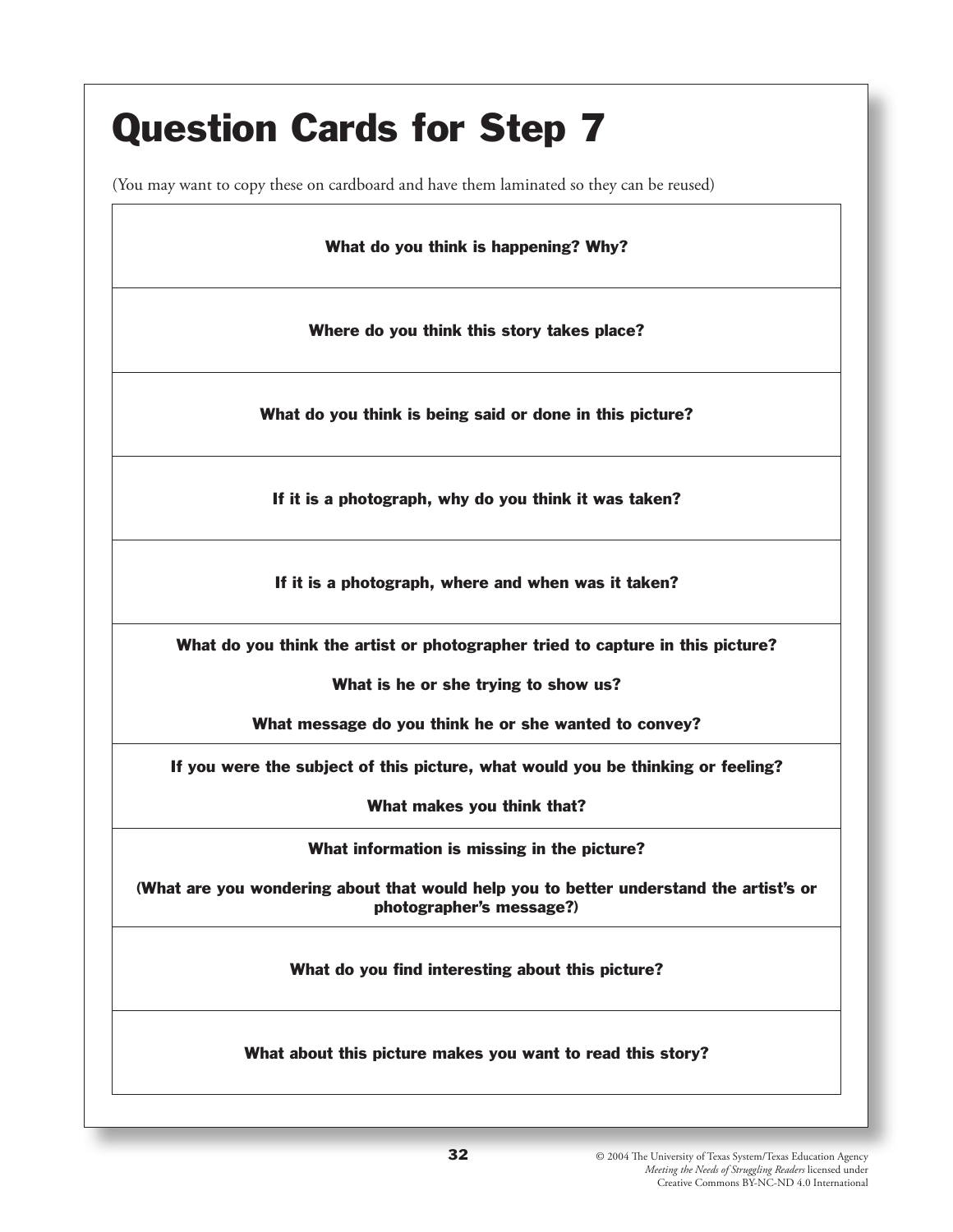# Question Cards for Step 7

(You may want to copy these on cardboard and have them laminated so they can be reused)

| |
|---|
| **What do you think is happening? Why?** |
| **Where do you think this story takes place?** |
| **What do you think is being said or done in this picture?** |
| **If it is a photograph, why do you think it was taken?** |
| **If it is a photograph, where and when was it taken?** |
| **What do you think the artist or photographer tried to capture in this picture?**<br><br>**What is he or she trying to show us?**<br><br>**What message do you think he or she wanted to convey?** |
| **If you were the subject of this picture, what would you be thinking or feeling?**<br><br>**What makes you think that?** |
| **What information is missing in the picture?**<br><br>**(What are you wondering about that would help you to better understand the artist's or photographer's message?)** |
| **What do you find interesting about this picture?** |
| **What about this picture makes you want to read this story?** |

© 2004 The University of Texas System/Texas Education Agency
*Meeting the Needs of Struggling Readers* licensed under
Creative Commons BY-NC-ND 4.0 International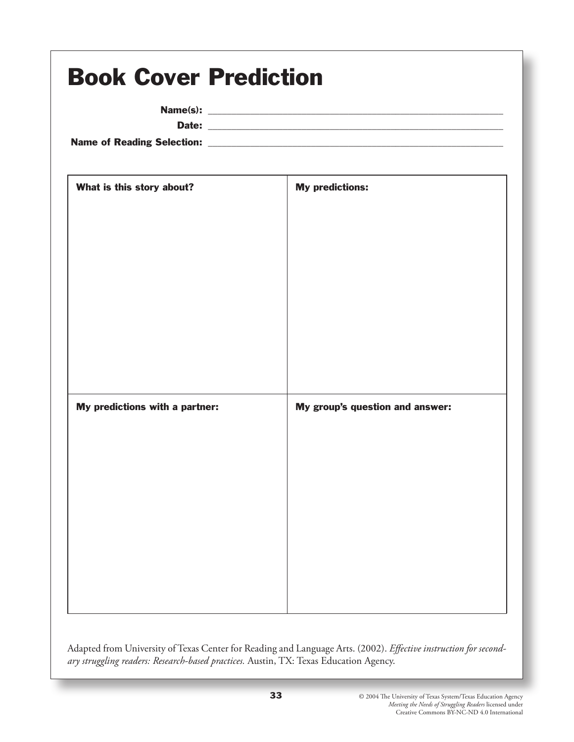# Book Cover Prediction

**Name(s):** ____________________________________________

**Date:** ____________________________________________

**Name of Reading Selection:** ____________________________________________

| **What is this story about?** | **My predictions:** |
|---|---|
| | |
| **My predictions with a partner:** | **My group's question and answer:** |
| | |

Adapted from University of Texas Center for Reading and Language Arts. (2002). *Effective instruction for secondary struggling readers: Research-based practices.* Austin, TX: Texas Education Agency.

© 2004 The University of Texas System/Texas Education Agency
*Meeting the Needs of Struggling Readers* licensed under Creative Commons BY-NC-ND 4.0 International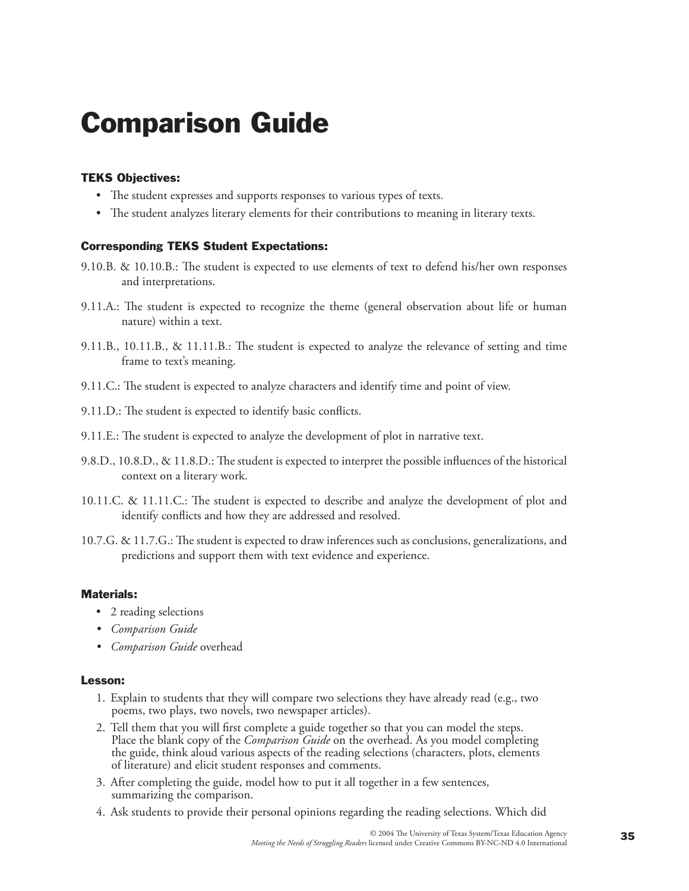# Comparison Guide

### TEKS Objectives:

- The student expresses and supports responses to various types of texts.
- The student analyzes literary elements for their contributions to meaning in literary texts.

### Corresponding TEKS Student Expectations:

9.10.B. & 10.10.B.: The student is expected to use elements of text to defend his/her own responses and interpretations.

9.11.A.: The student is expected to recognize the theme (general observation about life or human nature) within a text.

9.11.B., 10.11.B., & 11.11.B.: The student is expected to analyze the relevance of setting and time frame to text's meaning.

9.11.C.: The student is expected to analyze characters and identify time and point of view.

9.11.D.: The student is expected to identify basic conflicts.

9.11.E.: The student is expected to analyze the development of plot in narrative text.

9.8.D., 10.8.D., & 11.8.D.: The student is expected to interpret the possible influences of the historical context on a literary work.

10.11.C. & 11.11.C.: The student is expected to describe and analyze the development of plot and identify conflicts and how they are addressed and resolved.

10.7.G. & 11.7.G.: The student is expected to draw inferences such as conclusions, generalizations, and predictions and support them with text evidence and experience.

### Materials:

- 2 reading selections
- *Comparison Guide*
- *Comparison Guide* overhead

### Lesson:

1. Explain to students that they will compare two selections they have already read (e.g., two poems, two plays, two novels, two newspaper articles).
2. Tell them that you will first complete a guide together so that you can model the steps. Place the blank copy of the *Comparison Guide* on the overhead. As you model completing the guide, think aloud various aspects of the reading selections (characters, plots, elements of literature) and elicit student responses and comments.
3. After completing the guide, model how to put it all together in a few sentences, summarizing the comparison.
4. Ask students to provide their personal opinions regarding the reading selections. Which did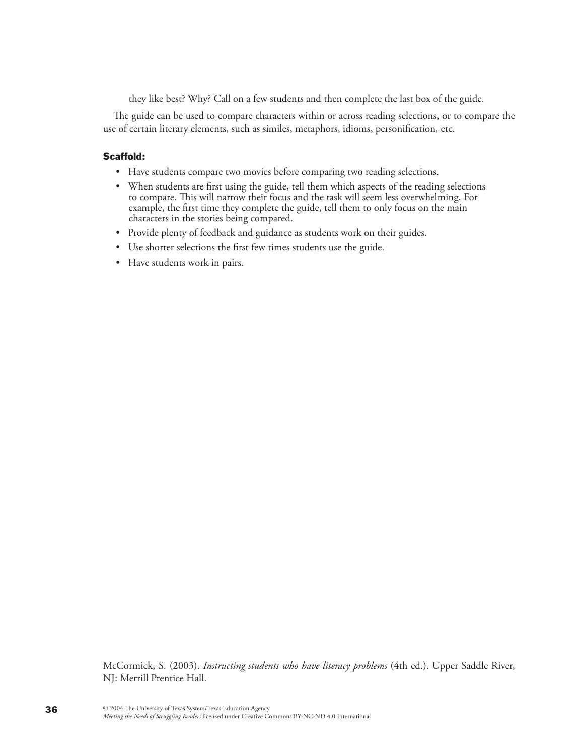they like best? Why? Call on a few students and then complete the last box of the guide.

The guide can be used to compare characters within or across reading selections, or to compare the use of certain literary elements, such as similes, metaphors, idioms, personification, etc.

**Scaffold:**

- Have students compare two movies before comparing two reading selections.
- When students are first using the guide, tell them which aspects of the reading selections to compare. This will narrow their focus and the task will seem less overwhelming. For example, the first time they complete the guide, tell them to only focus on the main characters in the stories being compared.
- Provide plenty of feedback and guidance as students work on their guides.
- Use shorter selections the first few times students use the guide.
- Have students work in pairs.

McCormick, S. (2003). *Instructing students who have literacy problems* (4th ed.). Upper Saddle River, NJ: Merrill Prentice Hall.

© 2004 The University of Texas System/Texas Education Agency
*Meeting the Needs of Struggling Readers* licensed under Creative Commons BY-NC-ND 4.0 International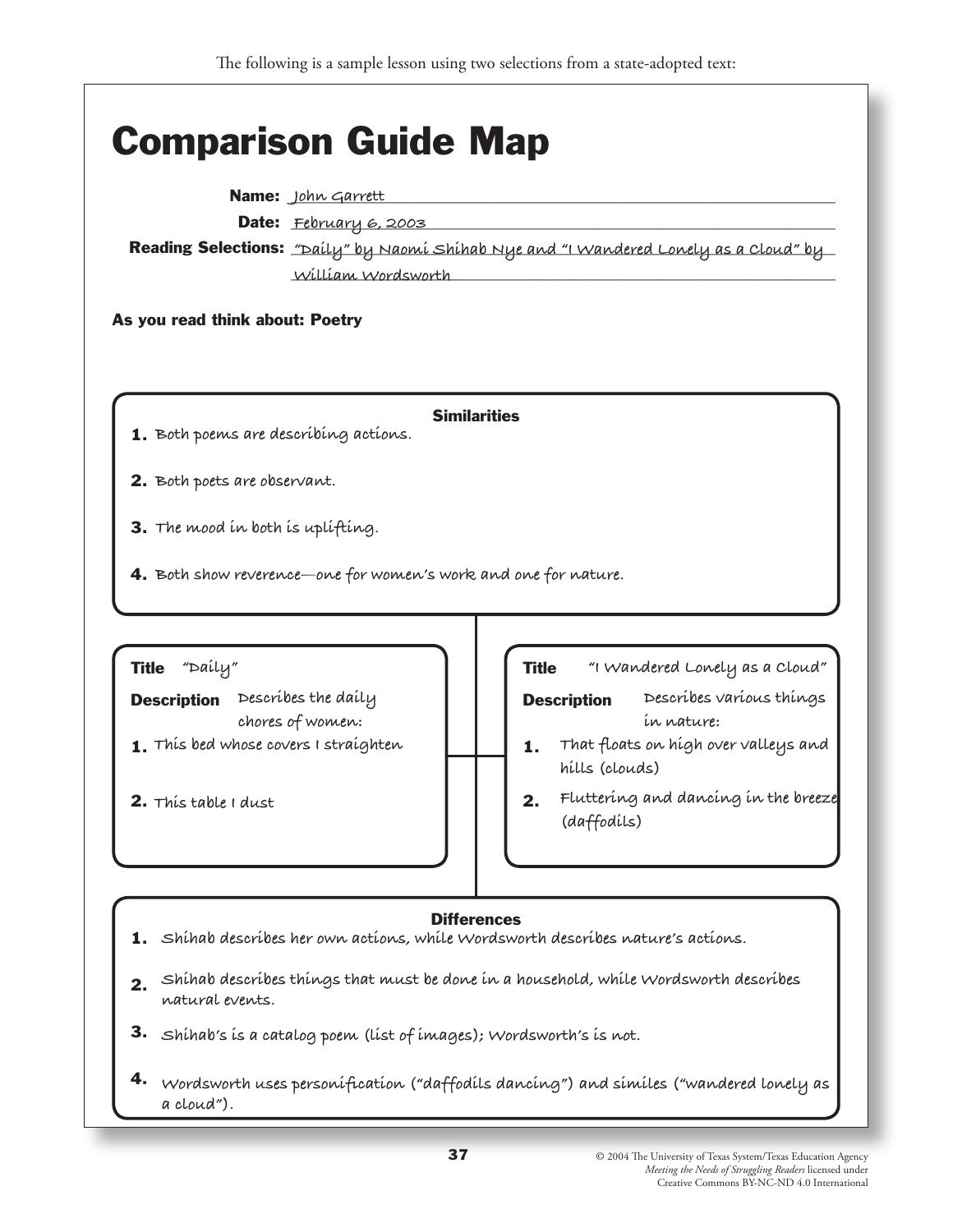The following is a sample lesson using two selections from a state-adopted text:

# Comparison Guide Map

**Name:** John Garrett

**Date:** February 6, 2003

**Reading Selections:** "Daily" by Naomi Shihab Nye and "I Wandered Lonely as a Cloud" by William Wordsworth

**As you read think about: Poetry**

### Similarities

1. Both poems are describing actions.
2. Both poets are observant.
3. The mood in both is uplifting.
4. Both show reverence—one for women's work and one for nature.

**Title** "Daily"

**Description** Describes the daily chores of women:

1. This bed whose covers I straighten
2. This table I dust

**Title** "I Wandered Lonely as a Cloud"

**Description** Describes various things in nature:

1. That floats on high over valleys and hills (clouds)
2. Fluttering and dancing in the breeze (daffodils)

### Differences

1. Shihab describes her own actions, while Wordsworth describes nature's actions.
2. Shihab describes things that must be done in a household, while Wordsworth describes natural events.
3. Shihab's is a catalog poem (list of images); Wordsworth's is not.
4. Wordsworth uses personification ("daffodils dancing") and similes ("wandered lonely as a cloud").

© 2004 The University of Texas System/Texas Education Agency
*Meeting the Needs of Struggling Readers* licensed under Creative Commons BY-NC-ND 4.0 International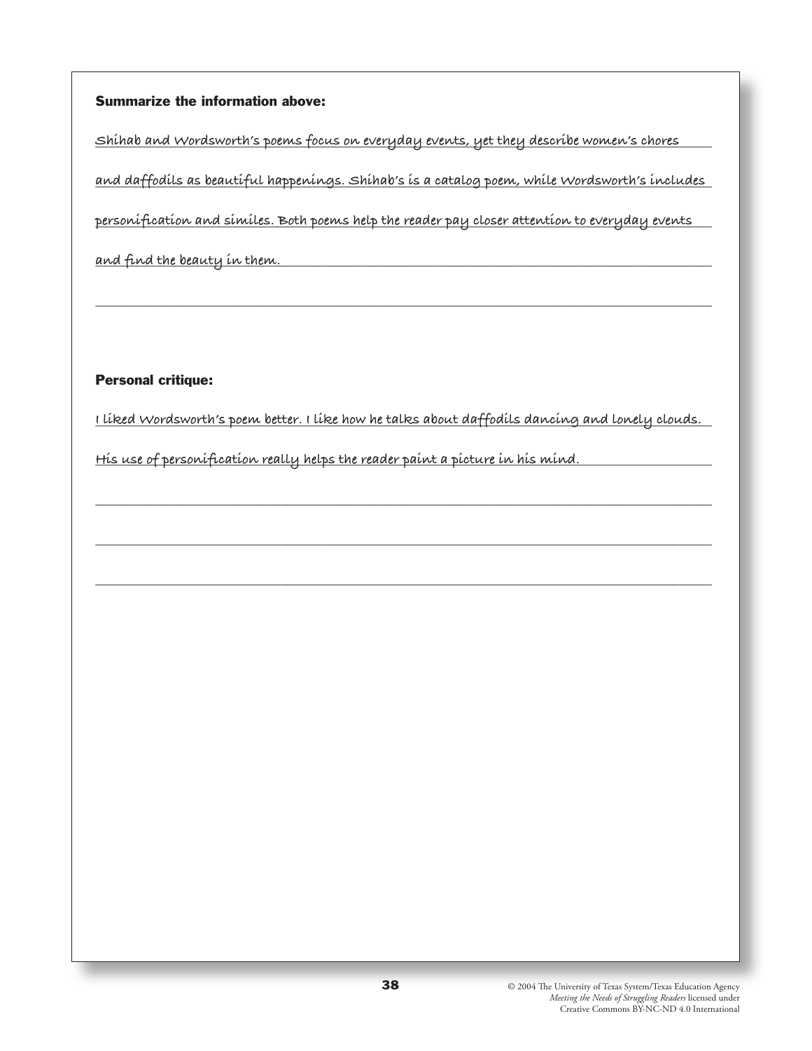**Summarize the information above:**

Shihab and Wordsworth's poems focus on everyday events, yet they describe women's chores and daffodils as beautiful happenings. Shihab's is a catalog poem, while Wordsworth's includes personification and similes. Both poems help the reader pay closer attention to everyday events and find the beauty in them.

**Personal critique:**

I liked Wordsworth's poem better. I like how he talks about daffodils dancing and lonely clouds. His use of personification really helps the reader paint a picture in his mind.

© 2004 The University of Texas System/Texas Education Agency
*Meeting the Needs of Struggling Readers* licensed under
Creative Commons BY-NC-ND 4.0 International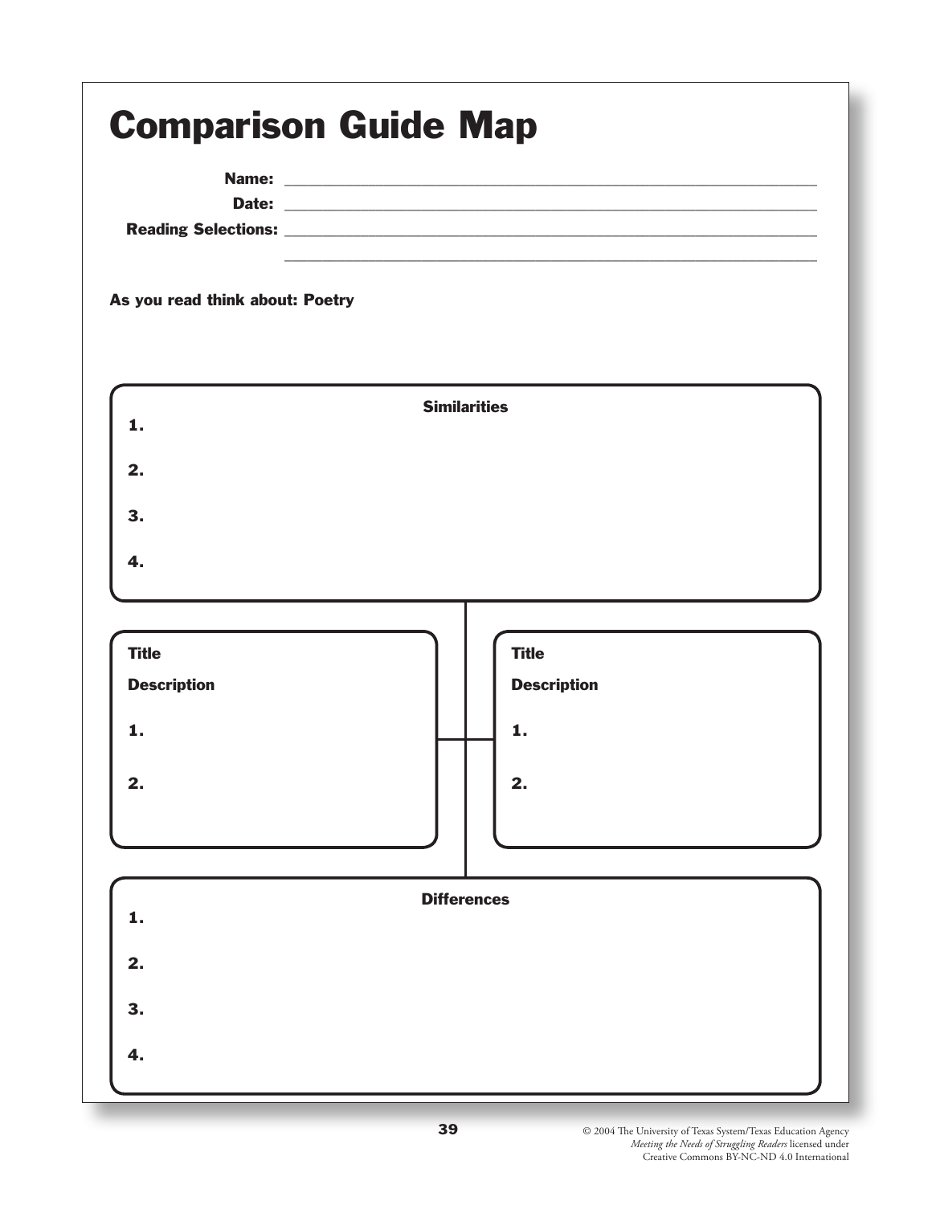# Comparison Guide Map

**Name:** ______________________________

**Date:** ______________________________

**Reading Selections:** ______________________________

______________________________

**As you read think about: Poetry**

**Similarities**

1.

2.

3.

4.

**Title**

**Description**

1.

2.

**Title**

**Description**

1.

2.

**Differences**

1.

2.

3.

4.

© 2004 The University of Texas System/Texas Education Agency
*Meeting the Needs of Struggling Readers* licensed under
Creative Commons BY-NC-ND 4.0 International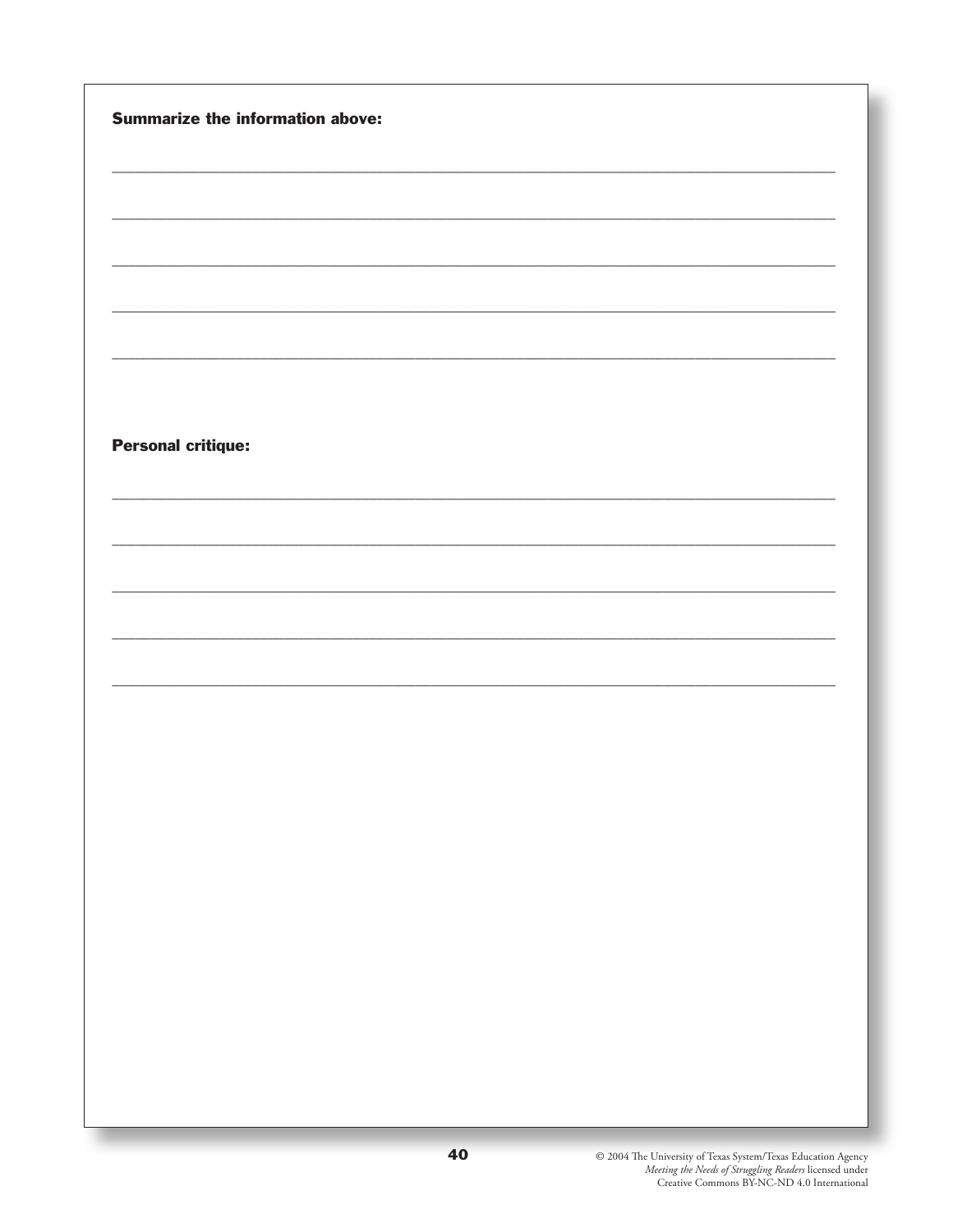**Summarize the information above:**

\_\_\_\_\_\_\_\_\_\_\_\_\_\_\_\_\_\_\_\_\_\_\_\_\_\_\_\_\_\_\_\_\_\_\_\_\_\_\_\_\_\_\_\_\_\_\_\_\_\_\_\_\_\_\_\_\_\_\_\_\_\_\_\_\_\_\_\_\_\_\_\_\_\_\_\_\_\_

\_\_\_\_\_\_\_\_\_\_\_\_\_\_\_\_\_\_\_\_\_\_\_\_\_\_\_\_\_\_\_\_\_\_\_\_\_\_\_\_\_\_\_\_\_\_\_\_\_\_\_\_\_\_\_\_\_\_\_\_\_\_\_\_\_\_\_\_\_\_\_\_\_\_\_\_\_\_

\_\_\_\_\_\_\_\_\_\_\_\_\_\_\_\_\_\_\_\_\_\_\_\_\_\_\_\_\_\_\_\_\_\_\_\_\_\_\_\_\_\_\_\_\_\_\_\_\_\_\_\_\_\_\_\_\_\_\_\_\_\_\_\_\_\_\_\_\_\_\_\_\_\_\_\_\_\_

\_\_\_\_\_\_\_\_\_\_\_\_\_\_\_\_\_\_\_\_\_\_\_\_\_\_\_\_\_\_\_\_\_\_\_\_\_\_\_\_\_\_\_\_\_\_\_\_\_\_\_\_\_\_\_\_\_\_\_\_\_\_\_\_\_\_\_\_\_\_\_\_\_\_\_\_\_\_

\_\_\_\_\_\_\_\_\_\_\_\_\_\_\_\_\_\_\_\_\_\_\_\_\_\_\_\_\_\_\_\_\_\_\_\_\_\_\_\_\_\_\_\_\_\_\_\_\_\_\_\_\_\_\_\_\_\_\_\_\_\_\_\_\_\_\_\_\_\_\_\_\_\_\_\_\_\_

**Personal critique:**

\_\_\_\_\_\_\_\_\_\_\_\_\_\_\_\_\_\_\_\_\_\_\_\_\_\_\_\_\_\_\_\_\_\_\_\_\_\_\_\_\_\_\_\_\_\_\_\_\_\_\_\_\_\_\_\_\_\_\_\_\_\_\_\_\_\_\_\_\_\_\_\_\_\_\_\_\_\_

\_\_\_\_\_\_\_\_\_\_\_\_\_\_\_\_\_\_\_\_\_\_\_\_\_\_\_\_\_\_\_\_\_\_\_\_\_\_\_\_\_\_\_\_\_\_\_\_\_\_\_\_\_\_\_\_\_\_\_\_\_\_\_\_\_\_\_\_\_\_\_\_\_\_\_\_\_\_

\_\_\_\_\_\_\_\_\_\_\_\_\_\_\_\_\_\_\_\_\_\_\_\_\_\_\_\_\_\_\_\_\_\_\_\_\_\_\_\_\_\_\_\_\_\_\_\_\_\_\_\_\_\_\_\_\_\_\_\_\_\_\_\_\_\_\_\_\_\_\_\_\_\_\_\_\_\_

\_\_\_\_\_\_\_\_\_\_\_\_\_\_\_\_\_\_\_\_\_\_\_\_\_\_\_\_\_\_\_\_\_\_\_\_\_\_\_\_\_\_\_\_\_\_\_\_\_\_\_\_\_\_\_\_\_\_\_\_\_\_\_\_\_\_\_\_\_\_\_\_\_\_\_\_\_\_

\_\_\_\_\_\_\_\_\_\_\_\_\_\_\_\_\_\_\_\_\_\_\_\_\_\_\_\_\_\_\_\_\_\_\_\_\_\_\_\_\_\_\_\_\_\_\_\_\_\_\_\_\_\_\_\_\_\_\_\_\_\_\_\_\_\_\_\_\_\_\_\_\_\_\_\_\_\_

© 2004 The University of Texas System/Texas Education Agency
*Meeting the Needs of Struggling Readers* licensed under
Creative Commons BY-NC-ND 4.0 International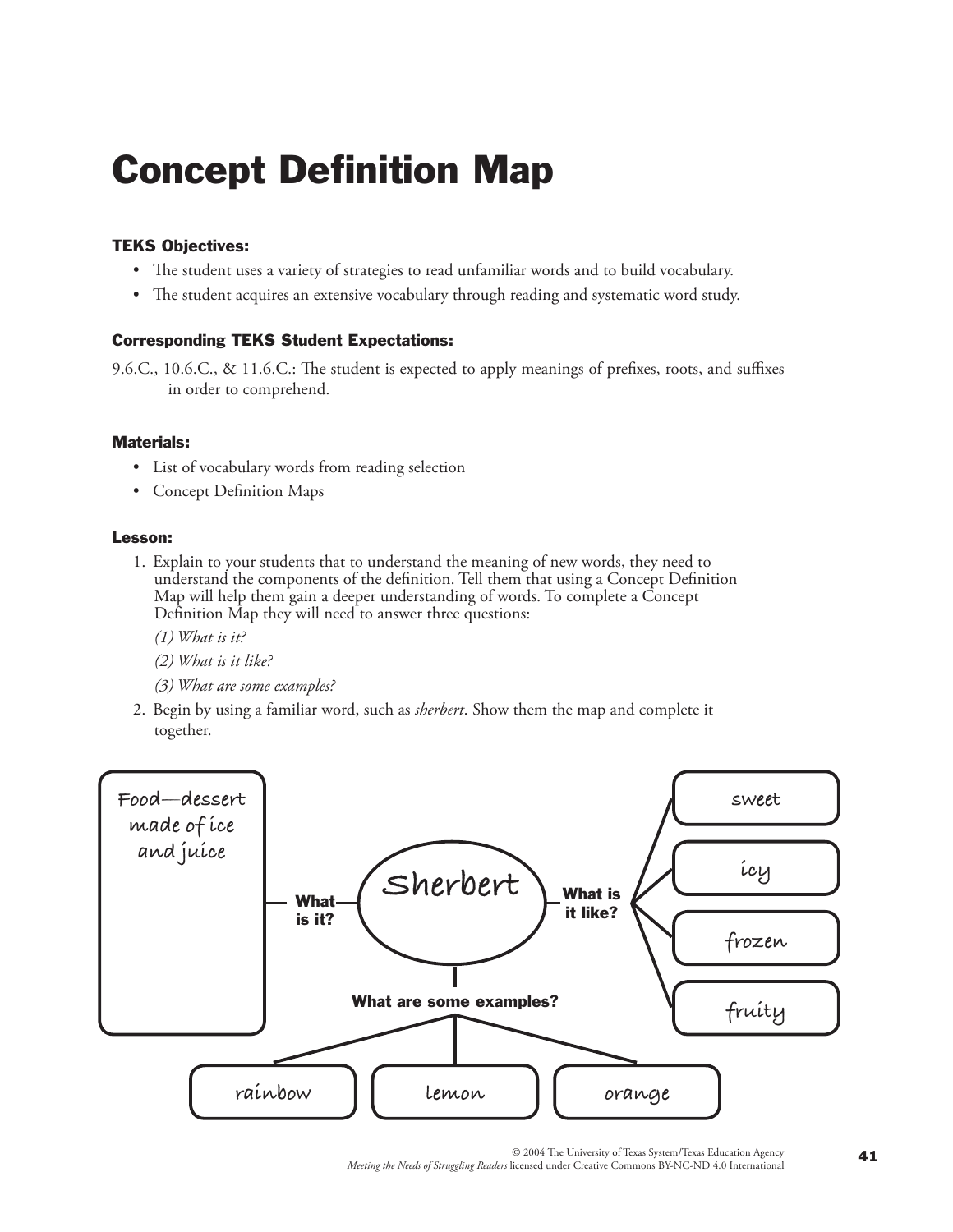# Concept Definition Map

### TEKS Objectives:

- The student uses a variety of strategies to read unfamiliar words and to build vocabulary.
- The student acquires an extensive vocabulary through reading and systematic word study.

### Corresponding TEKS Student Expectations:

9.6.C., 10.6.C., & 11.6.C.: The student is expected to apply meanings of prefixes, roots, and suffixes in order to comprehend.

### Materials:

- List of vocabulary words from reading selection
- Concept Definition Maps

### Lesson:

1. Explain to your students that to understand the meaning of new words, they need to understand the components of the definition. Tell them that using a Concept Definition Map will help them gain a deeper understanding of words. To complete a Concept Definition Map they will need to answer three questions:

   *(1) What is it?*

   *(2) What is it like?*

   *(3) What are some examples?*

2. Begin by using a familiar word, such as *sherbert*. Show them the map and complete it together.

**Sherbert**

- **What is it?** Food—dessert made of ice and juice
- **What is it like?** sweet; icy; frozen; fruity
- **What are some examples?** rainbow; lemon; orange

© 2004 The University of Texas System/Texas Education Agency
*Meeting the Needs of Struggling Readers* licensed under Creative Commons BY-NC-ND 4.0 International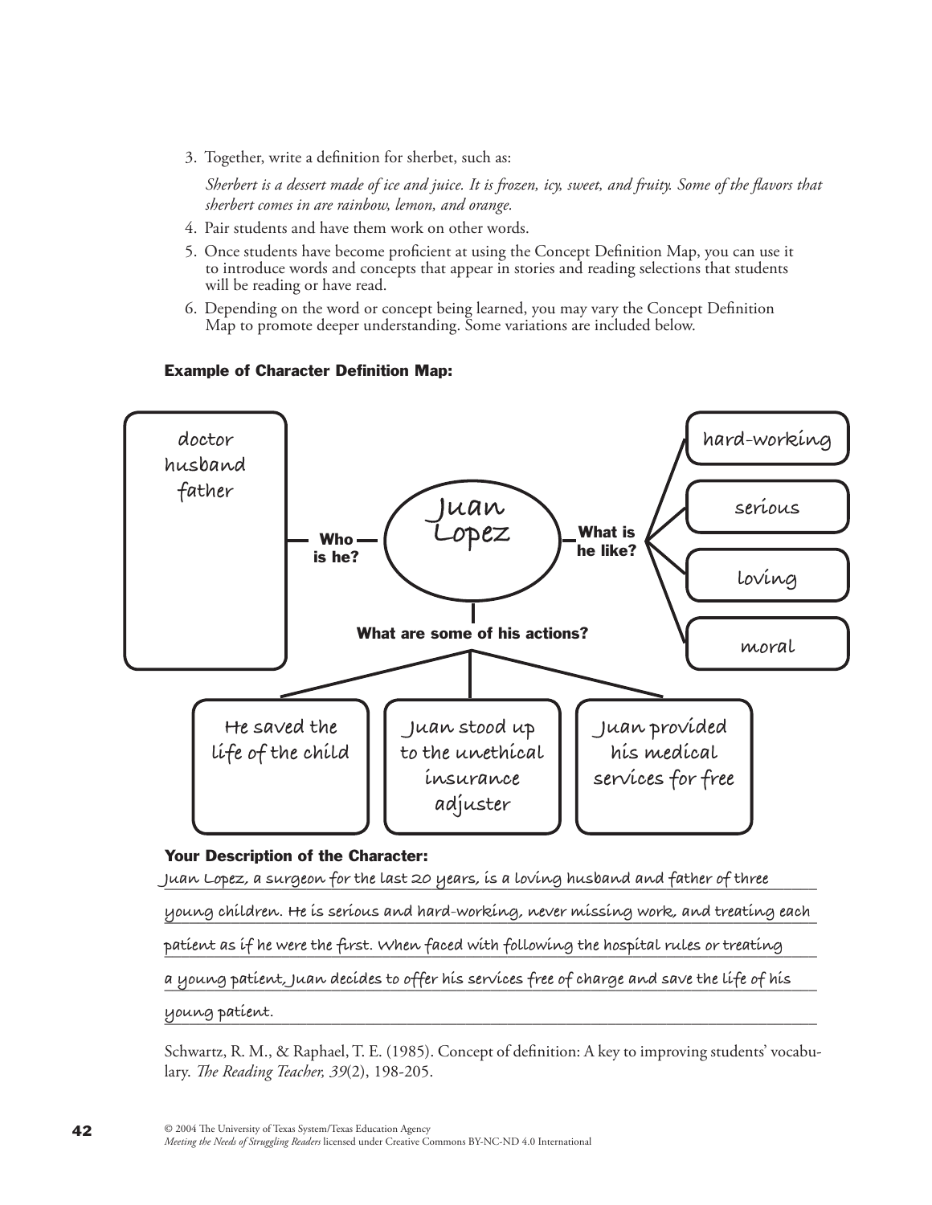3. Together, write a definition for sherbet, such as:

   *Sherbert is a dessert made of ice and juice. It is frozen, icy, sweet, and fruity. Some of the flavors that sherbert comes in are rainbow, lemon, and orange.*

4. Pair students and have them work on other words.
5. Once students have become proficient at using the Concept Definition Map, you can use it to introduce words and concepts that appear in stories and reading selections that students will be reading or have read.
6. Depending on the word or concept being learned, you may vary the Concept Definition Map to promote deeper understanding. Some variations are included below.

**Example of Character Definition Map:**

**Juan Lopez**

**Who is he?**
- doctor
- husband
- father

**What is he like?**
- hard-working
- serious
- loving
- moral

**What are some of his actions?**
- He saved the life of the child
- Juan stood up to the unethical insurance adjuster
- Juan provided his medical services for free

**Your Description of the Character:**

Juan Lopez, a surgeon for the last 20 years, is a loving husband and father of three young children. He is serious and hard-working, never missing work, and treating each patient as if he were the first. When faced with following the hospital rules or treating a young patient, Juan decides to offer his services free of charge and save the life of his young patient.

Schwartz, R. M., & Raphael, T. E. (1985). Concept of definition: A key to improving students' vocabulary. *The Reading Teacher, 39*(2), 198-205.

© 2004 The University of Texas System/Texas Education Agency
*Meeting the Needs of Struggling Readers* licensed under Creative Commons BY-NC-ND 4.0 International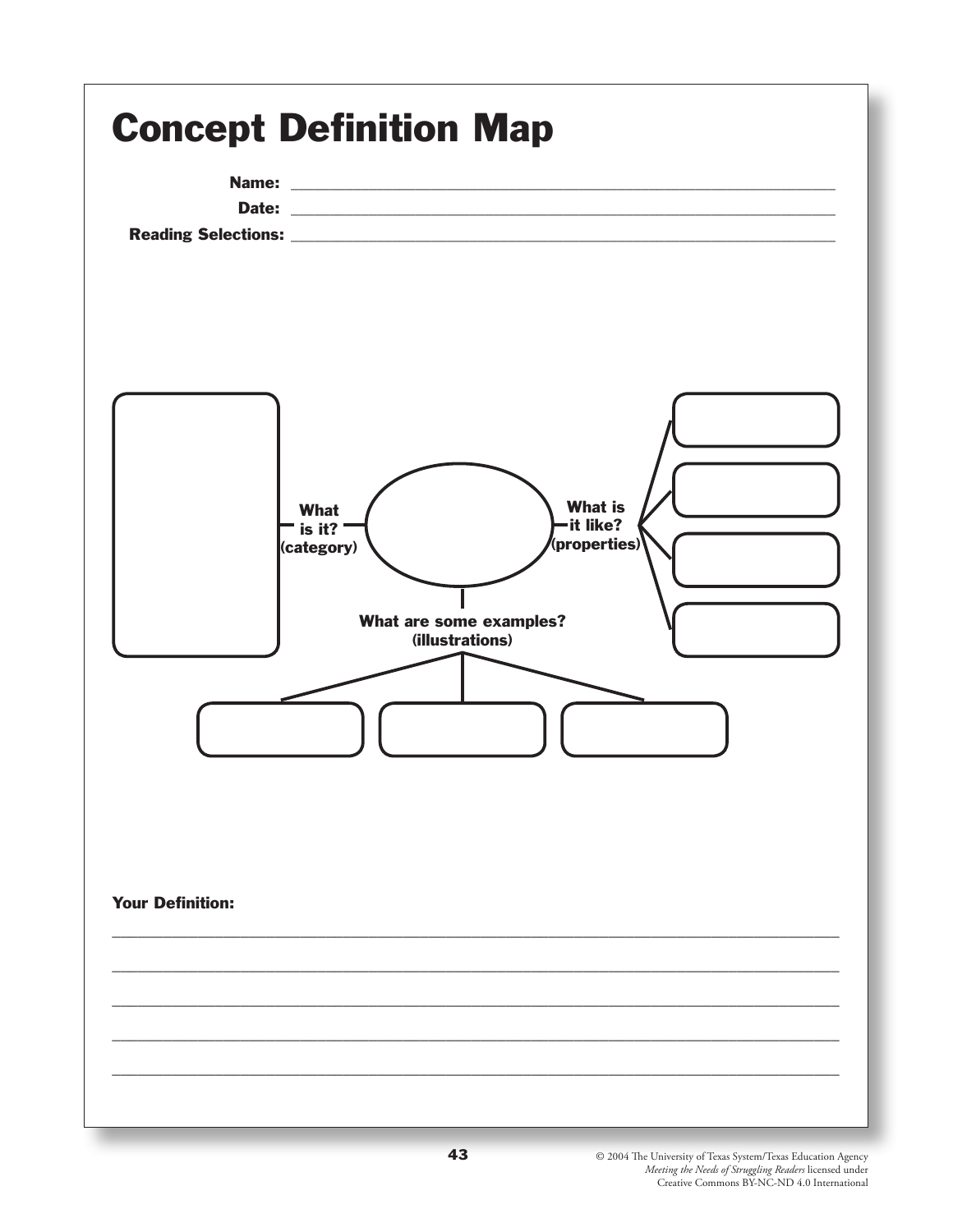# Concept Definition Map

**Name:** ______________________________

**Date:** ______________________________

**Reading Selections:** ______________________________

What is it? (category)

What is it like? (properties)

What are some examples? (illustrations)

**Your Definition:**

______________________________

______________________________

______________________________

______________________________

______________________________

© 2004 The University of Texas System/Texas Education Agency
*Meeting the Needs of Struggling Readers* licensed under
Creative Commons BY-NC-ND 4.0 International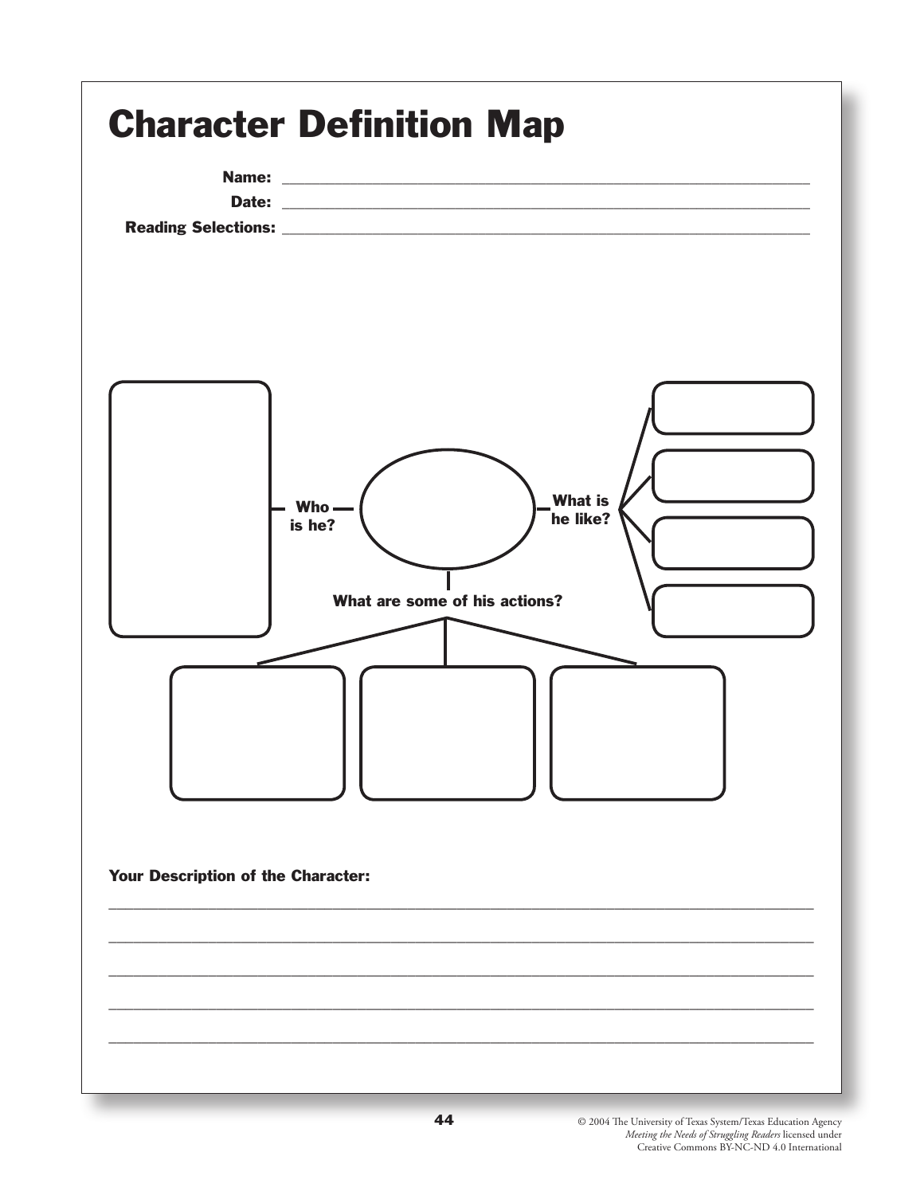# Character Definition Map

**Name:** ______________________________

**Date:** ______________________________

**Reading Selections:** ______________________________

**Who is he?**

**What is he like?**

**What are some of his actions?**

**Your Description of the Character:**

______________________________

______________________________

______________________________

______________________________

______________________________

© 2004 The University of Texas System/Texas Education Agency
*Meeting the Needs of Struggling Readers* licensed under
Creative Commons BY-NC-ND 4.0 International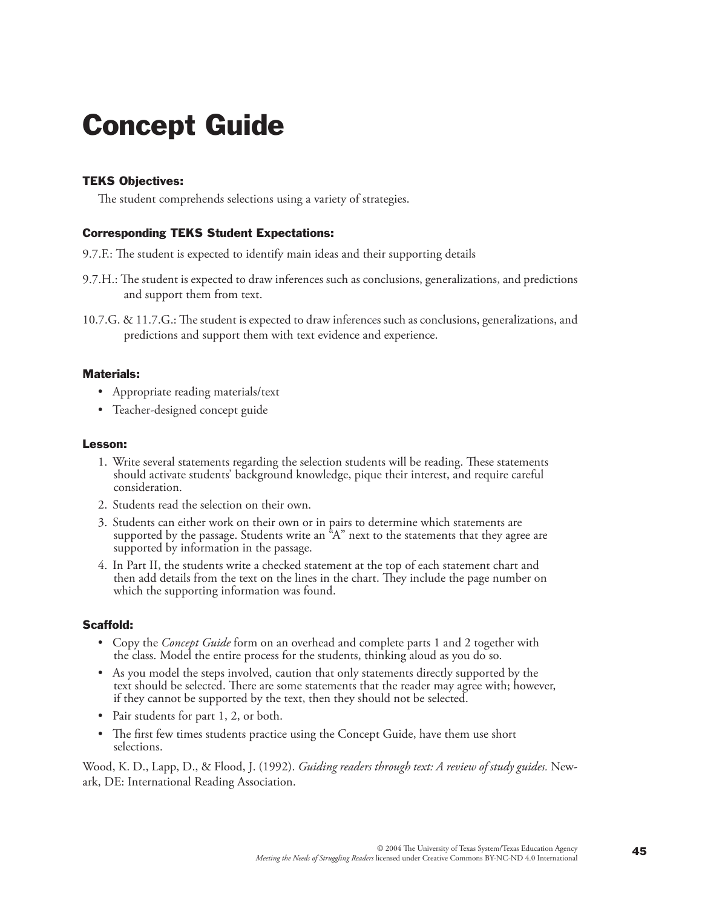# Concept Guide

### TEKS Objectives:

The student comprehends selections using a variety of strategies.

### Corresponding TEKS Student Expectations:

9.7.F.: The student is expected to identify main ideas and their supporting details

9.7.H.: The student is expected to draw inferences such as conclusions, generalizations, and predictions and support them from text.

10.7.G. & 11.7.G.: The student is expected to draw inferences such as conclusions, generalizations, and predictions and support them with text evidence and experience.

### Materials:

- Appropriate reading materials/text
- Teacher-designed concept guide

### Lesson:

1. Write several statements regarding the selection students will be reading. These statements should activate students' background knowledge, pique their interest, and require careful consideration.
2. Students read the selection on their own.
3. Students can either work on their own or in pairs to determine which statements are supported by the passage. Students write an "A" next to the statements that they agree are supported by information in the passage.
4. In Part II, the students write a checked statement at the top of each statement chart and then add details from the text on the lines in the chart. They include the page number on which the supporting information was found.

### Scaffold:

- Copy the *Concept Guide* form on an overhead and complete parts 1 and 2 together with the class. Model the entire process for the students, thinking aloud as you do so.
- As you model the steps involved, caution that only statements directly supported by the text should be selected. There are some statements that the reader may agree with; however, if they cannot be supported by the text, then they should not be selected.
- Pair students for part 1, 2, or both.
- The first few times students practice using the Concept Guide, have them use short selections.

Wood, K. D., Lapp, D., & Flood, J. (1992). *Guiding readers through text: A review of study guides.* Newark, DE: International Reading Association.

© 2004 The University of Texas System/Texas Education Agency
*Meeting the Needs of Struggling Readers* licensed under Creative Commons BY-NC-ND 4.0 International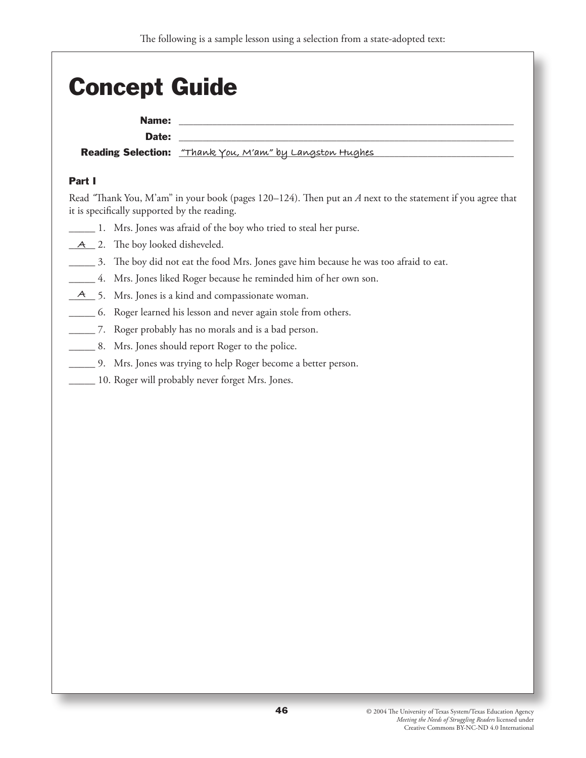The following is a sample lesson using a selection from a state-adopted text:

# Concept Guide

**Name:** ___________________________

**Date:** ___________________________

**Reading Selection:** "Thank You, M'am" by Langston Hughes

### Part I

Read "Thank You, M'am" in your book (pages 120–124). Then put an *A* next to the statement if you agree that it is specifically supported by the reading.

_____ 1. Mrs. Jones was afraid of the boy who tried to steal her purse.

__A__ 2. The boy looked disheveled.

_____ 3. The boy did not eat the food Mrs. Jones gave him because he was too afraid to eat.

_____ 4. Mrs. Jones liked Roger because he reminded him of her own son.

__A__ 5. Mrs. Jones is a kind and compassionate woman.

_____ 6. Roger learned his lesson and never again stole from others.

_____ 7. Roger probably has no morals and is a bad person.

_____ 8. Mrs. Jones should report Roger to the police.

_____ 9. Mrs. Jones was trying to help Roger become a better person.

_____ 10. Roger will probably never forget Mrs. Jones.

© 2004 The University of Texas System/Texas Education Agency
*Meeting the Needs of Struggling Readers* licensed under
Creative Commons BY-NC-ND 4.0 International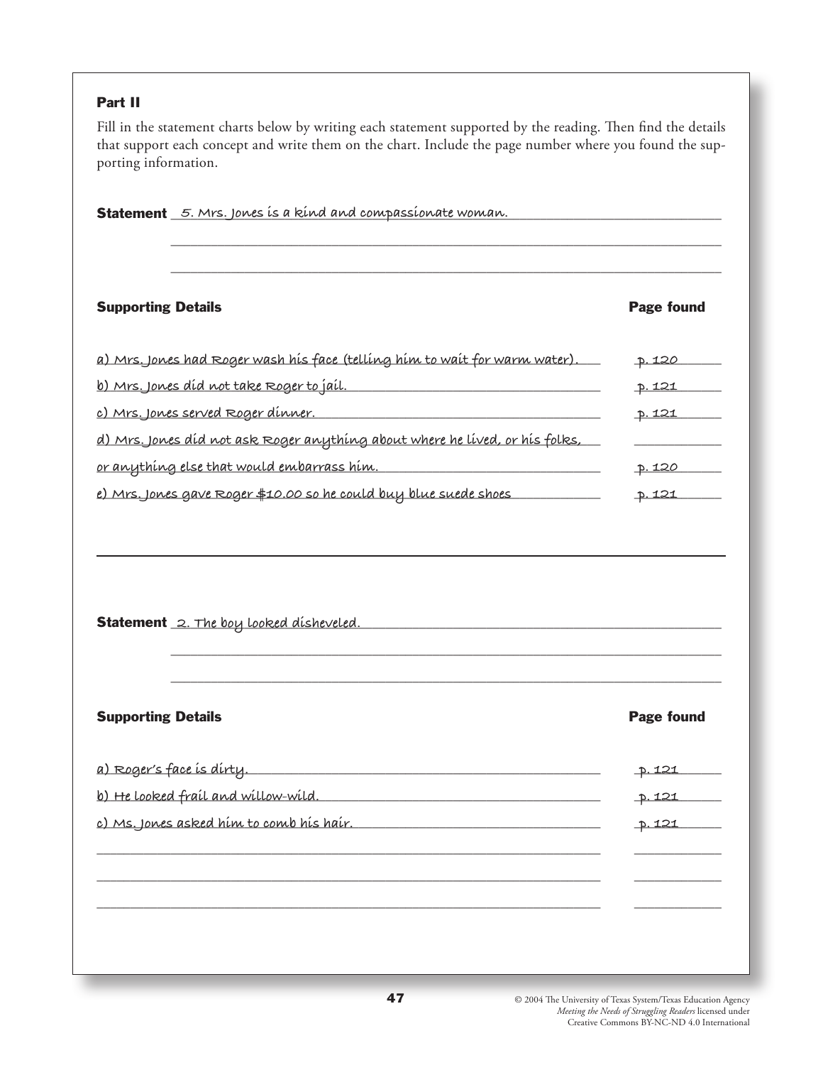## Part II

Fill in the statement charts below by writing each statement supported by the reading. Then find the details that support each concept and write them on the chart. Include the page number where you found the supporting information.

**Statement** 5. Mrs. Jones is a kind and compassionate woman.

| Supporting Details | Page found |
|---|---|
| a) Mrs. Jones had Roger wash his face (telling him to wait for warm water). | p. 120 |
| b) Mrs. Jones did not take Roger to jail. | p. 121 |
| c) Mrs. Jones served Roger dinner. | p. 121 |
| d) Mrs. Jones did not ask Roger anything about where he lived, or his folks, or anything else that would embarrass him. | p. 120 |
| e) Mrs. Jones gave Roger $10.00 so he could buy blue suede shoes | p. 121 |

---

**Statement** 2. The boy looked disheveled.

| Supporting Details | Page found |
|---|---|
| a) Roger's face is dirty. | p. 121 |
| b) He looked frail and willow-wild. | p. 121 |
| c) Ms. Jones asked him to comb his hair. | p. 121 |

© 2004 The University of Texas System/Texas Education Agency
*Meeting the Needs of Struggling Readers* licensed under Creative Commons BY-NC-ND 4.0 International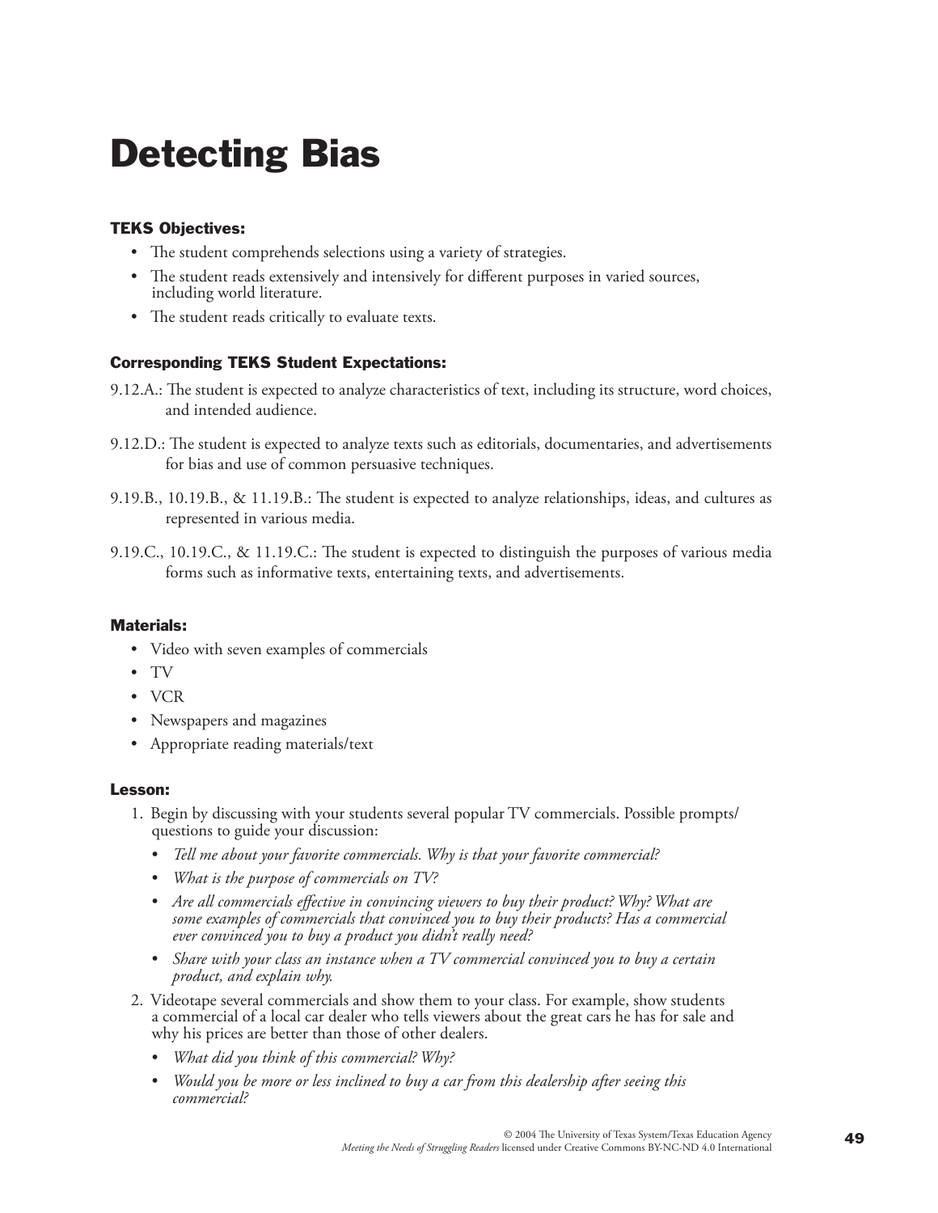# Detecting Bias

### TEKS Objectives:

- The student comprehends selections using a variety of strategies.
- The student reads extensively and intensively for different purposes in varied sources, including world literature.
- The student reads critically to evaluate texts.

### Corresponding TEKS Student Expectations:

9.12.A.: The student is expected to analyze characteristics of text, including its structure, word choices, and intended audience.

9.12.D.: The student is expected to analyze texts such as editorials, documentaries, and advertisements for bias and use of common persuasive techniques.

9.19.B., 10.19.B., & 11.19.B.: The student is expected to analyze relationships, ideas, and cultures as represented in various media.

9.19.C., 10.19.C., & 11.19.C.: The student is expected to distinguish the purposes of various media forms such as informative texts, entertaining texts, and advertisements.

### Materials:

- Video with seven examples of commercials
- TV
- VCR
- Newspapers and magazines
- Appropriate reading materials/text

### Lesson:

1. Begin by discussing with your students several popular TV commercials. Possible prompts/questions to guide your discussion:
   - *Tell me about your favorite commercials. Why is that your favorite commercial?*
   - *What is the purpose of commercials on TV?*
   - *Are all commercials effective in convincing viewers to buy their product? Why? What are some examples of commercials that convinced you to buy their products? Has a commercial ever convinced you to buy a product you didn't really need?*
   - *Share with your class an instance when a TV commercial convinced you to buy a certain product, and explain why.*
2. Videotape several commercials and show them to your class. For example, show students a commercial of a local car dealer who tells viewers about the great cars he has for sale and why his prices are better than those of other dealers.
   - *What did you think of this commercial? Why?*
   - *Would you be more or less inclined to buy a car from this dealership after seeing this commercial?*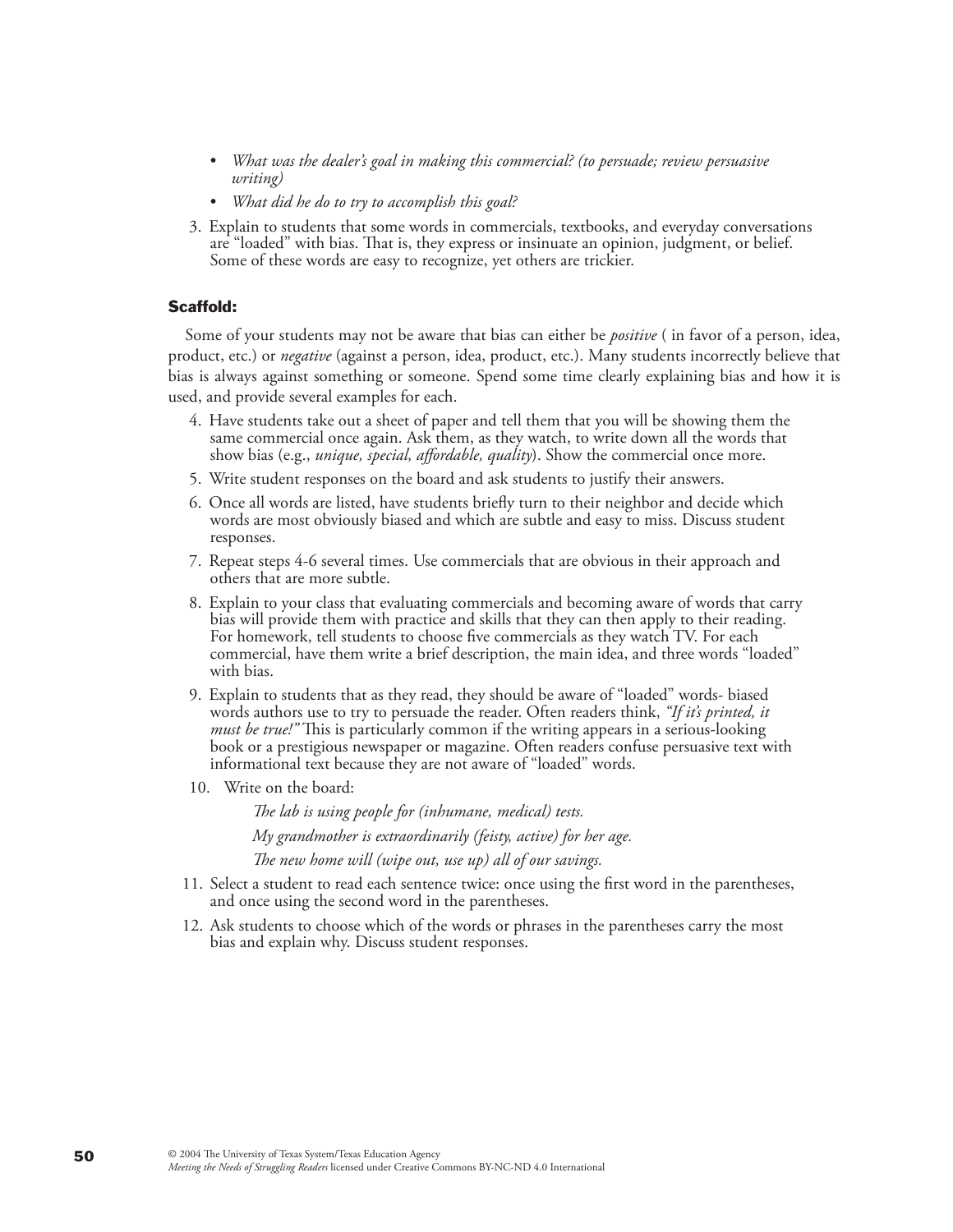- *What was the dealer's goal in making this commercial? (to persuade; review persuasive writing)*
- *What did he do to try to accomplish this goal?*

3. Explain to students that some words in commercials, textbooks, and everyday conversations are "loaded" with bias. That is, they express or insinuate an opinion, judgment, or belief. Some of these words are easy to recognize, yet others are trickier.

#### Scaffold:

Some of your students may not be aware that bias can either be *positive* ( in favor of a person, idea, product, etc.) or *negative* (against a person, idea, product, etc.). Many students incorrectly believe that bias is always against something or someone. Spend some time clearly explaining bias and how it is used, and provide several examples for each.

4. Have students take out a sheet of paper and tell them that you will be showing them the same commercial once again. Ask them, as they watch, to write down all the words that show bias (e.g., *unique, special, affordable, quality*). Show the commercial once more.
5. Write student responses on the board and ask students to justify their answers.
6. Once all words are listed, have students briefly turn to their neighbor and decide which words are most obviously biased and which are subtle and easy to miss. Discuss student responses.
7. Repeat steps 4-6 several times. Use commercials that are obvious in their approach and others that are more subtle.
8. Explain to your class that evaluating commercials and becoming aware of words that carry bias will provide them with practice and skills that they can then apply to their reading. For homework, tell students to choose five commercials as they watch TV. For each commercial, have them write a brief description, the main idea, and three words "loaded" with bias.
9. Explain to students that as they read, they should be aware of "loaded" words- biased words authors use to try to persuade the reader. Often readers think, *"If it's printed, it must be true!"* This is particularly common if the writing appears in a serious-looking book or a prestigious newspaper or magazine. Often readers confuse persuasive text with informational text because they are not aware of "loaded" words.
10. Write on the board:

    *The lab is using people for (inhumane, medical) tests.*

    *My grandmother is extraordinarily (feisty, active) for her age.*

    *The new home will (wipe out, use up) all of our savings.*

11. Select a student to read each sentence twice: once using the first word in the parentheses, and once using the second word in the parentheses.
12. Ask students to choose which of the words or phrases in the parentheses carry the most bias and explain why. Discuss student responses.

© 2004 The University of Texas System/Texas Education Agency
*Meeting the Needs of Struggling Readers* licensed under Creative Commons BY-NC-ND 4.0 International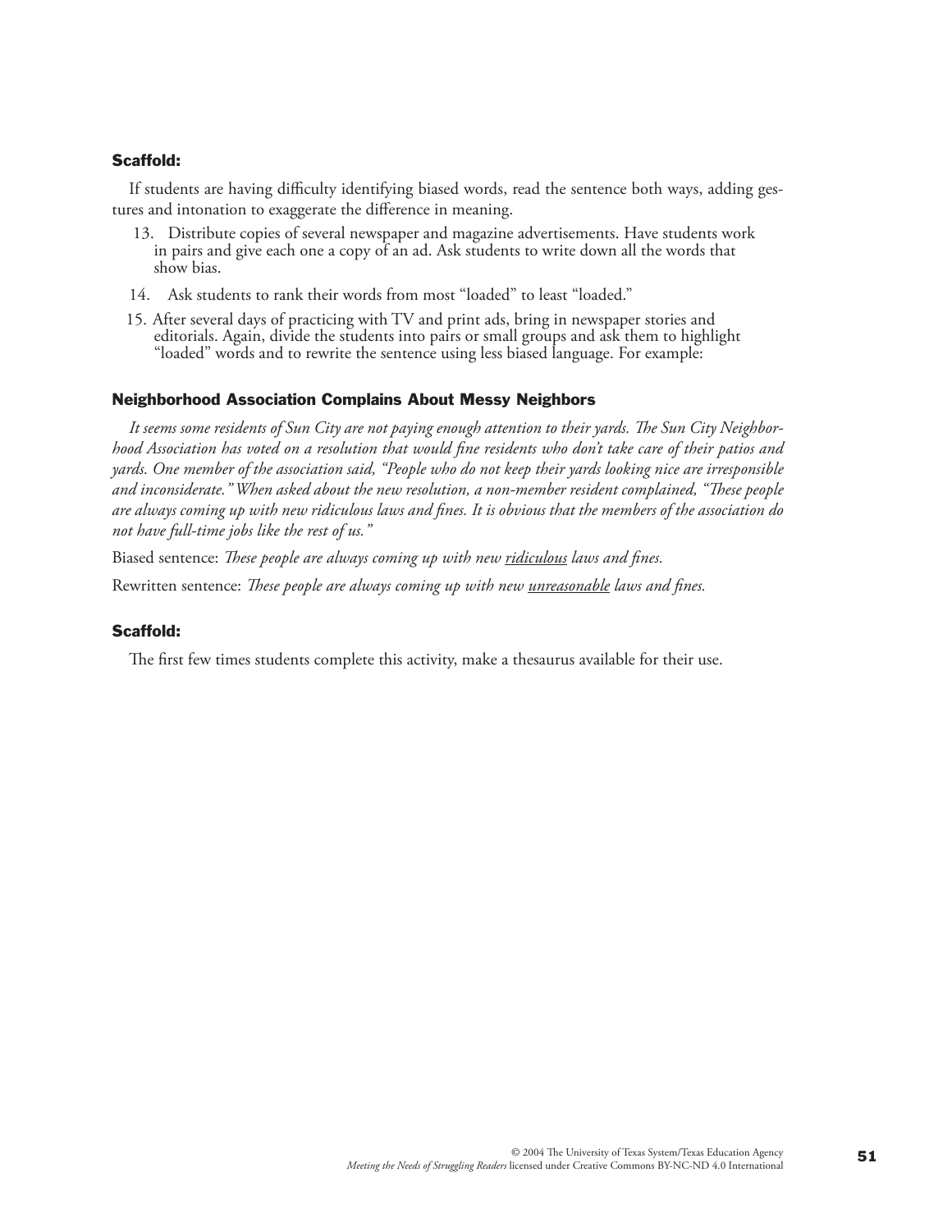### Scaffold:

If students are having difficulty identifying biased words, read the sentence both ways, adding gestures and intonation to exaggerate the difference in meaning.

13. Distribute copies of several newspaper and magazine advertisements. Have students work in pairs and give each one a copy of an ad. Ask students to write down all the words that show bias.
14. Ask students to rank their words from most "loaded" to least "loaded."
15. After several days of practicing with TV and print ads, bring in newspaper stories and editorials. Again, divide the students into pairs or small groups and ask them to highlight "loaded" words and to rewrite the sentence using less biased language. For example:

### Neighborhood Association Complains About Messy Neighbors

*It seems some residents of Sun City are not paying enough attention to their yards. The Sun City Neighborhood Association has voted on a resolution that would fine residents who don't take care of their patios and yards. One member of the association said, "People who do not keep their yards looking nice are irresponsible and inconsiderate." When asked about the new resolution, a non-member resident complained, "These people are always coming up with new ridiculous laws and fines. It is obvious that the members of the association do not have full-time jobs like the rest of us."*

Biased sentence: *These people are always coming up with new <u>ridiculous</u> laws and fines.*

Rewritten sentence: *These people are always coming up with new <u>unreasonable</u> laws and fines.*

### Scaffold:

The first few times students complete this activity, make a thesaurus available for their use.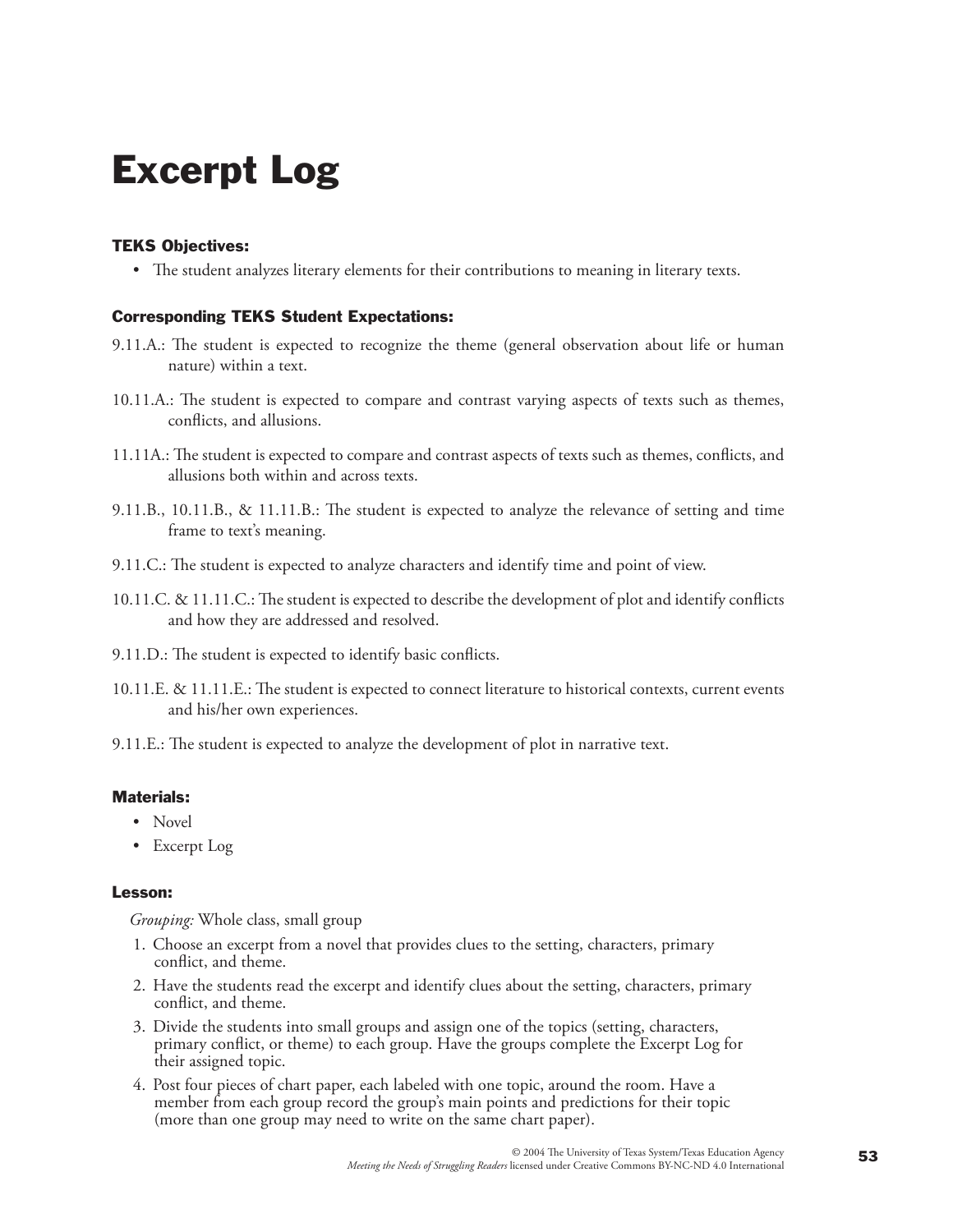# Excerpt Log

### TEKS Objectives:

- The student analyzes literary elements for their contributions to meaning in literary texts.

### Corresponding TEKS Student Expectations:

9.11.A.: The student is expected to recognize the theme (general observation about life or human nature) within a text.

10.11.A.: The student is expected to compare and contrast varying aspects of texts such as themes, conflicts, and allusions.

11.11A.: The student is expected to compare and contrast aspects of texts such as themes, conflicts, and allusions both within and across texts.

9.11.B., 10.11.B., & 11.11.B.: The student is expected to analyze the relevance of setting and time frame to text's meaning.

9.11.C.: The student is expected to analyze characters and identify time and point of view.

10.11.C. & 11.11.C.: The student is expected to describe the development of plot and identify conflicts and how they are addressed and resolved.

9.11.D.: The student is expected to identify basic conflicts.

10.11.E. & 11.11.E.: The student is expected to connect literature to historical contexts, current events and his/her own experiences.

9.11.E.: The student is expected to analyze the development of plot in narrative text.

### Materials:

- Novel
- Excerpt Log

### Lesson:

*Grouping:* Whole class, small group

1. Choose an excerpt from a novel that provides clues to the setting, characters, primary conflict, and theme.
2. Have the students read the excerpt and identify clues about the setting, characters, primary conflict, and theme.
3. Divide the students into small groups and assign one of the topics (setting, characters, primary conflict, or theme) to each group. Have the groups complete the Excerpt Log for their assigned topic.
4. Post four pieces of chart paper, each labeled with one topic, around the room. Have a member from each group record the group's main points and predictions for their topic (more than one group may need to write on the same chart paper).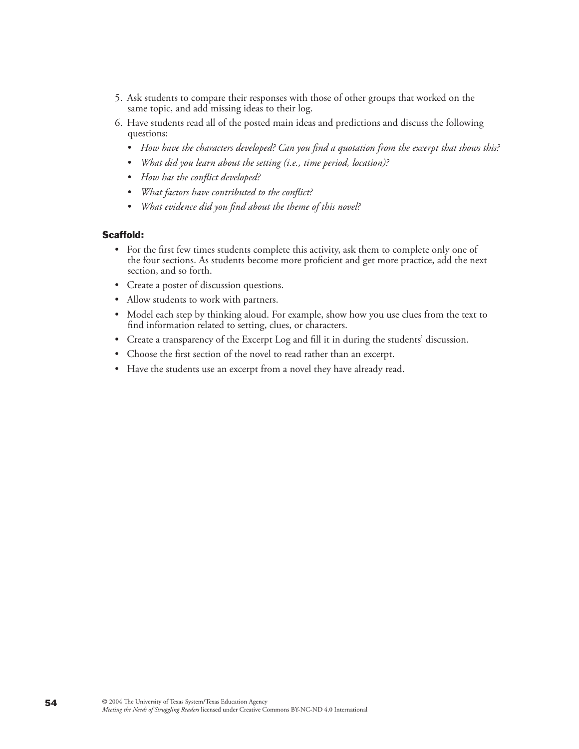5. Ask students to compare their responses with those of other groups that worked on the same topic, and add missing ideas to their log.
6. Have students read all of the posted main ideas and predictions and discuss the following questions:
   - *How have the characters developed? Can you find a quotation from the excerpt that shows this?*
   - *What did you learn about the setting (i.e., time period, location)?*
   - *How has the conflict developed?*
   - *What factors have contributed to the conflict?*
   - *What evidence did you find about the theme of this novel?*

**Scaffold:**

- For the first few times students complete this activity, ask them to complete only one of the four sections. As students become more proficient and get more practice, add the next section, and so forth.
- Create a poster of discussion questions.
- Allow students to work with partners.
- Model each step by thinking aloud. For example, show how you use clues from the text to find information related to setting, clues, or characters.
- Create a transparency of the Excerpt Log and fill it in during the students' discussion.
- Choose the first section of the novel to read rather than an excerpt.
- Have the students use an excerpt from a novel they have already read.

© 2004 The University of Texas System/Texas Education Agency
*Meeting the Needs of Struggling Readers* licensed under Creative Commons BY-NC-ND 4.0 International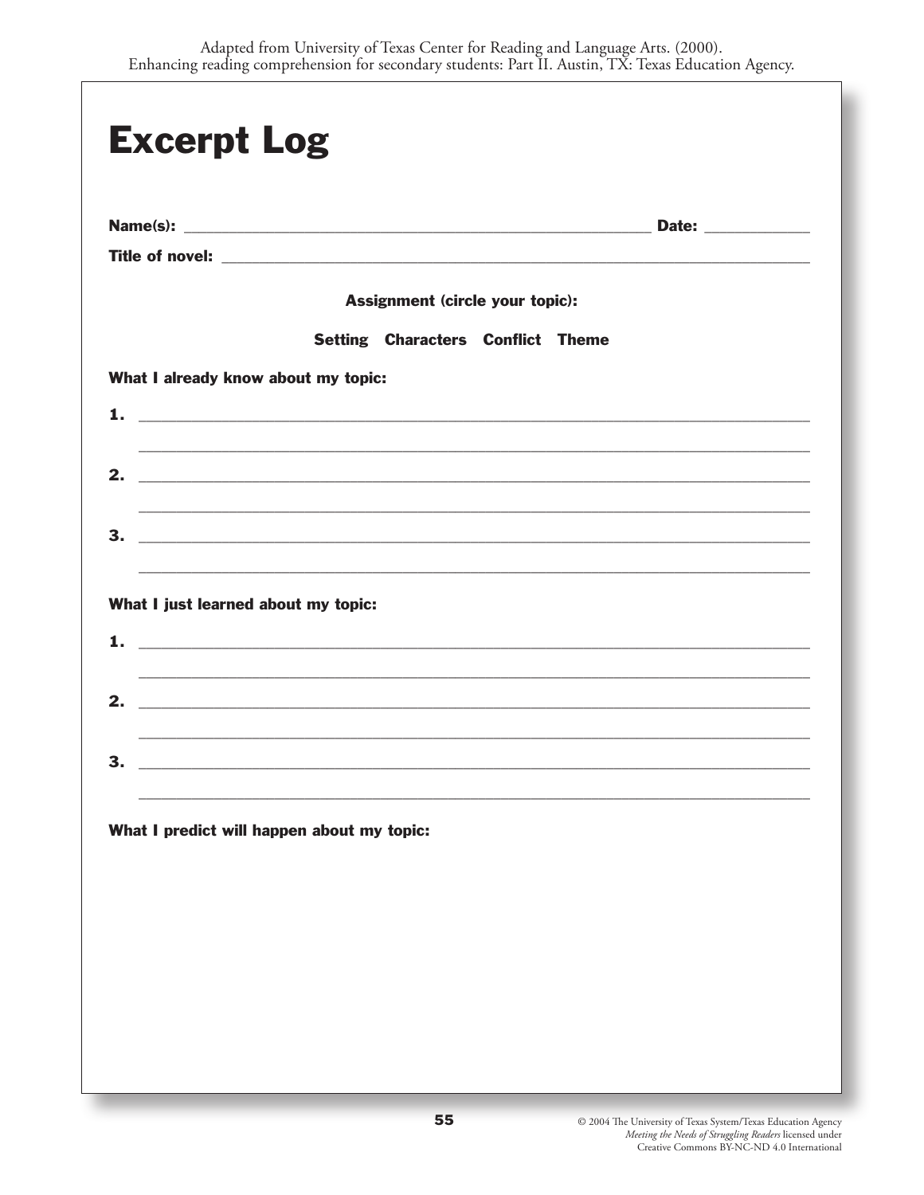Adapted from University of Texas Center for Reading and Language Arts. (2000). Enhancing reading comprehension for secondary students: Part II. Austin, TX: Texas Education Agency.

# Excerpt Log

**Name(s):** ______________________________________________ **Date:** __________

**Title of novel:** ____________________________________________________________

**Assignment (circle your topic):**

**Setting   Characters   Conflict   Theme**

**What I already know about my topic:**

**1.** ______________________________________________________________________

______________________________________________________________________

**2.** ______________________________________________________________________

______________________________________________________________________

**3.** ______________________________________________________________________

______________________________________________________________________

**What I just learned about my topic:**

**1.** ______________________________________________________________________

______________________________________________________________________

**2.** ______________________________________________________________________

______________________________________________________________________

**3.** ______________________________________________________________________

______________________________________________________________________

**What I predict will happen about my topic:**

© 2004 The University of Texas System/Texas Education Agency
*Meeting the Needs of Struggling Readers* licensed under Creative Commons BY-NC-ND 4.0 International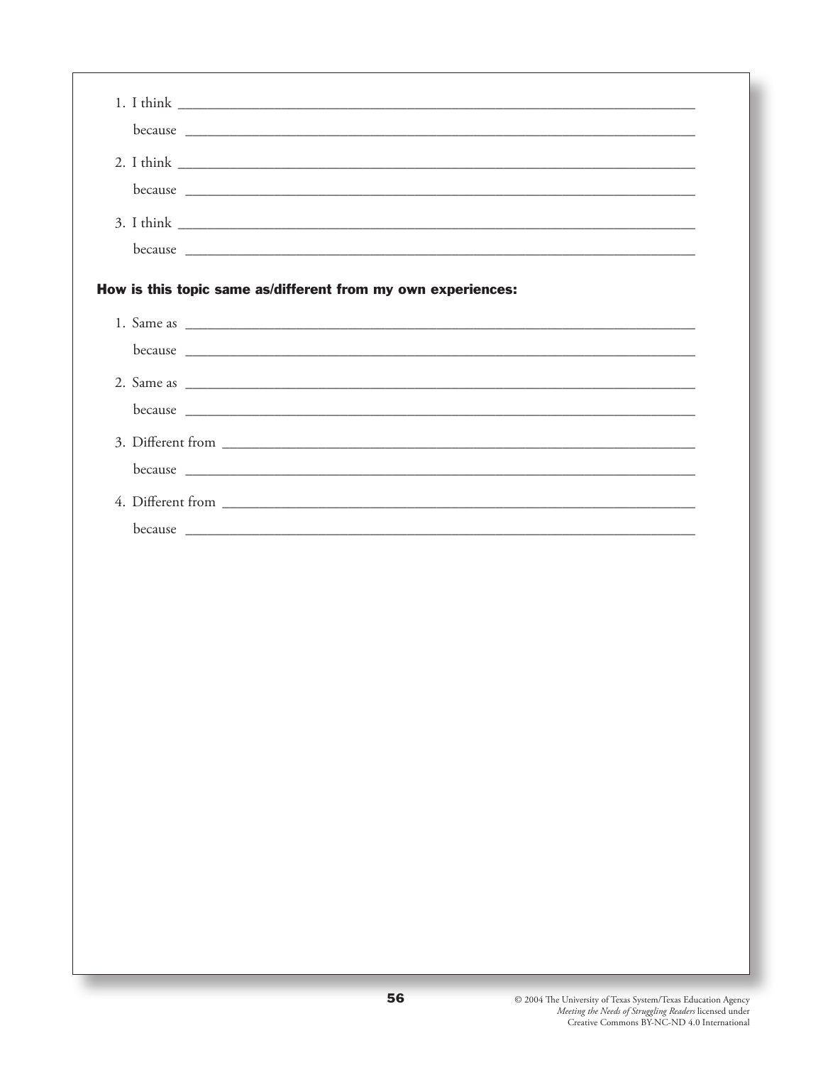1. I think ___________________________________________

   because ___________________________________________

2. I think ___________________________________________

   because ___________________________________________

3. I think ___________________________________________

   because ___________________________________________

**How is this topic same as/different from my own experiences:**

1. Same as ___________________________________________

   because ___________________________________________

2. Same as ___________________________________________

   because ___________________________________________

3. Different from ___________________________________________

   because ___________________________________________

4. Different from ___________________________________________

   because ___________________________________________

© 2004 The University of Texas System/Texas Education Agency
*Meeting the Needs of Struggling Readers* licensed under
Creative Commons BY-NC-ND 4.0 International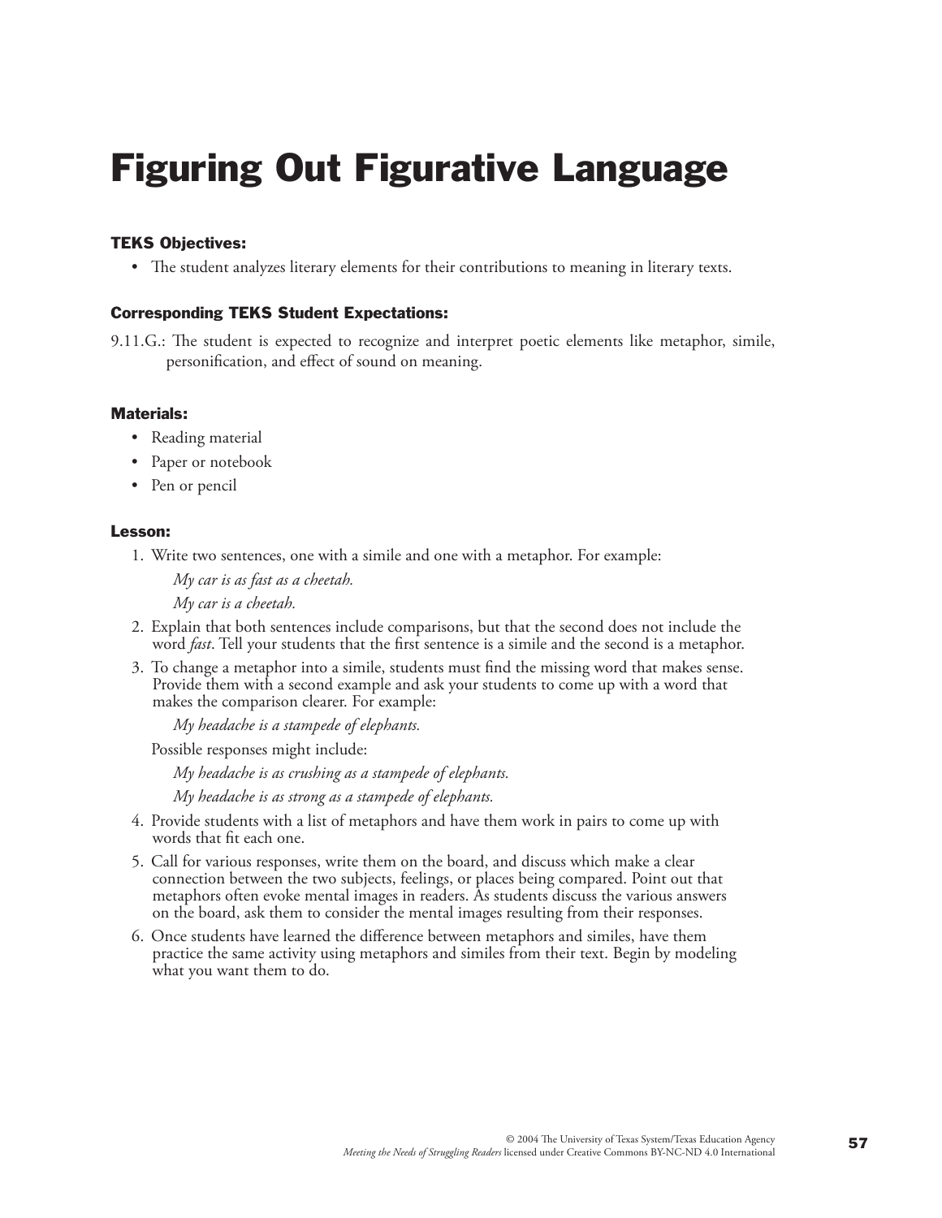# Figuring Out Figurative Language

### TEKS Objectives:

- The student analyzes literary elements for their contributions to meaning in literary texts.

### Corresponding TEKS Student Expectations:

9.11.G.: The student is expected to recognize and interpret poetic elements like metaphor, simile, personification, and effect of sound on meaning.

### Materials:

- Reading material
- Paper or notebook
- Pen or pencil

### Lesson:

1. Write two sentences, one with a simile and one with a metaphor. For example:

   *My car is as fast as a cheetah.*

   *My car is a cheetah.*

2. Explain that both sentences include comparisons, but that the second does not include the word *fast*. Tell your students that the first sentence is a simile and the second is a metaphor.
3. To change a metaphor into a simile, students must find the missing word that makes sense. Provide them with a second example and ask your students to come up with a word that makes the comparison clearer. For example:

   *My headache is a stampede of elephants.*

   Possible responses might include:

   *My headache is as crushing as a stampede of elephants.*

   *My headache is as strong as a stampede of elephants.*

4. Provide students with a list of metaphors and have them work in pairs to come up with words that fit each one.
5. Call for various responses, write them on the board, and discuss which make a clear connection between the two subjects, feelings, or places being compared. Point out that metaphors often evoke mental images in readers. As students discuss the various answers on the board, ask them to consider the mental images resulting from their responses.
6. Once students have learned the difference between metaphors and similes, have them practice the same activity using metaphors and similes from their text. Begin by modeling what you want them to do.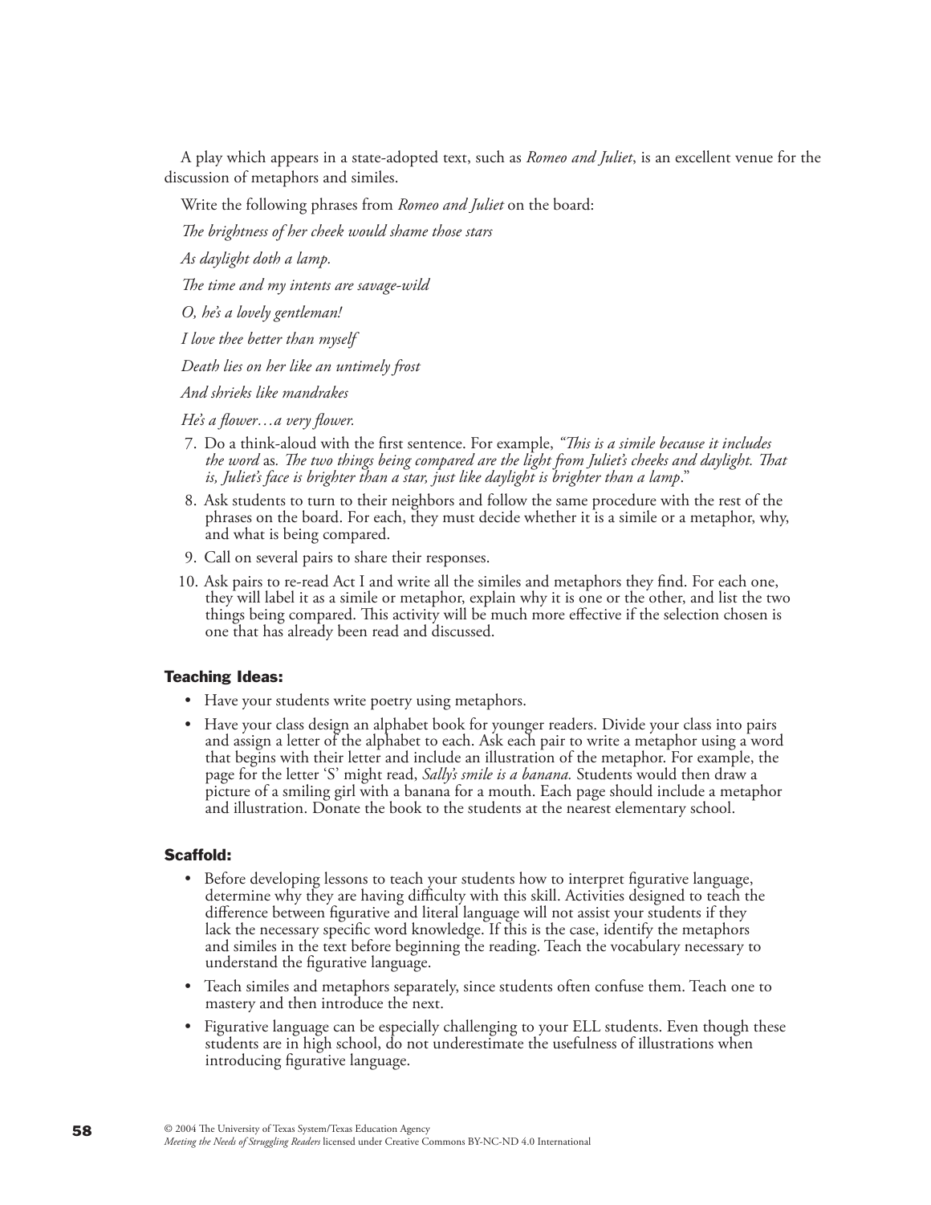A play which appears in a state-adopted text, such as *Romeo and Juliet*, is an excellent venue for the discussion of metaphors and similes.

Write the following phrases from *Romeo and Juliet* on the board:

*The brightness of her cheek would shame those stars*

*As daylight doth a lamp.*

*The time and my intents are savage-wild*

*O, he's a lovely gentleman!*

*I love thee better than myself*

*Death lies on her like an untimely frost*

*And shrieks like mandrakes*

*He's a flower…a very flower.*

7. Do a think-aloud with the first sentence. For example, *"This is a simile because it includes the word* as*. The two things being compared are the light from Juliet's cheeks and daylight. That is, Juliet's face is brighter than a star, just like daylight is brighter than a lamp*."
8. Ask students to turn to their neighbors and follow the same procedure with the rest of the phrases on the board. For each, they must decide whether it is a simile or a metaphor, why, and what is being compared.
9. Call on several pairs to share their responses.
10. Ask pairs to re-read Act I and write all the similes and metaphors they find. For each one, they will label it as a simile or metaphor, explain why it is one or the other, and list the two things being compared. This activity will be much more effective if the selection chosen is one that has already been read and discussed.

### Teaching Ideas:

- Have your students write poetry using metaphors.
- Have your class design an alphabet book for younger readers. Divide your class into pairs and assign a letter of the alphabet to each. Ask each pair to write a metaphor using a word that begins with their letter and include an illustration of the metaphor. For example, the page for the letter 'S' might read, *Sally's smile is a banana.* Students would then draw a picture of a smiling girl with a banana for a mouth. Each page should include a metaphor and illustration. Donate the book to the students at the nearest elementary school.

### Scaffold:

- Before developing lessons to teach your students how to interpret figurative language, determine why they are having difficulty with this skill. Activities designed to teach the difference between figurative and literal language will not assist your students if they lack the necessary specific word knowledge. If this is the case, identify the metaphors and similes in the text before beginning the reading. Teach the vocabulary necessary to understand the figurative language.
- Teach similes and metaphors separately, since students often confuse them. Teach one to mastery and then introduce the next.
- Figurative language can be especially challenging to your ELL students. Even though these students are in high school, do not underestimate the usefulness of illustrations when introducing figurative language.

© 2004 The University of Texas System/Texas Education Agency
*Meeting the Needs of Struggling Readers* licensed under Creative Commons BY-NC-ND 4.0 International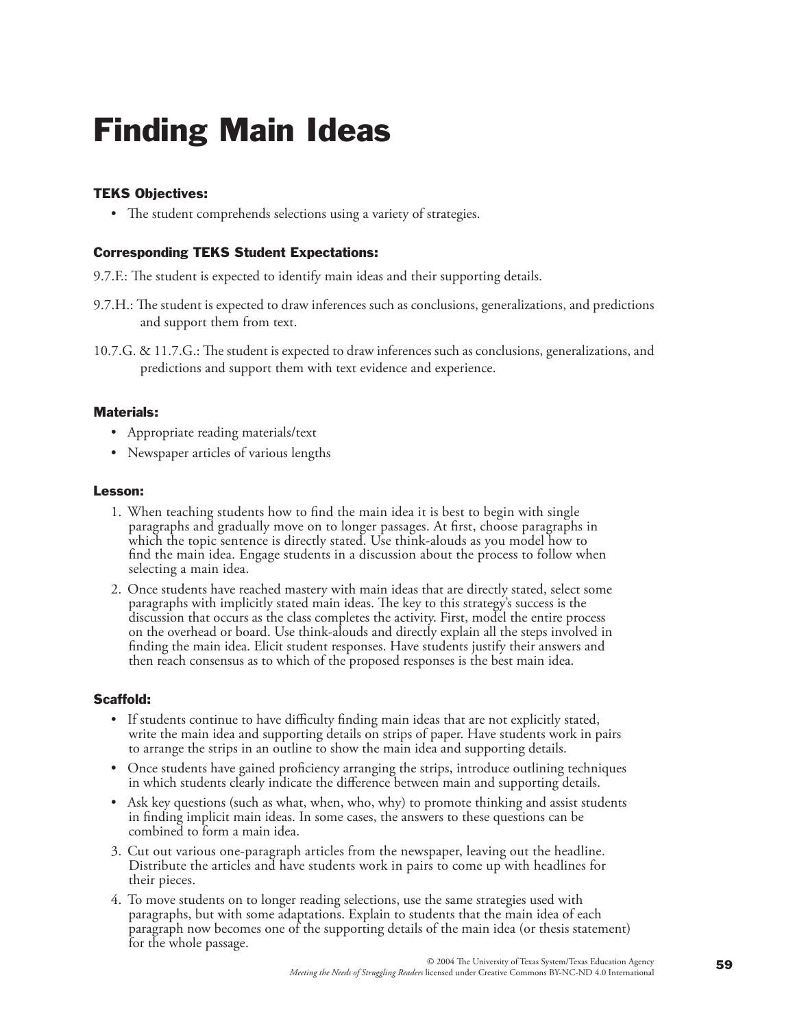# Finding Main Ideas

### TEKS Objectives:

- The student comprehends selections using a variety of strategies.

### Corresponding TEKS Student Expectations:

9.7.F.: The student is expected to identify main ideas and their supporting details.

9.7.H.: The student is expected to draw inferences such as conclusions, generalizations, and predictions and support them from text.

10.7.G. & 11.7.G.: The student is expected to draw inferences such as conclusions, generalizations, and predictions and support them with text evidence and experience.

### Materials:

- Appropriate reading materials/text
- Newspaper articles of various lengths

### Lesson:

1. When teaching students how to find the main idea it is best to begin with single paragraphs and gradually move on to longer passages. At first, choose paragraphs in which the topic sentence is directly stated. Use think-alouds as you model how to find the main idea. Engage students in a discussion about the process to follow when selecting a main idea.
2. Once students have reached mastery with main ideas that are directly stated, select some paragraphs with implicitly stated main ideas. The key to this strategy's success is the discussion that occurs as the class completes the activity. First, model the entire process on the overhead or board. Use think-alouds and directly explain all the steps involved in finding the main idea. Elicit student responses. Have students justify their answers and then reach consensus as to which of the proposed responses is the best main idea.

### Scaffold:

- If students continue to have difficulty finding main ideas that are not explicitly stated, write the main idea and supporting details on strips of paper. Have students work in pairs to arrange the strips in an outline to show the main idea and supporting details.
- Once students have gained proficiency arranging the strips, introduce outlining techniques in which students clearly indicate the difference between main and supporting details.
- Ask key questions (such as what, when, who, why) to promote thinking and assist students in finding implicit main ideas. In some cases, the answers to these questions can be combined to form a main idea.

3. Cut out various one-paragraph articles from the newspaper, leaving out the headline. Distribute the articles and have students work in pairs to come up with headlines for their pieces.
4. To move students on to longer reading selections, use the same strategies used with paragraphs, but with some adaptations. Explain to students that the main idea of each paragraph now becomes one of the supporting details of the main idea (or thesis statement) for the whole passage.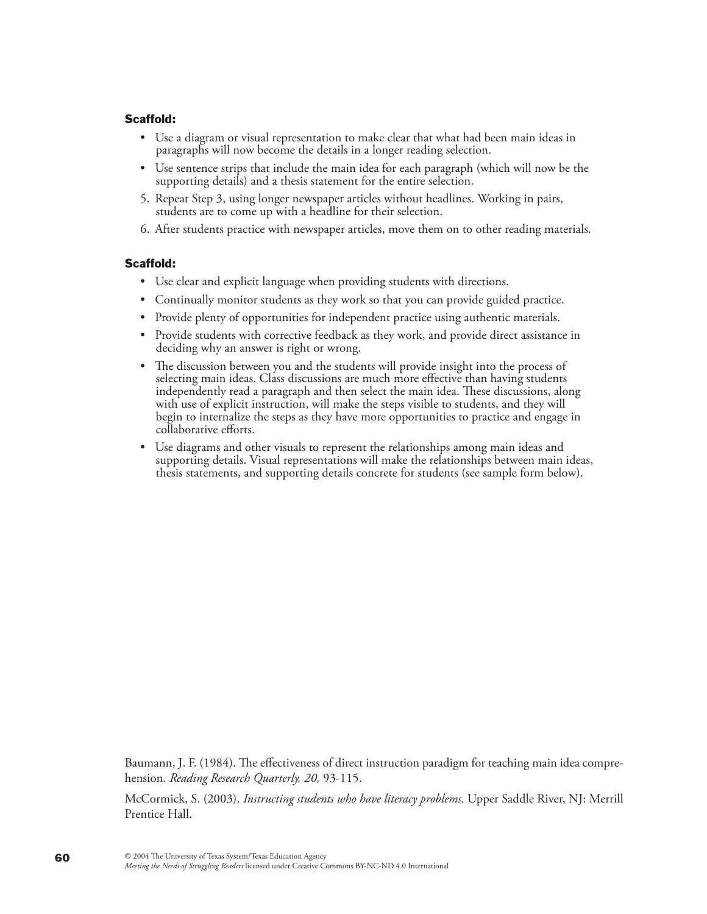**Scaffold:**

- Use a diagram or visual representation to make clear that what had been main ideas in paragraphs will now become the details in a longer reading selection.
- Use sentence strips that include the main idea for each paragraph (which will now be the supporting details) and a thesis statement for the entire selection.

5. Repeat Step 3, using longer newspaper articles without headlines. Working in pairs, students are to come up with a headline for their selection.
6. After students practice with newspaper articles, move them on to other reading materials.

**Scaffold:**

- Use clear and explicit language when providing students with directions.
- Continually monitor students as they work so that you can provide guided practice.
- Provide plenty of opportunities for independent practice using authentic materials.
- Provide students with corrective feedback as they work, and provide direct assistance in deciding why an answer is right or wrong.
- The discussion between you and the students will provide insight into the process of selecting main ideas. Class discussions are much more effective than having students independently read a paragraph and then select the main idea. These discussions, along with use of explicit instruction, will make the steps visible to students, and they will begin to internalize the steps as they have more opportunities to practice and engage in collaborative efforts.
- Use diagrams and other visuals to represent the relationships among main ideas and supporting details. Visual representations will make the relationships between main ideas, thesis statements, and supporting details concrete for students (see sample form below).

Baumann, J. F. (1984). The effectiveness of direct instruction paradigm for teaching main idea comprehension. *Reading Research Quarterly, 20,* 93-115.

McCormick, S. (2003). *Instructing students who have literacy problems.* Upper Saddle River, NJ: Merrill Prentice Hall.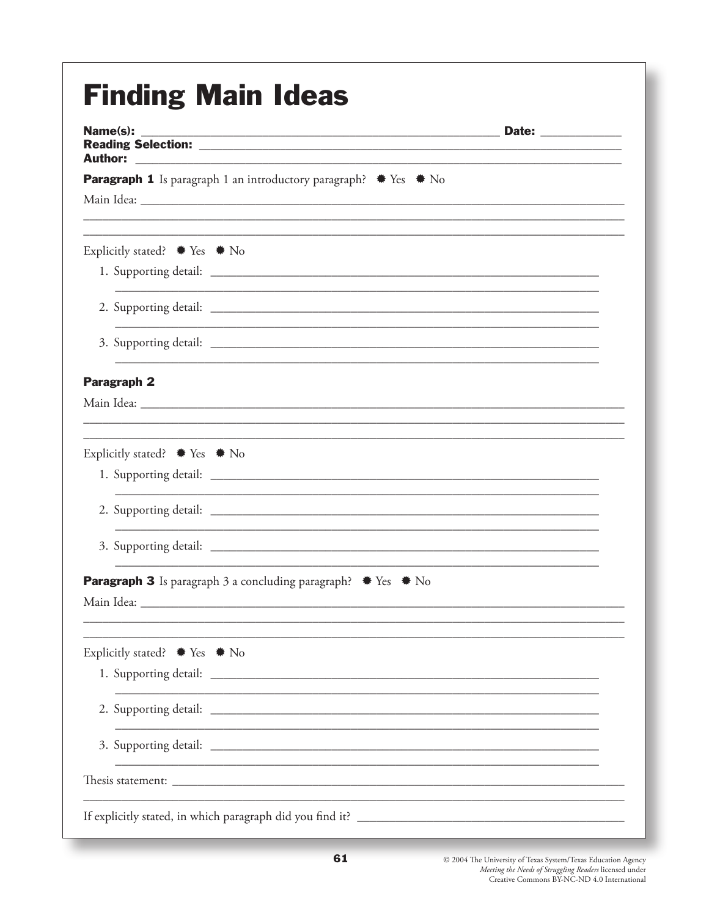# Finding Main Ideas

**Name(s):** ______________________________ **Date:** ____________
**Reading Selection:** ______________________________
**Author:** ______________________________

**Paragraph 1** Is paragraph 1 an introductory paragraph? ✸ Yes ✸ No

Main Idea: ______________________________

______________________________

______________________________

Explicitly stated? ✸ Yes ✸ No

1. Supporting detail: ______________________________
   ______________________________
2. Supporting detail: ______________________________
   ______________________________
3. Supporting detail: ______________________________
   ______________________________

**Paragraph 2**

Main Idea: ______________________________

______________________________

______________________________

Explicitly stated? ✸ Yes ✸ No

1. Supporting detail: ______________________________
   ______________________________
2. Supporting detail: ______________________________
   ______________________________
3. Supporting detail: ______________________________
   ______________________________

**Paragraph 3** Is paragraph 3 a concluding paragraph? ✸ Yes ✸ No

Main Idea: ______________________________

______________________________

______________________________

Explicitly stated? ✸ Yes ✸ No

1. Supporting detail: ______________________________
   ______________________________
2. Supporting detail: ______________________________
   ______________________________
3. Supporting detail: ______________________________
   ______________________________

Thesis statement: ______________________________

______________________________

If explicitly stated, in which paragraph did you find it? ______________________________

© 2004 The University of Texas System/Texas Education Agency
*Meeting the Needs of Struggling Readers* licensed under
Creative Commons BY-NC-ND 4.0 International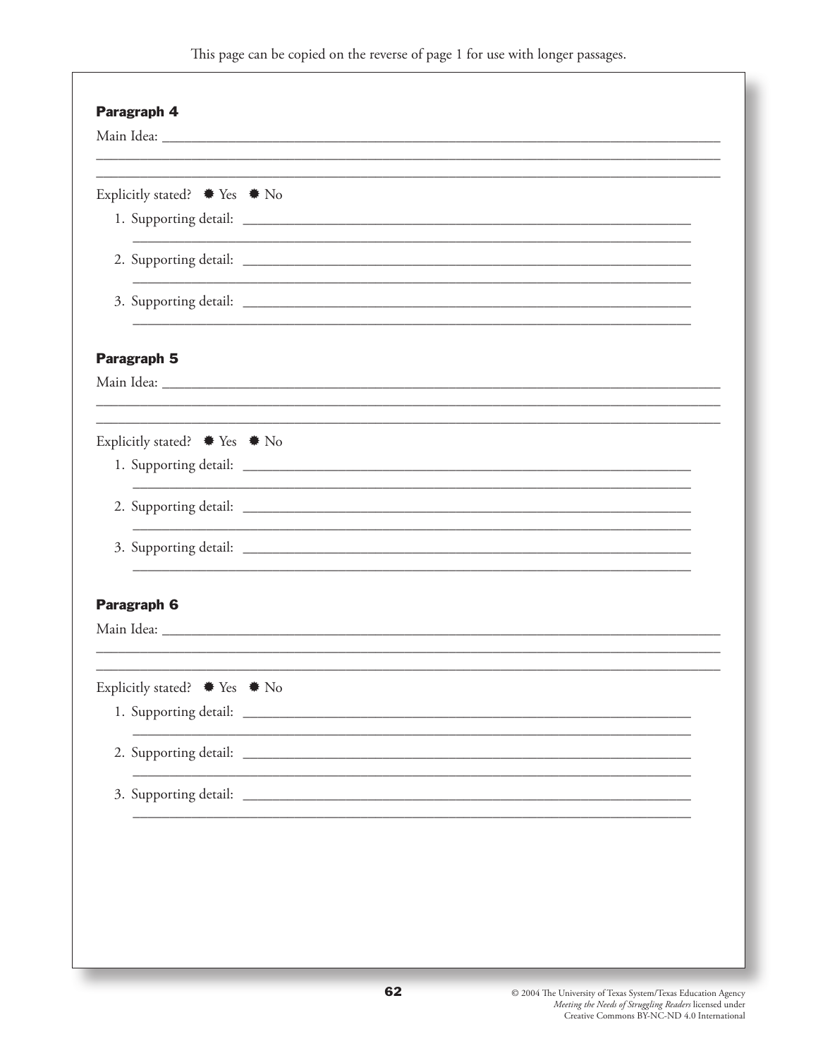This page can be copied on the reverse of page 1 for use with longer passages.

**Paragraph 4**

Main Idea: ______________________________________________________________________________

______________________________________________________________________________

______________________________________________________________________________

Explicitly stated? ✸ Yes ✸ No

1. Supporting detail: ______________________________________________________________

   ______________________________________________________________

2. Supporting detail: ______________________________________________________________

   ______________________________________________________________

3. Supporting detail: ______________________________________________________________

   ______________________________________________________________

**Paragraph 5**

Main Idea: ______________________________________________________________________________

______________________________________________________________________________

______________________________________________________________________________

Explicitly stated? ✸ Yes ✸ No

1. Supporting detail: ______________________________________________________________

   ______________________________________________________________

2. Supporting detail: ______________________________________________________________

   ______________________________________________________________

3. Supporting detail: ______________________________________________________________

   ______________________________________________________________

**Paragraph 6**

Main Idea: ______________________________________________________________________________

______________________________________________________________________________

______________________________________________________________________________

Explicitly stated? ✸ Yes ✸ No

1. Supporting detail: ______________________________________________________________

   ______________________________________________________________

2. Supporting detail: ______________________________________________________________

   ______________________________________________________________

3. Supporting detail: ______________________________________________________________

   ______________________________________________________________

© 2004 The University of Texas System/Texas Education Agency
*Meeting the Needs of Struggling Readers* licensed under
Creative Commons BY-NC-ND 4.0 International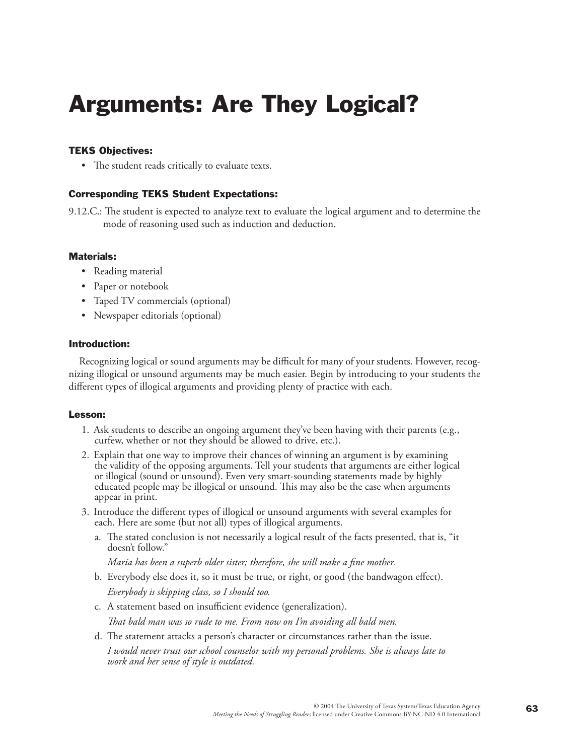# Arguments: Are They Logical?

### TEKS Objectives:

- The student reads critically to evaluate texts.

### Corresponding TEKS Student Expectations:

9.12.C.: The student is expected to analyze text to evaluate the logical argument and to determine the mode of reasoning used such as induction and deduction.

### Materials:

- Reading material
- Paper or notebook
- Taped TV commercials (optional)
- Newspaper editorials (optional)

### Introduction:

Recognizing logical or sound arguments may be difficult for many of your students. However, recognizing illogical or unsound arguments may be much easier. Begin by introducing to your students the different types of illogical arguments and providing plenty of practice with each.

### Lesson:

1. Ask students to describe an ongoing argument they've been having with their parents (e.g., curfew, whether or not they should be allowed to drive, etc.).
2. Explain that one way to improve their chances of winning an argument is by examining the validity of the opposing arguments. Tell your students that arguments are either logical or illogical (sound or unsound). Even very smart-sounding statements made by highly educated people may be illogical or unsound. This may also be the case when arguments appear in print.
3. Introduce the different types of illogical or unsound arguments with several examples for each. Here are some (but not all) types of illogical arguments.
   a. The stated conclusion is not necessarily a logical result of the facts presented, that is, "it doesn't follow."

      *María has been a superb older sister; therefore, she will make a fine mother.*

   b. Everybody else does it, so it must be true, or right, or good (the bandwagon effect).

      *Everybody is skipping class, so I should too.*

   c. A statement based on insufficient evidence (generalization).

      *That bald man was so rude to me. From now on I'm avoiding all bald men.*

   d. The statement attacks a person's character or circumstances rather than the issue.

      *I would never trust our school counselor with my personal problems. She is always late to work and her sense of style is outdated.*

© 2004 The University of Texas System/Texas Education Agency
*Meeting the Needs of Struggling Readers* licensed under Creative Commons BY-NC-ND 4.0 International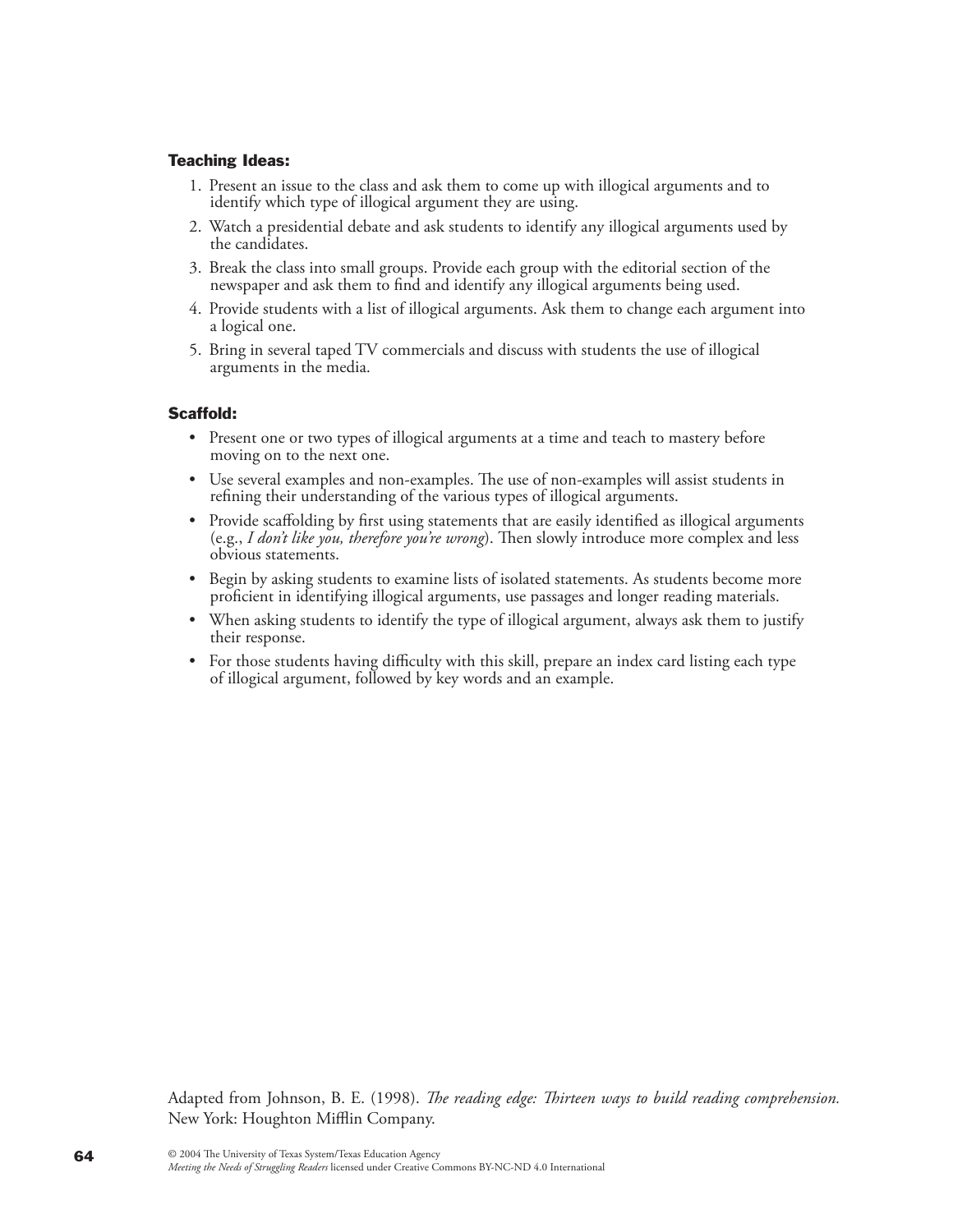### Teaching Ideas:

1. Present an issue to the class and ask them to come up with illogical arguments and to identify which type of illogical argument they are using.
2. Watch a presidential debate and ask students to identify any illogical arguments used by the candidates.
3. Break the class into small groups. Provide each group with the editorial section of the newspaper and ask them to find and identify any illogical arguments being used.
4. Provide students with a list of illogical arguments. Ask them to change each argument into a logical one.
5. Bring in several taped TV commercials and discuss with students the use of illogical arguments in the media.

### Scaffold:

- Present one or two types of illogical arguments at a time and teach to mastery before moving on to the next one.
- Use several examples and non-examples. The use of non-examples will assist students in refining their understanding of the various types of illogical arguments.
- Provide scaffolding by first using statements that are easily identified as illogical arguments (e.g., *I don't like you, therefore you're wrong*). Then slowly introduce more complex and less obvious statements.
- Begin by asking students to examine lists of isolated statements. As students become more proficient in identifying illogical arguments, use passages and longer reading materials.
- When asking students to identify the type of illogical argument, always ask them to justify their response.
- For those students having difficulty with this skill, prepare an index card listing each type of illogical argument, followed by key words and an example.

Adapted from Johnson, B. E. (1998). *The reading edge: Thirteen ways to build reading comprehension.* New York: Houghton Mifflin Company.

© 2004 The University of Texas System/Texas Education Agency
*Meeting the Needs of Struggling Readers* licensed under Creative Commons BY-NC-ND 4.0 International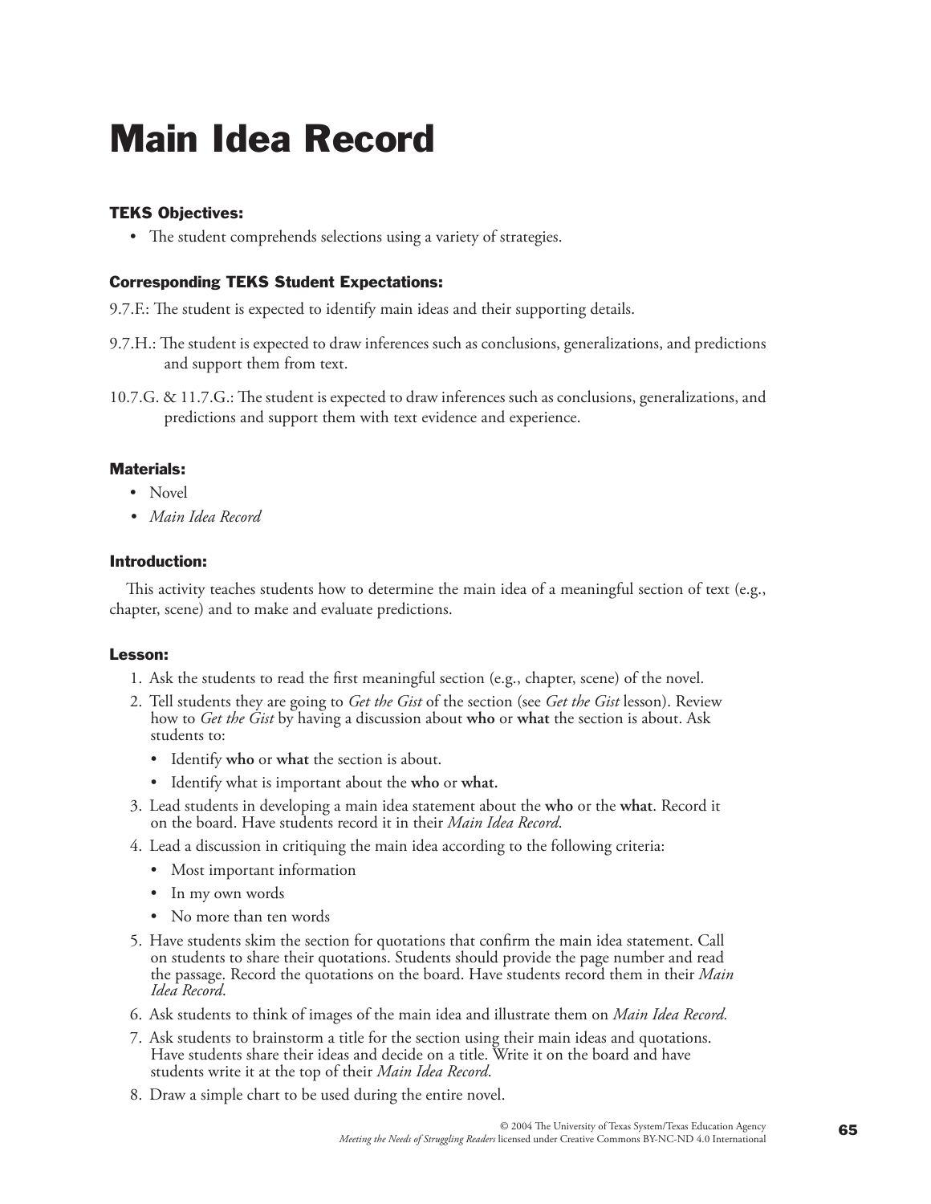# Main Idea Record

### TEKS Objectives:

- The student comprehends selections using a variety of strategies.

### Corresponding TEKS Student Expectations:

9.7.F.: The student is expected to identify main ideas and their supporting details.

9.7.H.: The student is expected to draw inferences such as conclusions, generalizations, and predictions and support them from text.

10.7.G. & 11.7.G.: The student is expected to draw inferences such as conclusions, generalizations, and predictions and support them with text evidence and experience.

### Materials:

- Novel
- *Main Idea Record*

### Introduction:

This activity teaches students how to determine the main idea of a meaningful section of text (e.g., chapter, scene) and to make and evaluate predictions.

### Lesson:

1. Ask the students to read the first meaningful section (e.g., chapter, scene) of the novel.
2. Tell students they are going to *Get the Gist* of the section (see *Get the Gist* lesson). Review how to *Get the Gist* by having a discussion about **who** or **what** the section is about. Ask students to:
   - Identify **who** or **what** the section is about.
   - Identify what is important about the **who** or **what.**
3. Lead students in developing a main idea statement about the **who** or the **what**. Record it on the board. Have students record it in their *Main Idea Record*.
4. Lead a discussion in critiquing the main idea according to the following criteria:
   - Most important information
   - In my own words
   - No more than ten words
5. Have students skim the section for quotations that confirm the main idea statement. Call on students to share their quotations. Students should provide the page number and read the passage. Record the quotations on the board. Have students record them in their *Main Idea Record*.
6. Ask students to think of images of the main idea and illustrate them on *Main Idea Record.*
7. Ask students to brainstorm a title for the section using their main ideas and quotations. Have students share their ideas and decide on a title. Write it on the board and have students write it at the top of their *Main Idea Record*.
8. Draw a simple chart to be used during the entire novel.

© 2004 The University of Texas System/Texas Education Agency
*Meeting the Needs of Struggling Readers* licensed under Creative Commons BY-NC-ND 4.0 International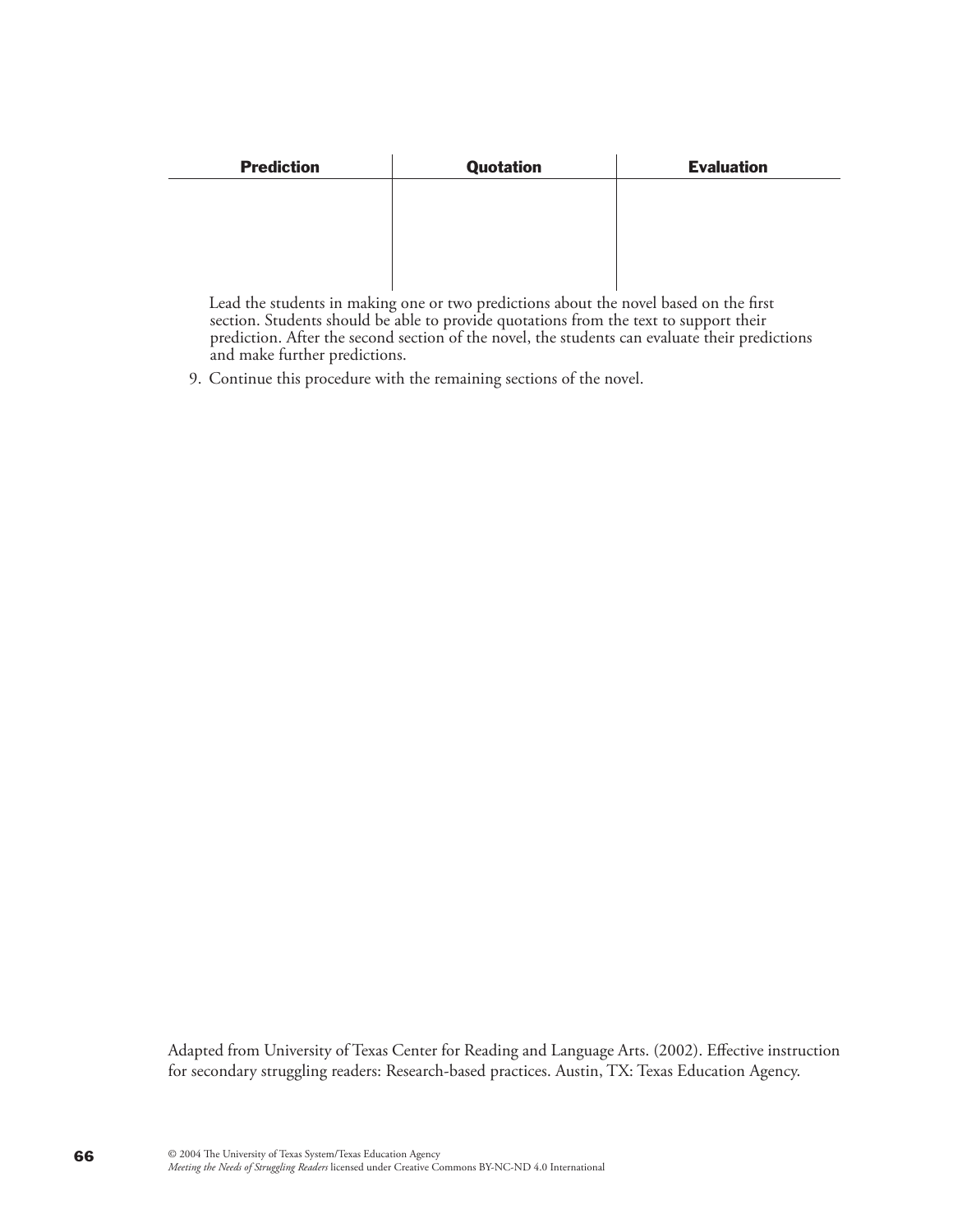| Prediction | Quotation | Evaluation |
| --- | --- | --- |
| | | |

Lead the students in making one or two predictions about the novel based on the first section. Students should be able to provide quotations from the text to support their prediction. After the second section of the novel, the students can evaluate their predictions and make further predictions.

9. Continue this procedure with the remaining sections of the novel.

Adapted from University of Texas Center for Reading and Language Arts. (2002). Effective instruction for secondary struggling readers: Research-based practices. Austin, TX: Texas Education Agency.

© 2004 The University of Texas System/Texas Education Agency
*Meeting the Needs of Struggling Readers* licensed under Creative Commons BY-NC-ND 4.0 International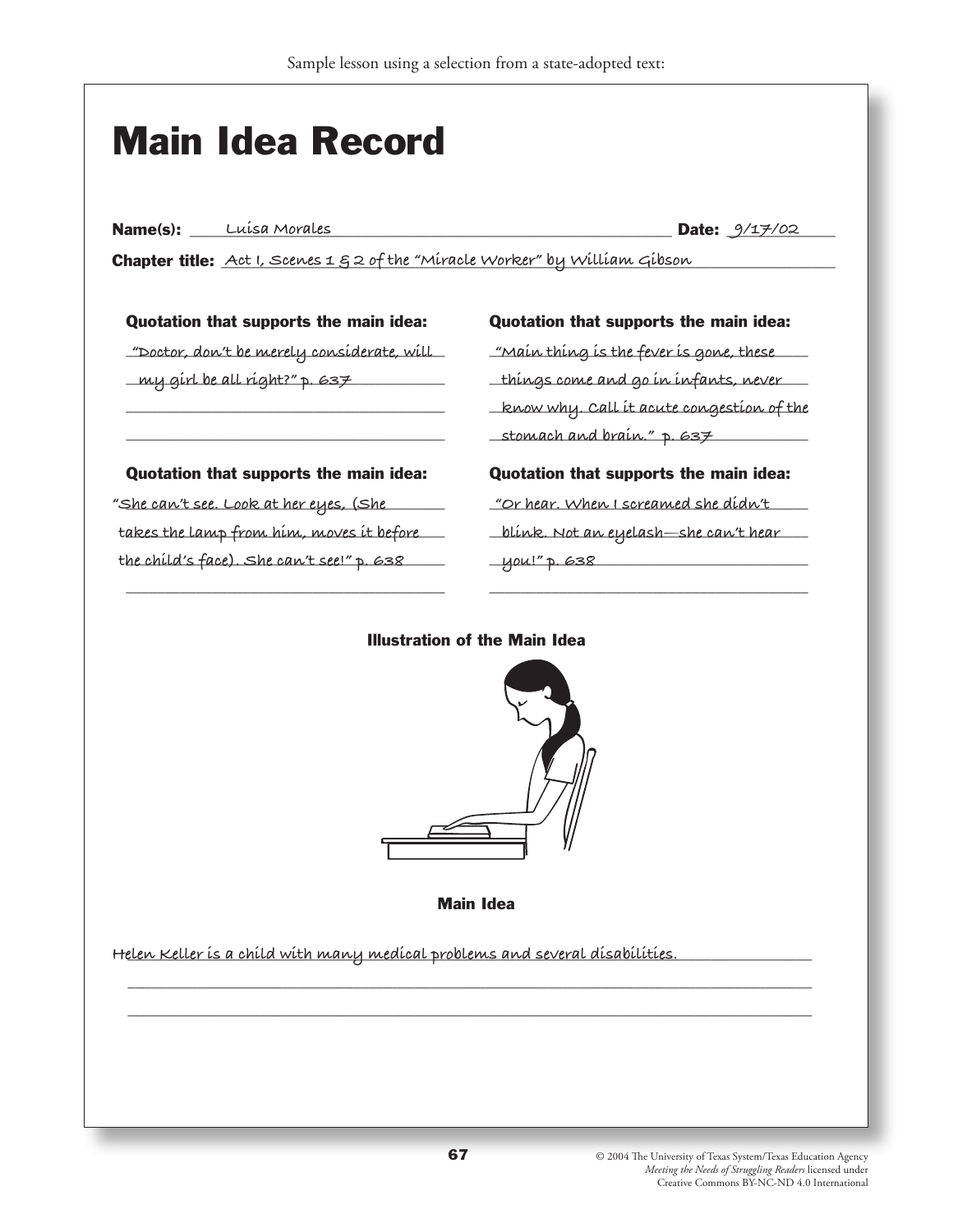Sample lesson using a selection from a state-adopted text:

# Main Idea Record

**Name(s):** Luisa Morales **Date:** 9/17/02

**Chapter title:** Act I, Scenes 1 & 2 of the "Miracle Worker" by William Gibson

**Quotation that supports the main idea:**

"Doctor, don't be merely considerate, will my girl be all right?" p. 637

**Quotation that supports the main idea:**

"Main thing is the fever is gone, these things come and go in infants, never know why. Call it acute congestion of the stomach and brain." p. 637

**Quotation that supports the main idea:**

"She can't see. Look at her eyes, (She takes the lamp from him, moves it before the child's face). She can't see!" p. 638

**Quotation that supports the main idea:**

"Or hear. When I screamed she didn't blink. Not an eyelash—she can't hear you!" p. 638

**Illustration of the Main Idea**

**Main Idea**

Helen Keller is a child with many medical problems and several disabilities.

© 2004 The University of Texas System/Texas Education Agency
*Meeting the Needs of Struggling Readers* licensed under
Creative Commons BY-NC-ND 4.0 International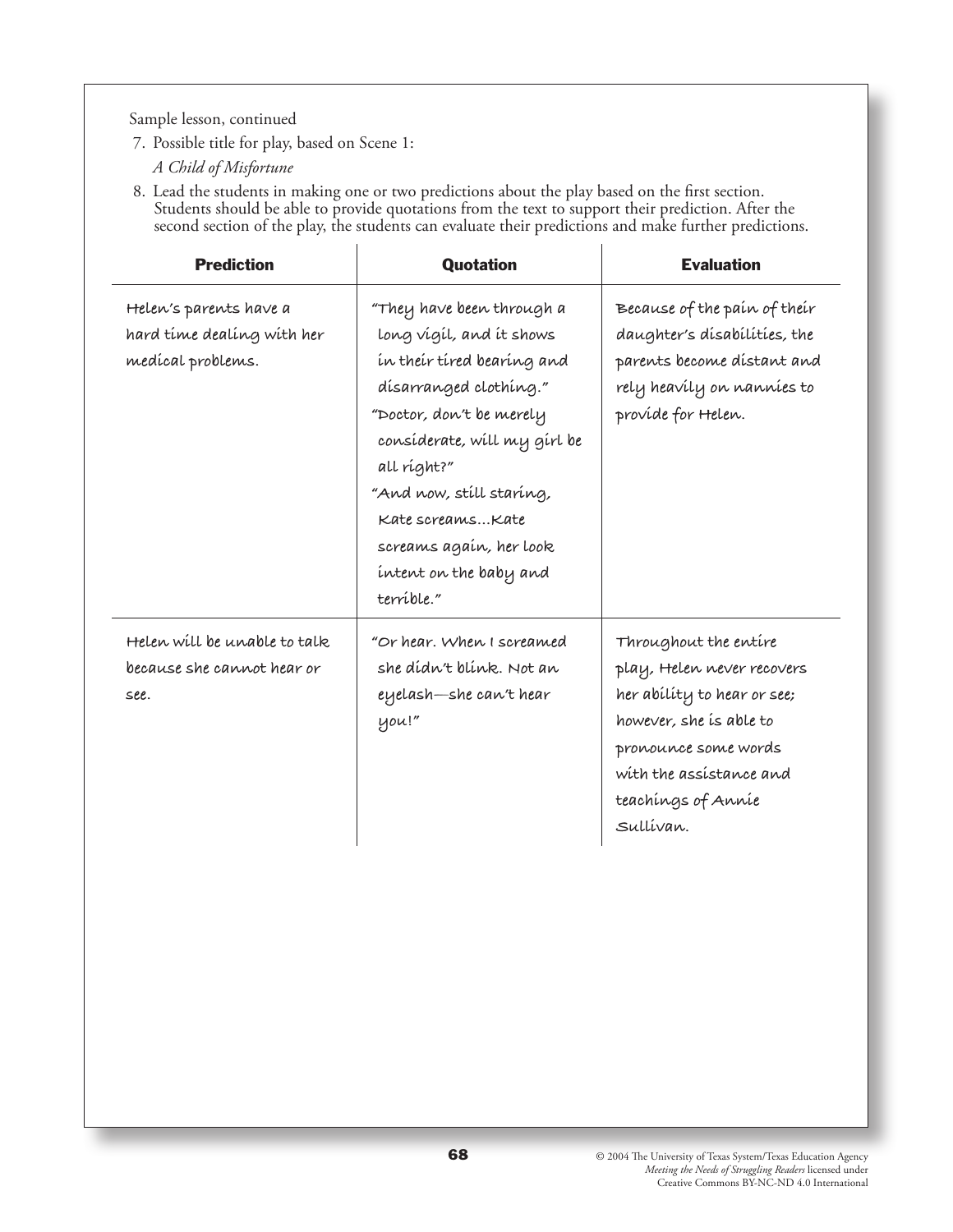Sample lesson, continued

7. Possible title for play, based on Scene 1:

   *A Child of Misfortune*

8. Lead the students in making one or two predictions about the play based on the first section. Students should be able to provide quotations from the text to support their prediction. After the second section of the play, the students can evaluate their predictions and make further predictions.

| Prediction | Quotation | Evaluation |
|---|---|---|
| Helen's parents have a hard time dealing with her medical problems. | "They have been through a long vigil, and it shows in their tired bearing and disarranged clothing." "Doctor, don't be merely considerate, will my girl be all right?" "And now, still staring, Kate screams…Kate screams again, her look intent on the baby and terrible." | Because of the pain of their daughter's disabilities, the parents become distant and rely heavily on nannies to provide for Helen. |
| Helen will be unable to talk because she cannot hear or see. | "Or hear. When I screamed she didn't blink. Not an eyelash—she can't hear you!" | Throughout the entire play, Helen never recovers her ability to hear or see; however, she is able to pronounce some words with the assistance and teachings of Annie Sullivan. |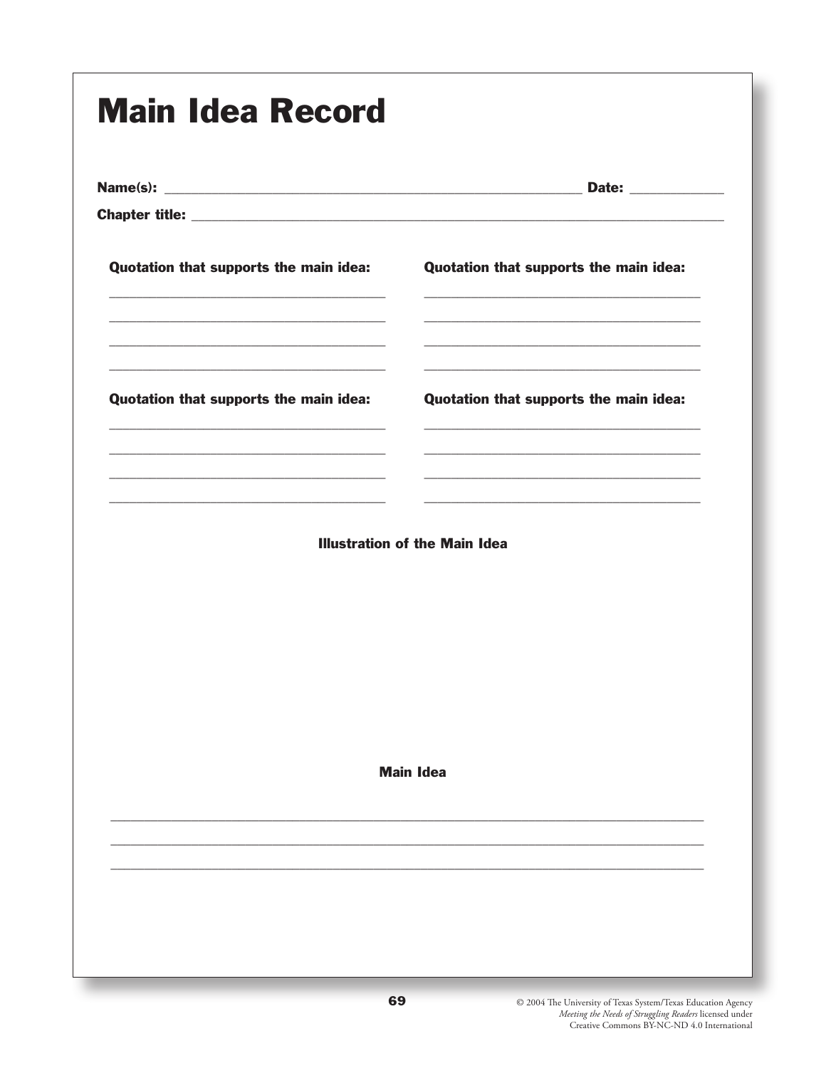# Main Idea Record

**Name(s):** ______________________________________________ **Date:** __________

**Chapter title:** ______________________________________________________________

**Quotation that supports the main idea:**

______________________________________
______________________________________
______________________________________
______________________________________

**Quotation that supports the main idea:**

______________________________________
______________________________________
______________________________________
______________________________________

**Quotation that supports the main idea:**

______________________________________
______________________________________
______________________________________
______________________________________

**Quotation that supports the main idea:**

______________________________________
______________________________________
______________________________________
______________________________________

**Illustration of the Main Idea**

**Main Idea**

______________________________________________________________________________
______________________________________________________________________________
______________________________________________________________________________

© 2004 The University of Texas System/Texas Education Agency
*Meeting the Needs of Struggling Readers* licensed under
Creative Commons BY-NC-ND 4.0 International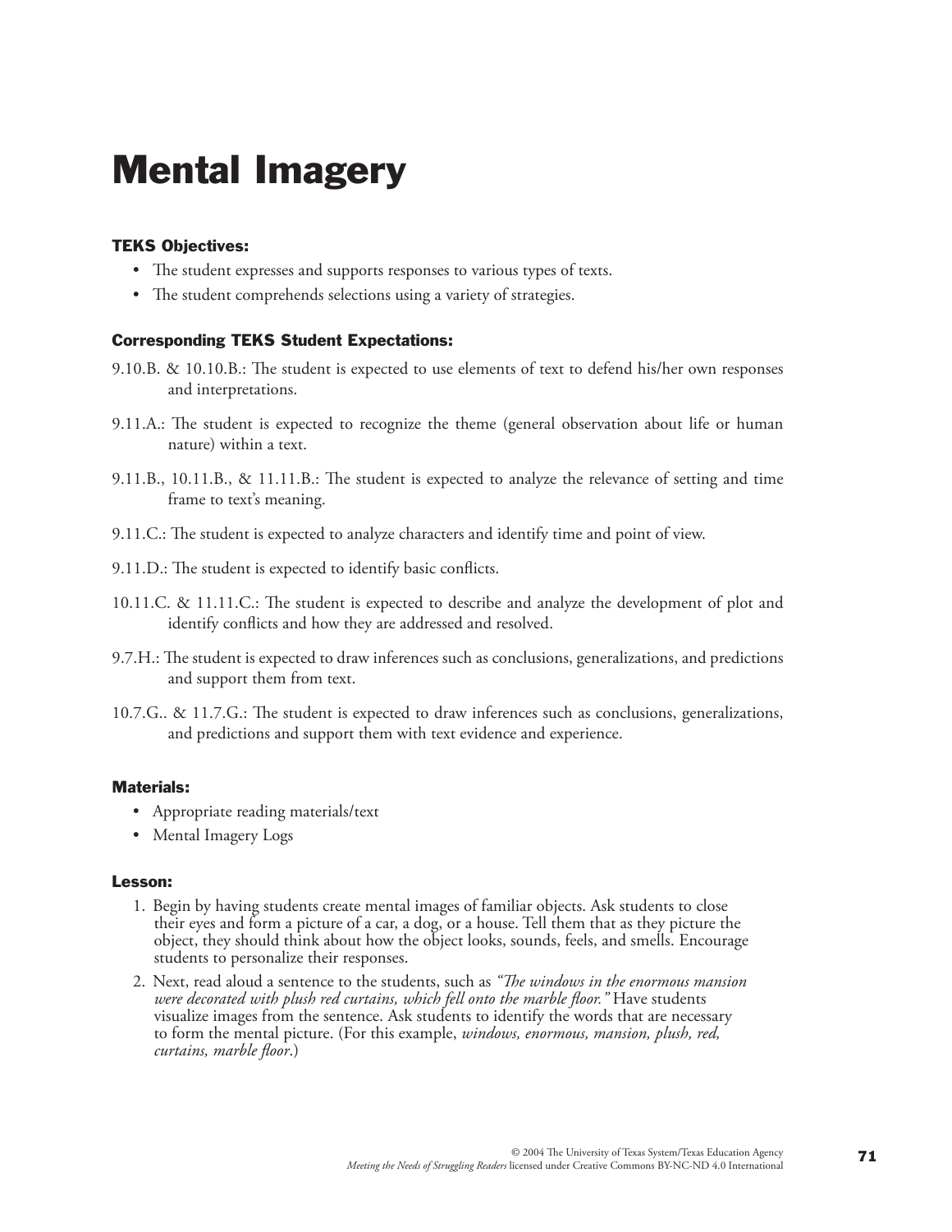# Mental Imagery

### TEKS Objectives:

- The student expresses and supports responses to various types of texts.
- The student comprehends selections using a variety of strategies.

### Corresponding TEKS Student Expectations:

9.10.B. & 10.10.B.: The student is expected to use elements of text to defend his/her own responses and interpretations.

9.11.A.: The student is expected to recognize the theme (general observation about life or human nature) within a text.

9.11.B., 10.11.B., & 11.11.B.: The student is expected to analyze the relevance of setting and time frame to text's meaning.

9.11.C.: The student is expected to analyze characters and identify time and point of view.

9.11.D.: The student is expected to identify basic conflicts.

10.11.C. & 11.11.C.: The student is expected to describe and analyze the development of plot and identify conflicts and how they are addressed and resolved.

9.7.H.: The student is expected to draw inferences such as conclusions, generalizations, and predictions and support them from text.

10.7.G.. & 11.7.G.: The student is expected to draw inferences such as conclusions, generalizations, and predictions and support them with text evidence and experience.

### Materials:

- Appropriate reading materials/text
- Mental Imagery Logs

### Lesson:

1. Begin by having students create mental images of familiar objects. Ask students to close their eyes and form a picture of a car, a dog, or a house. Tell them that as they picture the object, they should think about how the object looks, sounds, feels, and smells. Encourage students to personalize their responses.
2. Next, read aloud a sentence to the students, such as *"The windows in the enormous mansion were decorated with plush red curtains, which fell onto the marble floor."* Have students visualize images from the sentence. Ask students to identify the words that are necessary to form the mental picture. (For this example, *windows, enormous, mansion, plush, red, curtains, marble floor*.)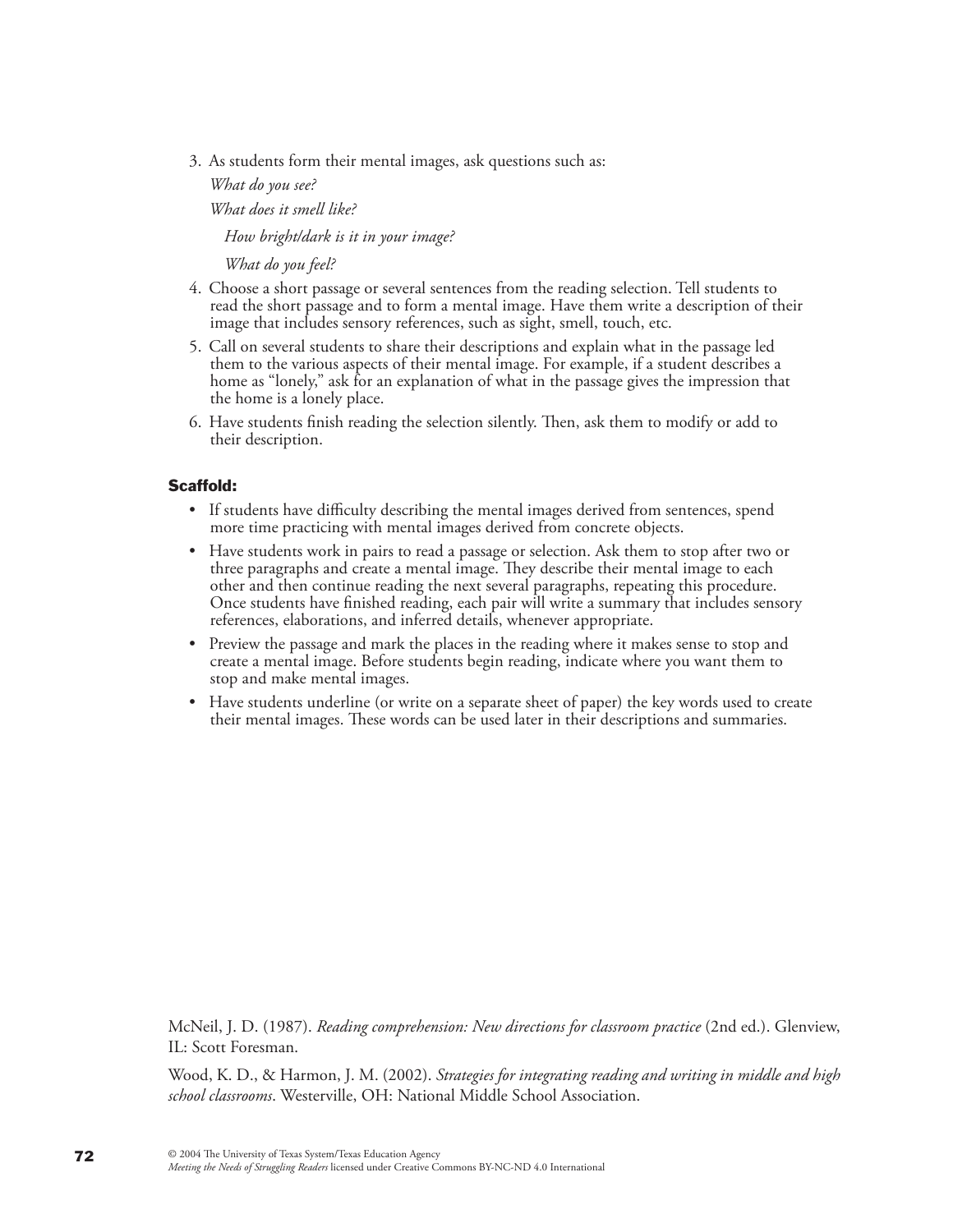3. As students form their mental images, ask questions such as:

   *What do you see?*

   *What does it smell like?*

   *How bright/dark is it in your image?*

   *What do you feel?*

4. Choose a short passage or several sentences from the reading selection. Tell students to read the short passage and to form a mental image. Have them write a description of their image that includes sensory references, such as sight, smell, touch, etc.
5. Call on several students to share their descriptions and explain what in the passage led them to the various aspects of their mental image. For example, if a student describes a home as "lonely," ask for an explanation of what in the passage gives the impression that the home is a lonely place.
6. Have students finish reading the selection silently. Then, ask them to modify or add to their description.

**Scaffold:**

- If students have difficulty describing the mental images derived from sentences, spend more time practicing with mental images derived from concrete objects.
- Have students work in pairs to read a passage or selection. Ask them to stop after two or three paragraphs and create a mental image. They describe their mental image to each other and then continue reading the next several paragraphs, repeating this procedure. Once students have finished reading, each pair will write a summary that includes sensory references, elaborations, and inferred details, whenever appropriate.
- Preview the passage and mark the places in the reading where it makes sense to stop and create a mental image. Before students begin reading, indicate where you want them to stop and make mental images.
- Have students underline (or write on a separate sheet of paper) the key words used to create their mental images. These words can be used later in their descriptions and summaries.

McNeil, J. D. (1987). *Reading comprehension: New directions for classroom practice* (2nd ed.). Glenview, IL: Scott Foresman.

Wood, K. D., & Harmon, J. M. (2002). *Strategies for integrating reading and writing in middle and high school classrooms*. Westerville, OH: National Middle School Association.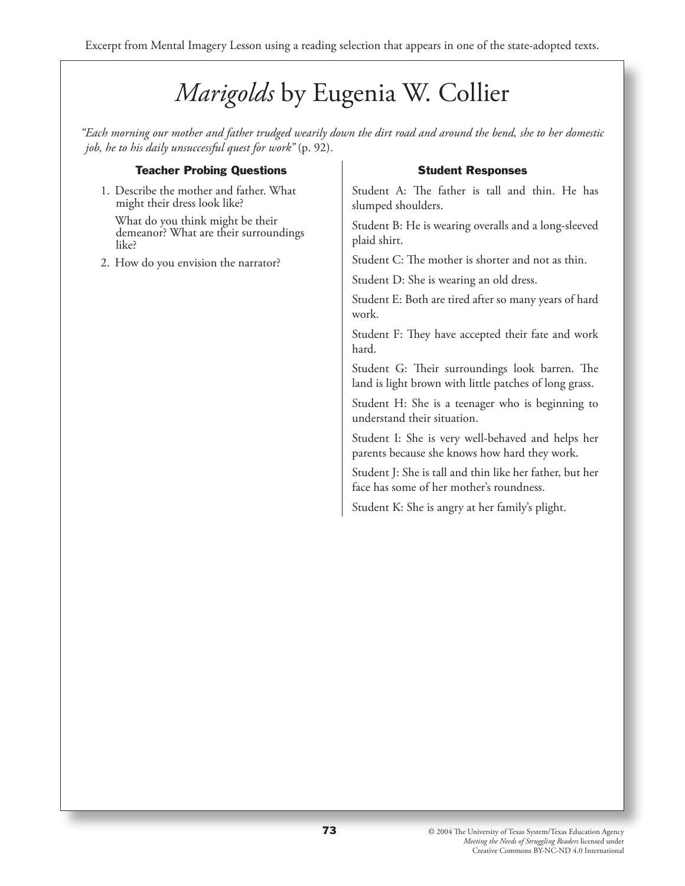Excerpt from Mental Imagery Lesson using a reading selection that appears in one of the state-adopted texts.

# *Marigolds* by Eugenia W. Collier

*"Each morning our mother and father trudged wearily down the dirt road and around the bend, she to her domestic job, he to his daily unsuccessful quest for work"* (p. 92).

| Teacher Probing Questions | Student Responses |
|---|---|
| 1. Describe the mother and father. What might their dress look like?<br><br>What do you think might be their demeanor? What are their surroundings like?<br><br>2. How do you envision the narrator? | Student A: The father is tall and thin. He has slumped shoulders.<br><br>Student B: He is wearing overalls and a long-sleeved plaid shirt.<br><br>Student C: The mother is shorter and not as thin.<br><br>Student D: She is wearing an old dress.<br><br>Student E: Both are tired after so many years of hard work.<br><br>Student F: They have accepted their fate and work hard.<br><br>Student G: Their surroundings look barren. The land is light brown with little patches of long grass.<br><br>Student H: She is a teenager who is beginning to understand their situation.<br><br>Student I: She is very well-behaved and helps her parents because she knows how hard they work.<br><br>Student J: She is tall and thin like her father, but her face has some of her mother's roundness.<br><br>Student K: She is angry at her family's plight. |

© 2004 The University of Texas System/Texas Education Agency
*Meeting the Needs of Struggling Readers* licensed under
Creative Commons BY-NC-ND 4.0 International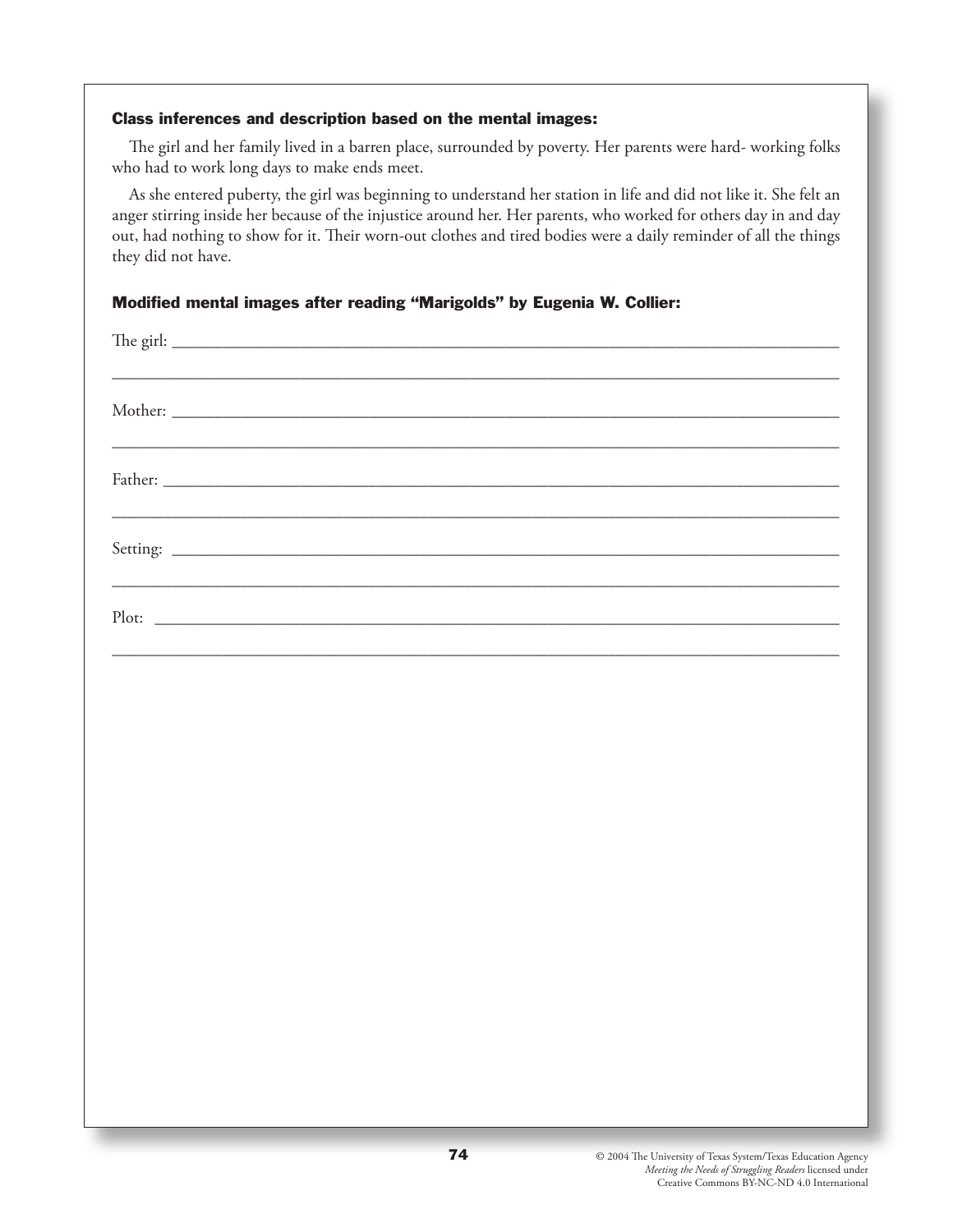**Class inferences and description based on the mental images:**

The girl and her family lived in a barren place, surrounded by poverty. Her parents were hard- working folks who had to work long days to make ends meet.

As she entered puberty, the girl was beginning to understand her station in life and did not like it. She felt an anger stirring inside her because of the injustice around her. Her parents, who worked for others day in and day out, had nothing to show for it. Their worn-out clothes and tired bodies were a daily reminder of all the things they did not have.

**Modified mental images after reading "Marigolds" by Eugenia W. Collier:**

The girl: ______________________________________________________________________________

_______________________________________________________________________________________

Mother: _______________________________________________________________________________

_______________________________________________________________________________________

Father: ________________________________________________________________________________

_______________________________________________________________________________________

Setting: _______________________________________________________________________________

_______________________________________________________________________________________

Plot: __________________________________________________________________________________

_______________________________________________________________________________________

© 2004 The University of Texas System/Texas Education Agency
*Meeting the Needs of Struggling Readers* licensed under
Creative Commons BY-NC-ND 4.0 International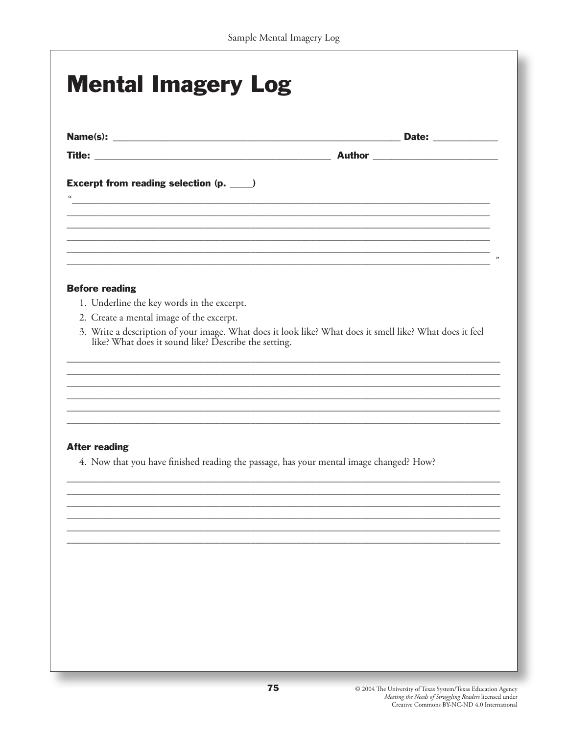# Mental Imagery Log

**Name(s):** ______________________________________________ **Date:** ____________

**Title:** ______________________________________ **Author** ______________________

**Excerpt from reading selection (p. ____)**

"______________________________________________________________________________
______________________________________________________________________________
______________________________________________________________________________
______________________________________________________________________________
______________________________________________________________________________
______________________________________________________________________________"

### Before reading

1. Underline the key words in the excerpt.
2. Create a mental image of the excerpt.
3. Write a description of your image. What does it look like? What does it smell like? What does it feel like? What does it sound like? Describe the setting.

______________________________________________________________________________
______________________________________________________________________________
______________________________________________________________________________
______________________________________________________________________________
______________________________________________________________________________
______________________________________________________________________________

### After reading

4. Now that you have finished reading the passage, has your mental image changed? How?

______________________________________________________________________________
______________________________________________________________________________
______________________________________________________________________________
______________________________________________________________________________
______________________________________________________________________________
______________________________________________________________________________

© 2004 The University of Texas System/Texas Education Agency
*Meeting the Needs of Struggling Readers* licensed under
Creative Commons BY-NC-ND 4.0 International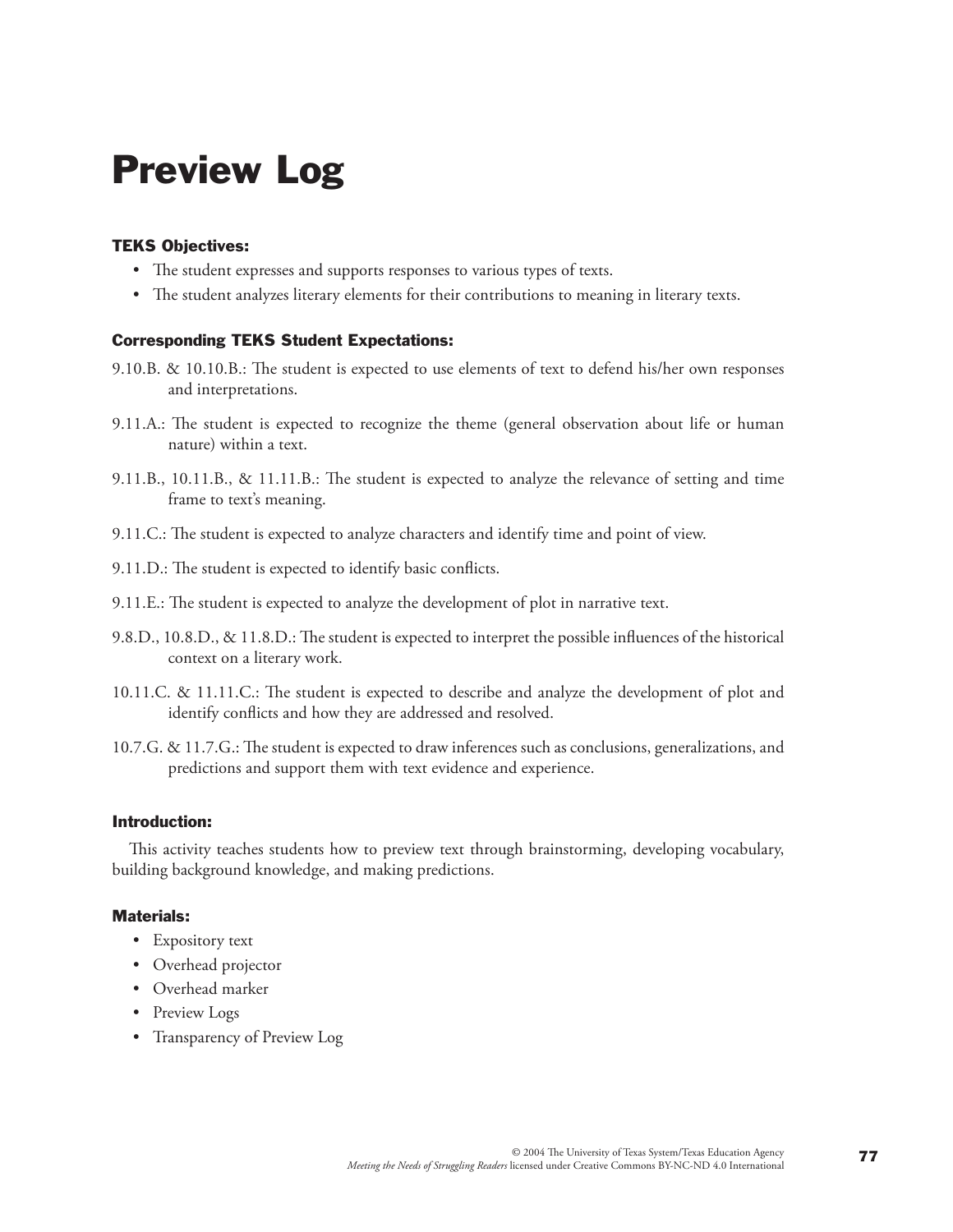# Preview Log

### TEKS Objectives:

- The student expresses and supports responses to various types of texts.
- The student analyzes literary elements for their contributions to meaning in literary texts.

### Corresponding TEKS Student Expectations:

9.10.B. & 10.10.B.: The student is expected to use elements of text to defend his/her own responses and interpretations.

9.11.A.: The student is expected to recognize the theme (general observation about life or human nature) within a text.

9.11.B., 10.11.B., & 11.11.B.: The student is expected to analyze the relevance of setting and time frame to text's meaning.

9.11.C.: The student is expected to analyze characters and identify time and point of view.

9.11.D.: The student is expected to identify basic conflicts.

9.11.E.: The student is expected to analyze the development of plot in narrative text.

9.8.D., 10.8.D., & 11.8.D.: The student is expected to interpret the possible influences of the historical context on a literary work.

10.11.C. & 11.11.C.: The student is expected to describe and analyze the development of plot and identify conflicts and how they are addressed and resolved.

10.7.G. & 11.7.G.: The student is expected to draw inferences such as conclusions, generalizations, and predictions and support them with text evidence and experience.

### Introduction:

This activity teaches students how to preview text through brainstorming, developing vocabulary, building background knowledge, and making predictions.

### Materials:

- Expository text
- Overhead projector
- Overhead marker
- Preview Logs
- Transparency of Preview Log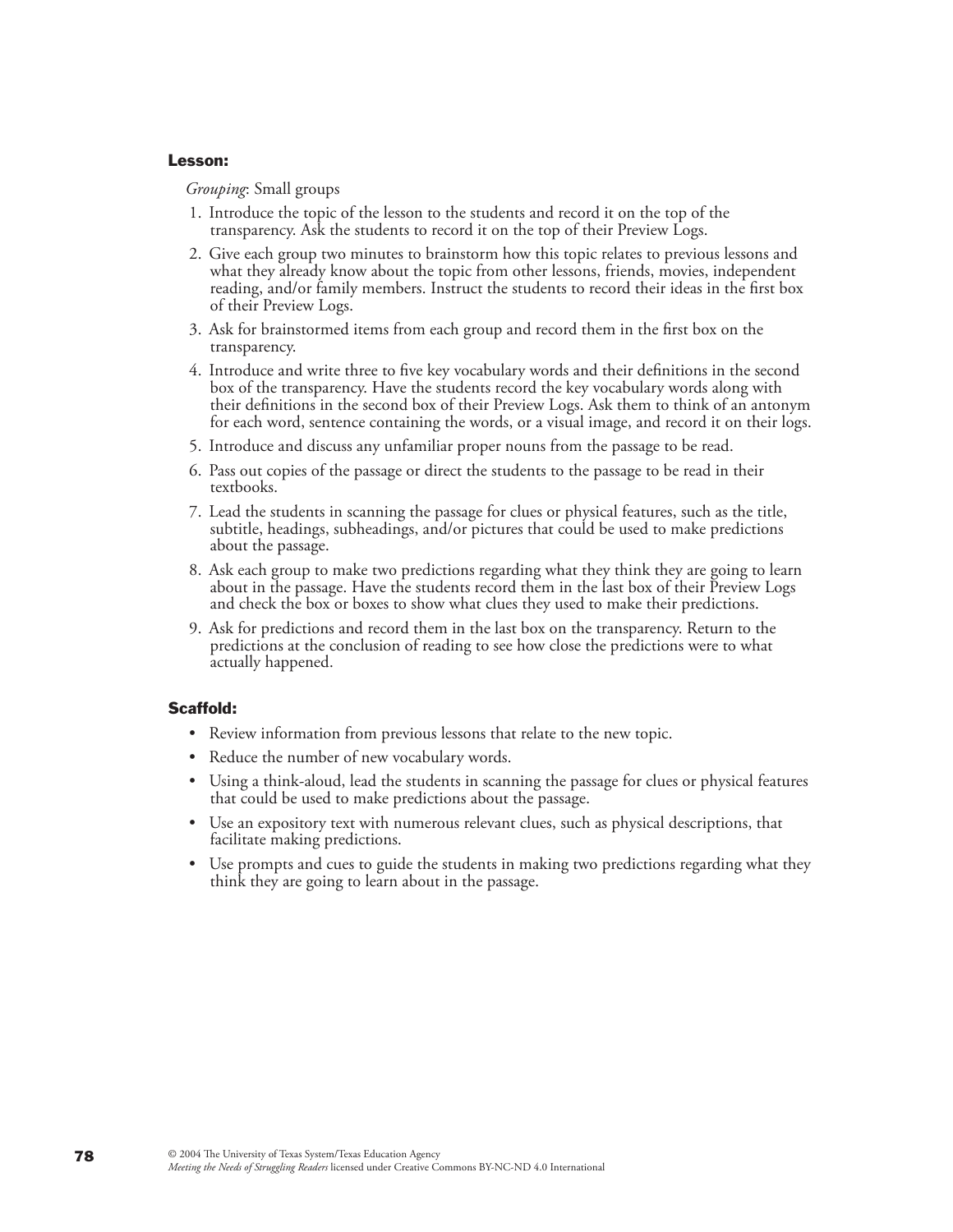**Lesson:**

*Grouping*: Small groups

1. Introduce the topic of the lesson to the students and record it on the top of the transparency. Ask the students to record it on the top of their Preview Logs.
2. Give each group two minutes to brainstorm how this topic relates to previous lessons and what they already know about the topic from other lessons, friends, movies, independent reading, and/or family members. Instruct the students to record their ideas in the first box of their Preview Logs.
3. Ask for brainstormed items from each group and record them in the first box on the transparency.
4. Introduce and write three to five key vocabulary words and their definitions in the second box of the transparency. Have the students record the key vocabulary words along with their definitions in the second box of their Preview Logs. Ask them to think of an antonym for each word, sentence containing the words, or a visual image, and record it on their logs.
5. Introduce and discuss any unfamiliar proper nouns from the passage to be read.
6. Pass out copies of the passage or direct the students to the passage to be read in their textbooks.
7. Lead the students in scanning the passage for clues or physical features, such as the title, subtitle, headings, subheadings, and/or pictures that could be used to make predictions about the passage.
8. Ask each group to make two predictions regarding what they think they are going to learn about in the passage. Have the students record them in the last box of their Preview Logs and check the box or boxes to show what clues they used to make their predictions.
9. Ask for predictions and record them in the last box on the transparency. Return to the predictions at the conclusion of reading to see how close the predictions were to what actually happened.

**Scaffold:**

- Review information from previous lessons that relate to the new topic.
- Reduce the number of new vocabulary words.
- Using a think-aloud, lead the students in scanning the passage for clues or physical features that could be used to make predictions about the passage.
- Use an expository text with numerous relevant clues, such as physical descriptions, that facilitate making predictions.
- Use prompts and cues to guide the students in making two predictions regarding what they think they are going to learn about in the passage.

© 2004 The University of Texas System/Texas Education Agency
*Meeting the Needs of Struggling Readers* licensed under Creative Commons BY-NC-ND 4.0 International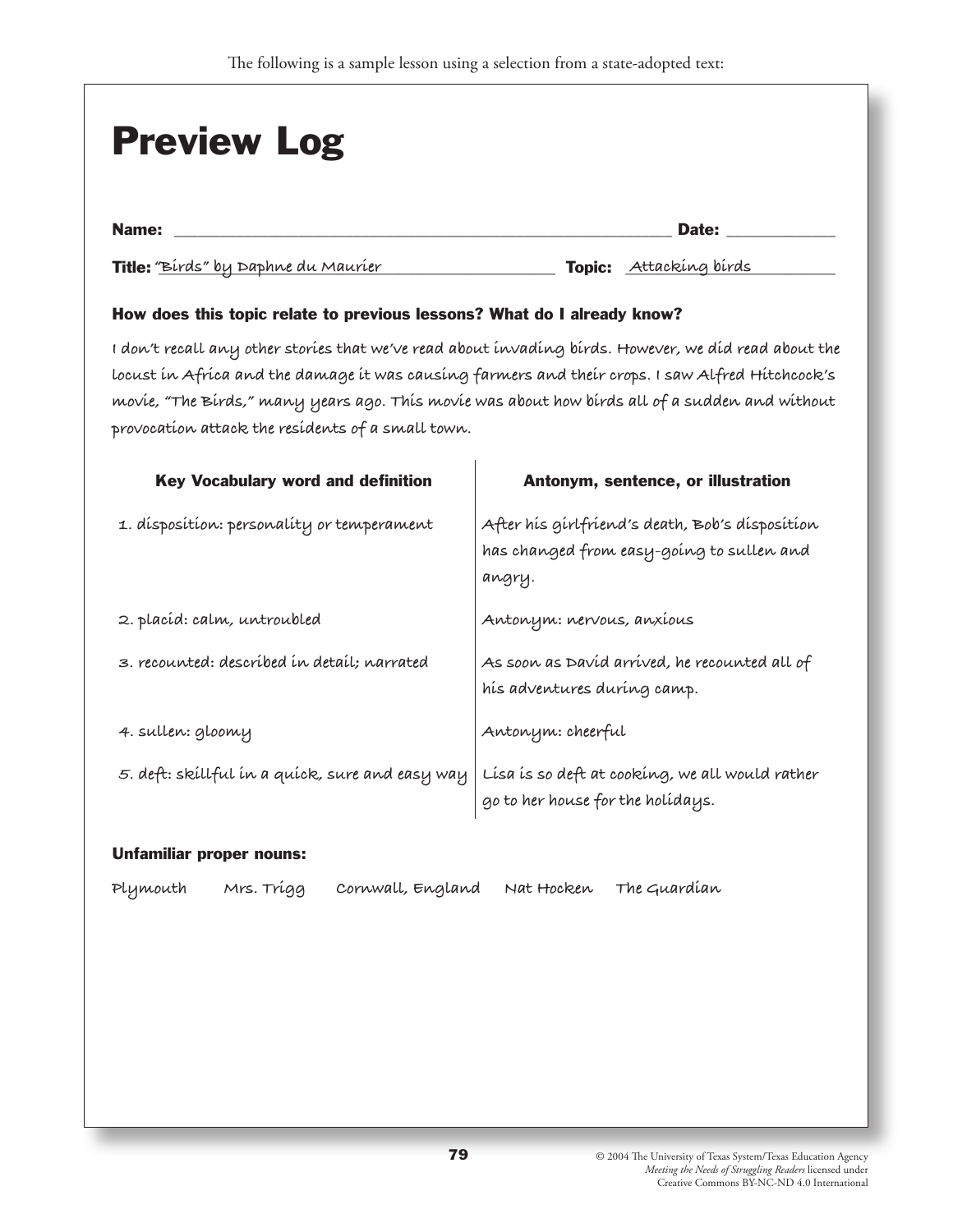The following is a sample lesson using a selection from a state-adopted text:

# Preview Log

**Name:** ______________________________ **Date:** ____________

**Title:** "Birds" by Daphne du Maurier **Topic:** Attacking birds

### How does this topic relate to previous lessons? What do I already know?

I don't recall any other stories that we've read about invading birds. However, we did read about the locust in Africa and the damage it was causing farmers and their crops. I saw Alfred Hitchcock's movie, "The Birds," many years ago. This movie was about how birds all of a sudden and without provocation attack the residents of a small town.

| Key Vocabulary word and definition | Antonym, sentence, or illustration |
| --- | --- |
| 1. disposition: personality or temperament | After his girlfriend's death, Bob's disposition has changed from easy-going to sullen and angry. |
| 2. placid: calm, untroubled | Antonym: nervous, anxious |
| 3. recounted: described in detail; narrated | As soon as David arrived, he recounted all of his adventures during camp. |
| 4. sullen: gloomy | Antonym: cheerful |
| 5. deft: skillful in a quick, sure and easy way | Lisa is so deft at cooking, we all would rather go to her house for the holidays. |

### Unfamiliar proper nouns:

Plymouth Mrs. Trigg Cornwall, England Nat Hocken The Guardian

© 2004 The University of Texas System/Texas Education Agency
*Meeting the Needs of Struggling Readers* licensed under Creative Commons BY-NC-ND 4.0 International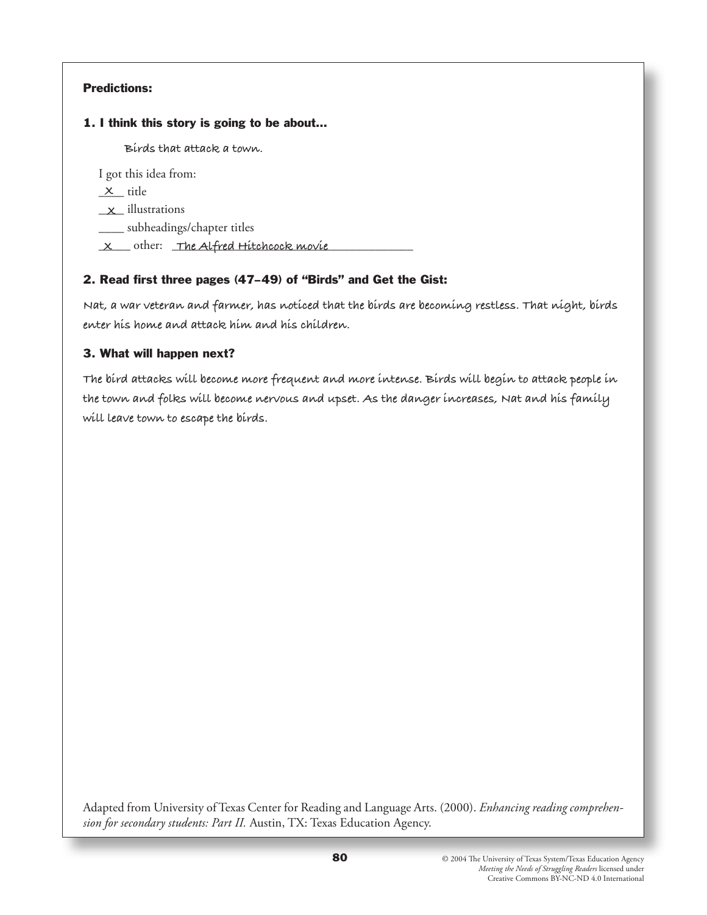**Predictions:**

**1. I think this story is going to be about…**

Birds that attack a town.

I got this idea from:

\_X\_ title

\_x\_ illustrations

\_\_\_\_ subheadings/chapter titles

\_x\_ other: The Alfred Hitchcock movie

**2. Read first three pages (47–49) of "Birds" and Get the Gist:**

Nat, a war veteran and farmer, has noticed that the birds are becoming restless. That night, birds enter his home and attack him and his children.

**3. What will happen next?**

The bird attacks will become more frequent and more intense. Birds will begin to attack people in the town and folks will become nervous and upset. As the danger increases, Nat and his family will leave town to escape the birds.

Adapted from University of Texas Center for Reading and Language Arts. (2000). *Enhancing reading comprehension for secondary students: Part II.* Austin, TX: Texas Education Agency.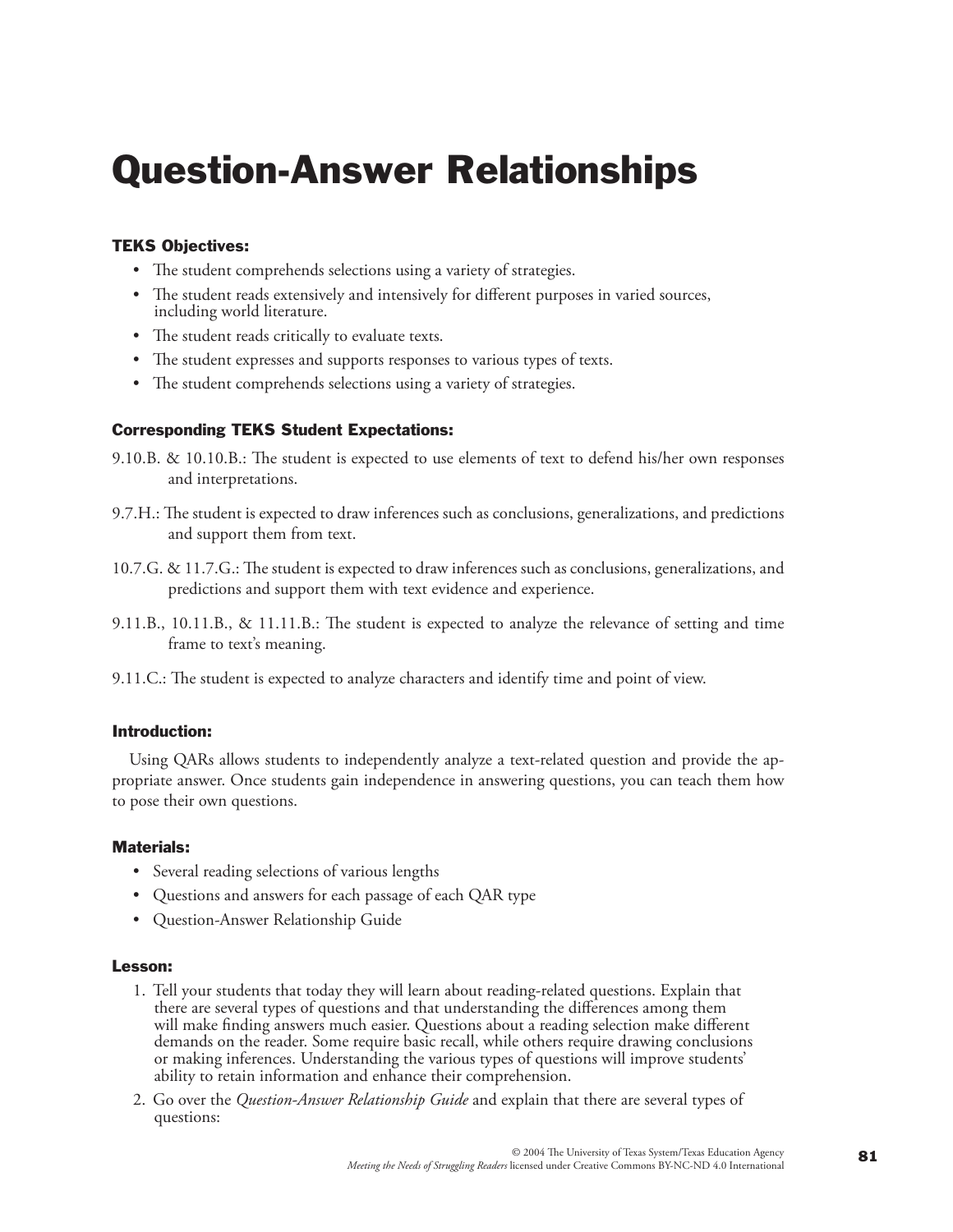# Question-Answer Relationships

### TEKS Objectives:

- The student comprehends selections using a variety of strategies.
- The student reads extensively and intensively for different purposes in varied sources, including world literature.
- The student reads critically to evaluate texts.
- The student expresses and supports responses to various types of texts.
- The student comprehends selections using a variety of strategies.

### Corresponding TEKS Student Expectations:

9.10.B. & 10.10.B.: The student is expected to use elements of text to defend his/her own responses and interpretations.

9.7.H.: The student is expected to draw inferences such as conclusions, generalizations, and predictions and support them from text.

10.7.G. & 11.7.G.: The student is expected to draw inferences such as conclusions, generalizations, and predictions and support them with text evidence and experience.

9.11.B., 10.11.B., & 11.11.B.: The student is expected to analyze the relevance of setting and time frame to text's meaning.

9.11.C.: The student is expected to analyze characters and identify time and point of view.

### Introduction:

Using QARs allows students to independently analyze a text-related question and provide the appropriate answer. Once students gain independence in answering questions, you can teach them how to pose their own questions.

### Materials:

- Several reading selections of various lengths
- Questions and answers for each passage of each QAR type
- Question-Answer Relationship Guide

### Lesson:

1. Tell your students that today they will learn about reading-related questions. Explain that there are several types of questions and that understanding the differences among them will make finding answers much easier. Questions about a reading selection make different demands on the reader. Some require basic recall, while others require drawing conclusions or making inferences. Understanding the various types of questions will improve students' ability to retain information and enhance their comprehension.
2. Go over the *Question-Answer Relationship Guide* and explain that there are several types of questions: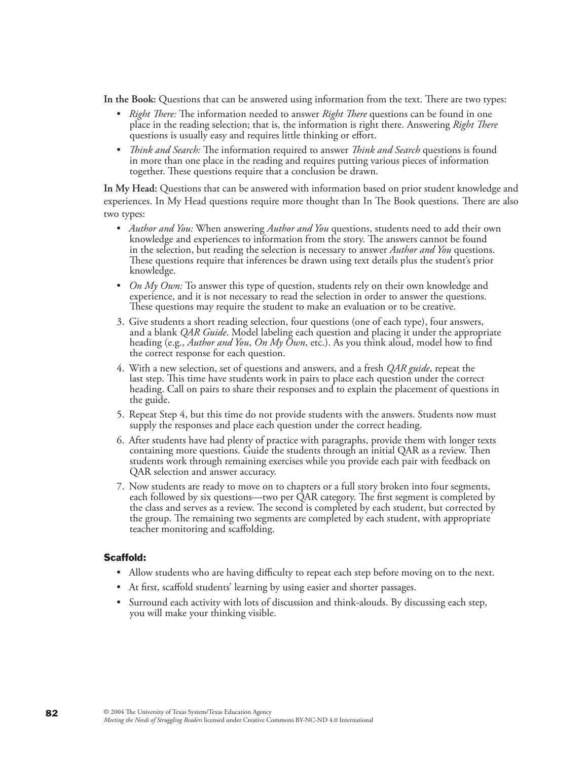**In the Book:** Questions that can be answered using information from the text. There are two types:

- *Right There:* The information needed to answer *Right There* questions can be found in one place in the reading selection; that is, the information is right there. Answering *Right There* questions is usually easy and requires little thinking or effort.
- *Think and Search:* The information required to answer *Think and Search* questions is found in more than one place in the reading and requires putting various pieces of information together. These questions require that a conclusion be drawn.

**In My Head:** Questions that can be answered with information based on prior student knowledge and experiences. In My Head questions require more thought than In The Book questions. There are also two types:

- *Author and You:* When answering *Author and You* questions, students need to add their own knowledge and experiences to information from the story. The answers cannot be found in the selection, but reading the selection is necessary to answer *Author and You* questions. These questions require that inferences be drawn using text details plus the student's prior knowledge.
- *On My Own:* To answer this type of question, students rely on their own knowledge and experience, and it is not necessary to read the selection in order to answer the questions. These questions may require the student to make an evaluation or to be creative.

3. Give students a short reading selection, four questions (one of each type), four answers, and a blank *QAR Guide*. Model labeling each question and placing it under the appropriate heading (e.g., *Author and You*, *On My Own*, etc.). As you think aloud, model how to find the correct response for each question.
4. With a new selection, set of questions and answers, and a fresh *QAR guide*, repeat the last step. This time have students work in pairs to place each question under the correct heading. Call on pairs to share their responses and to explain the placement of questions in the guide.
5. Repeat Step 4, but this time do not provide students with the answers. Students now must supply the responses and place each question under the correct heading.
6. After students have had plenty of practice with paragraphs, provide them with longer texts containing more questions. Guide the students through an initial QAR as a review. Then students work through remaining exercises while you provide each pair with feedback on QAR selection and answer accuracy.
7. Now students are ready to move on to chapters or a full story broken into four segments, each followed by six questions—two per QAR category. The first segment is completed by the class and serves as a review. The second is completed by each student, but corrected by the group. The remaining two segments are completed by each student, with appropriate teacher monitoring and scaffolding.

### Scaffold:

- Allow students who are having difficulty to repeat each step before moving on to the next.
- At first, scaffold students' learning by using easier and shorter passages.
- Surround each activity with lots of discussion and think-alouds. By discussing each step, you will make your thinking visible.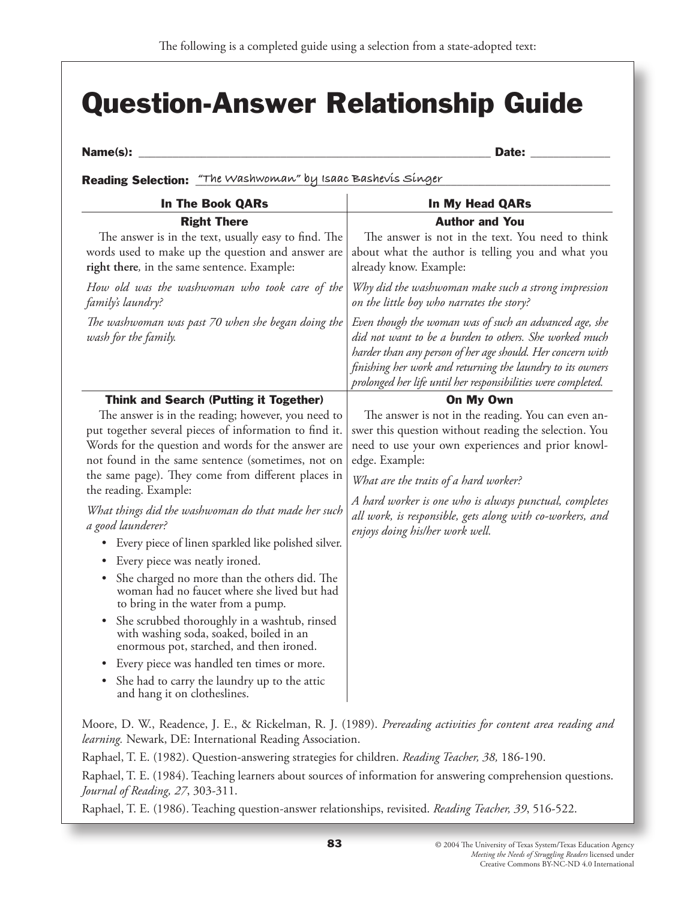The following is a completed guide using a selection from a state-adopted text:

# Question-Answer Relationship Guide

**Name(s):** ______________________________ **Date:** ____________

**Reading Selection:** "The Washwoman" by Isaac Bashevis Singer

## In The Book QARs

### Right There

The answer is in the text, usually easy to find. The words used to make up the question and answer are **right there**, in the same sentence. Example:

*How old was the washwoman who took care of the family's laundry?*

*The washwoman was past 70 when she began doing the wash for the family.*

### Think and Search (Putting it Together)

The answer is in the reading; however, you need to put together several pieces of information to find it. Words for the question and words for the answer are not found in the same sentence (sometimes, not on the same page). They come from different places in the reading. Example:

*What things did the washwoman do that made her such a good launderer?*

- Every piece of linen sparkled like polished silver.
- Every piece was neatly ironed.
- She charged no more than the others did. The woman had no faucet where she lived but had to bring in the water from a pump.
- She scrubbed thoroughly in a washtub, rinsed with washing soda, soaked, boiled in an enormous pot, starched, and then ironed.
- Every piece was handled ten times or more.
- She had to carry the laundry up to the attic and hang it on clotheslines.

## In My Head QARs

### Author and You

The answer is not in the text. You need to think about what the author is telling you and what you already know. Example:

*Why did the washwoman make such a strong impression on the little boy who narrates the story?*

*Even though the woman was of such an advanced age, she did not want to be a burden to others. She worked much harder than any person of her age should. Her concern with finishing her work and returning the laundry to its owners prolonged her life until her responsibilities were completed.*

### On My Own

The answer is not in the reading. You can even answer this question without reading the selection. You need to use your own experiences and prior knowledge. Example:

*What are the traits of a hard worker?*

*A hard worker is one who is always punctual, completes all work, is responsible, gets along with co-workers, and enjoys doing his/her work well.*

---

Moore, D. W., Readence, J. E., & Rickelman, R. J. (1989). *Prereading activities for content area reading and learning.* Newark, DE: International Reading Association.

Raphael, T. E. (1982). Question-answering strategies for children. *Reading Teacher, 38,* 186-190.

Raphael, T. E. (1984). Teaching learners about sources of information for answering comprehension questions. *Journal of Reading, 27*, 303-311.

Raphael, T. E. (1986). Teaching question-answer relationships, revisited. *Reading Teacher, 39*, 516-522.

© 2004 The University of Texas System/Texas Education Agency
*Meeting the Needs of Struggling Readers* licensed under Creative Commons BY-NC-ND 4.0 International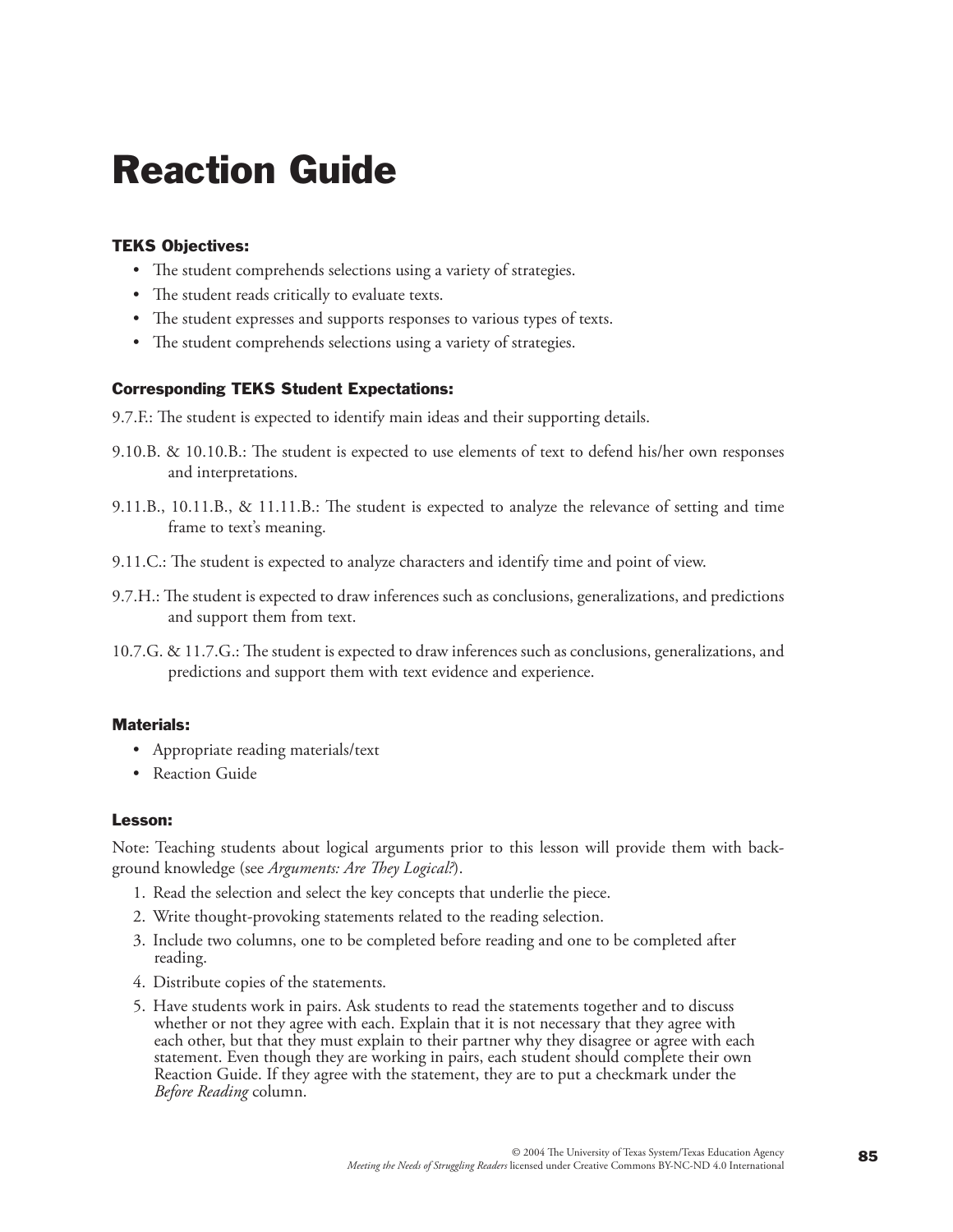# Reaction Guide

### TEKS Objectives:

- The student comprehends selections using a variety of strategies.
- The student reads critically to evaluate texts.
- The student expresses and supports responses to various types of texts.
- The student comprehends selections using a variety of strategies.

### Corresponding TEKS Student Expectations:

9.7.F.: The student is expected to identify main ideas and their supporting details.

9.10.B. & 10.10.B.: The student is expected to use elements of text to defend his/her own responses and interpretations.

9.11.B., 10.11.B., & 11.11.B.: The student is expected to analyze the relevance of setting and time frame to text's meaning.

9.11.C.: The student is expected to analyze characters and identify time and point of view.

9.7.H.: The student is expected to draw inferences such as conclusions, generalizations, and predictions and support them from text.

10.7.G. & 11.7.G.: The student is expected to draw inferences such as conclusions, generalizations, and predictions and support them with text evidence and experience.

### Materials:

- Appropriate reading materials/text
- Reaction Guide

### Lesson:

Note: Teaching students about logical arguments prior to this lesson will provide them with background knowledge (see *Arguments: Are They Logical?*).

1. Read the selection and select the key concepts that underlie the piece.
2. Write thought-provoking statements related to the reading selection.
3. Include two columns, one to be completed before reading and one to be completed after reading.
4. Distribute copies of the statements.
5. Have students work in pairs. Ask students to read the statements together and to discuss whether or not they agree with each. Explain that it is not necessary that they agree with each other, but that they must explain to their partner why they disagree or agree with each statement. Even though they are working in pairs, each student should complete their own Reaction Guide. If they agree with the statement, they are to put a checkmark under the *Before Reading* column.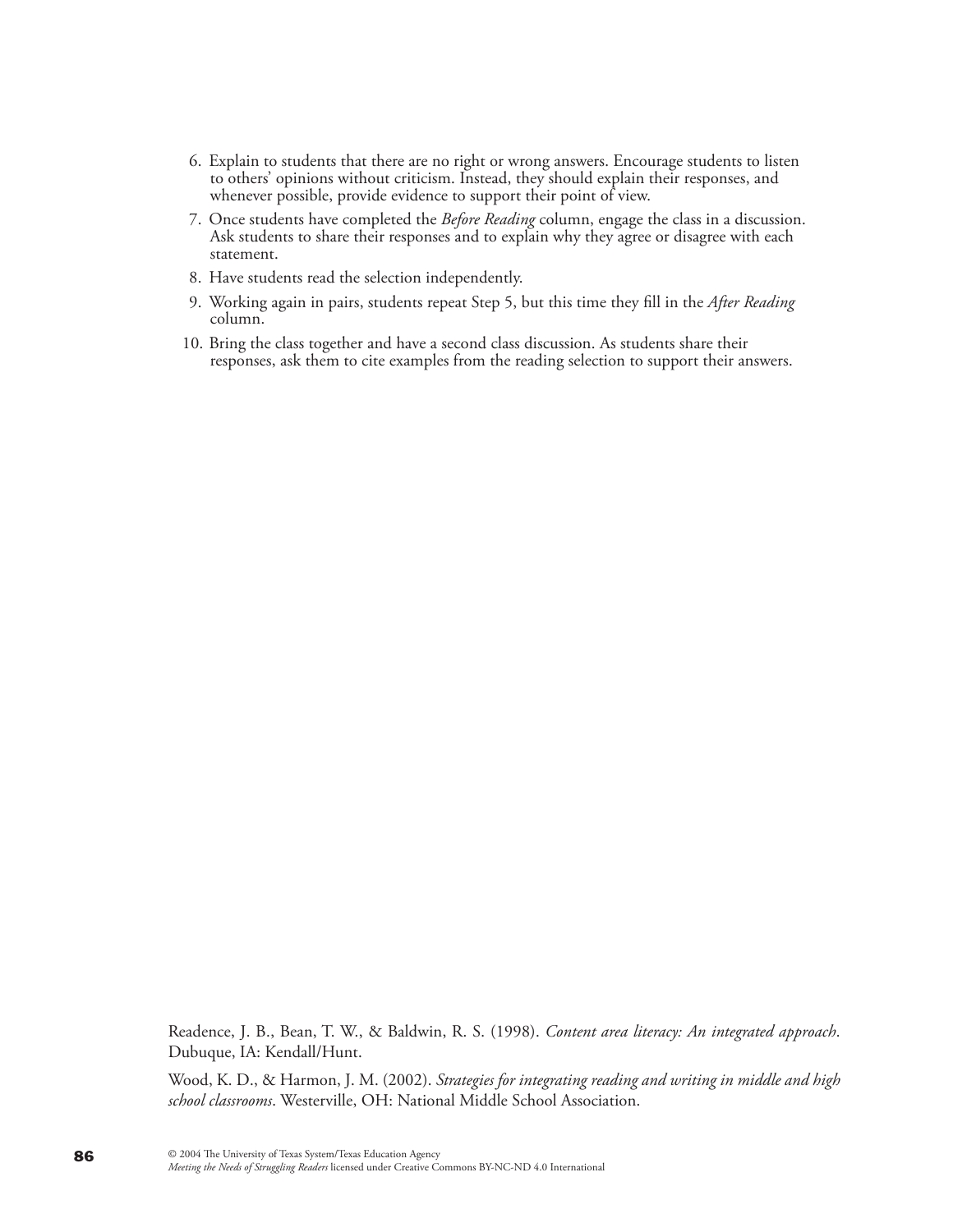6. Explain to students that there are no right or wrong answers. Encourage students to listen to others' opinions without criticism. Instead, they should explain their responses, and whenever possible, provide evidence to support their point of view.
7. Once students have completed the *Before Reading* column, engage the class in a discussion. Ask students to share their responses and to explain why they agree or disagree with each statement.
8. Have students read the selection independently.
9. Working again in pairs, students repeat Step 5, but this time they fill in the *After Reading* column.
10. Bring the class together and have a second class discussion. As students share their responses, ask them to cite examples from the reading selection to support their answers.

Readence, J. B., Bean, T. W., & Baldwin, R. S. (1998). *Content area literacy: An integrated approach*. Dubuque, IA: Kendall/Hunt.

Wood, K. D., & Harmon, J. M. (2002). *Strategies for integrating reading and writing in middle and high school classrooms*. Westerville, OH: National Middle School Association.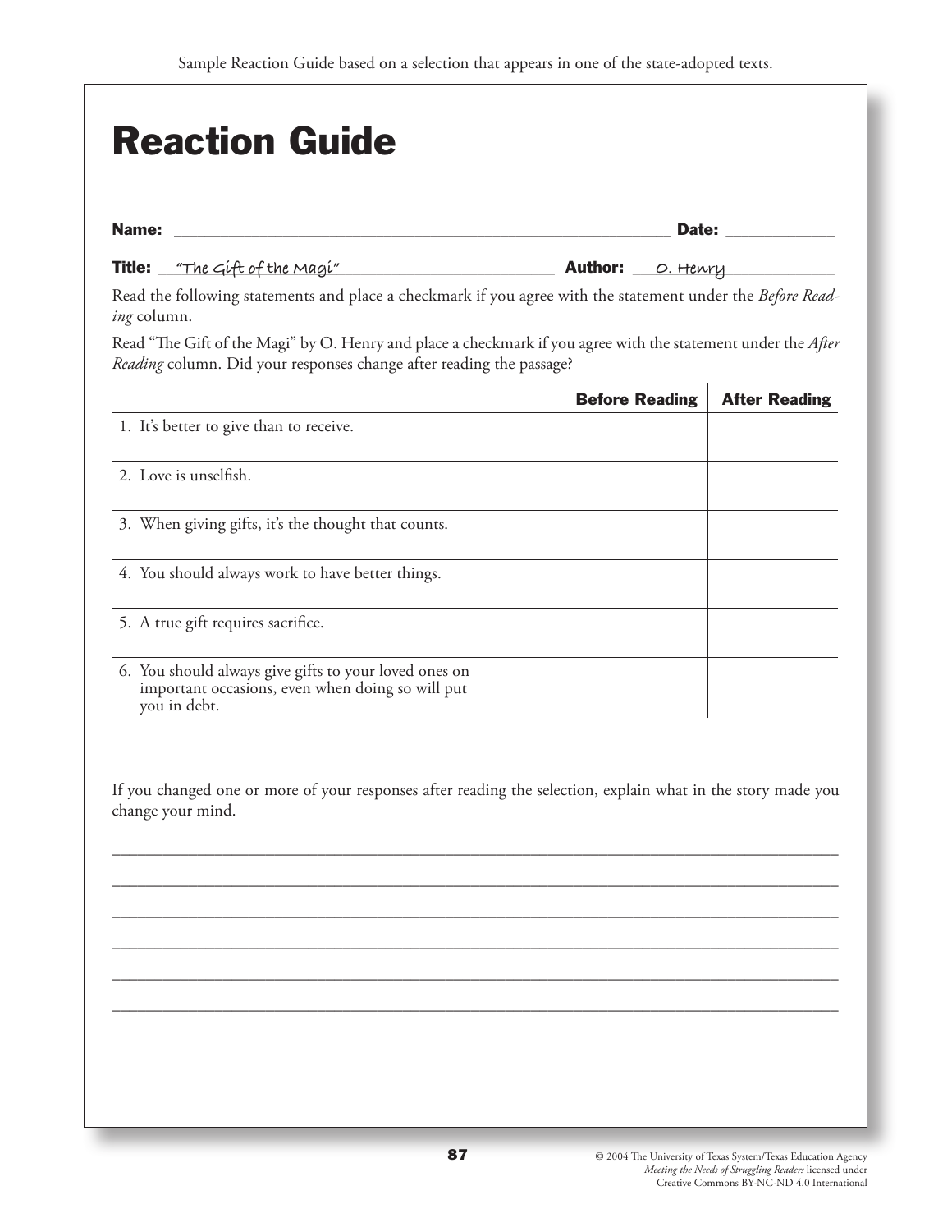Sample Reaction Guide based on a selection that appears in one of the state-adopted texts.

# Reaction Guide

**Name:** ______________________________ **Date:** ____________

**Title:** "The Gift of the Magi" **Author:** O. Henry

Read the following statements and place a checkmark if you agree with the statement under the *Before Reading* column.

Read "The Gift of the Magi" by O. Henry and place a checkmark if you agree with the statement under the *After Reading* column. Did your responses change after reading the passage?

| | Before Reading | After Reading |
|---|---|---|
| 1. It's better to give than to receive. | | |
| 2. Love is unselfish. | | |
| 3. When giving gifts, it's the thought that counts. | | |
| 4. You should always work to have better things. | | |
| 5. A true gift requires sacrifice. | | |
| 6. You should always give gifts to your loved ones on important occasions, even when doing so will put you in debt. | | |

If you changed one or more of your responses after reading the selection, explain what in the story made you change your mind.

______________________________________________________________________________

______________________________________________________________________________

______________________________________________________________________________

______________________________________________________________________________

______________________________________________________________________________

______________________________________________________________________________

© 2004 The University of Texas System/Texas Education Agency
*Meeting the Needs of Struggling Readers* licensed under
Creative Commons BY-NC-ND 4.0 International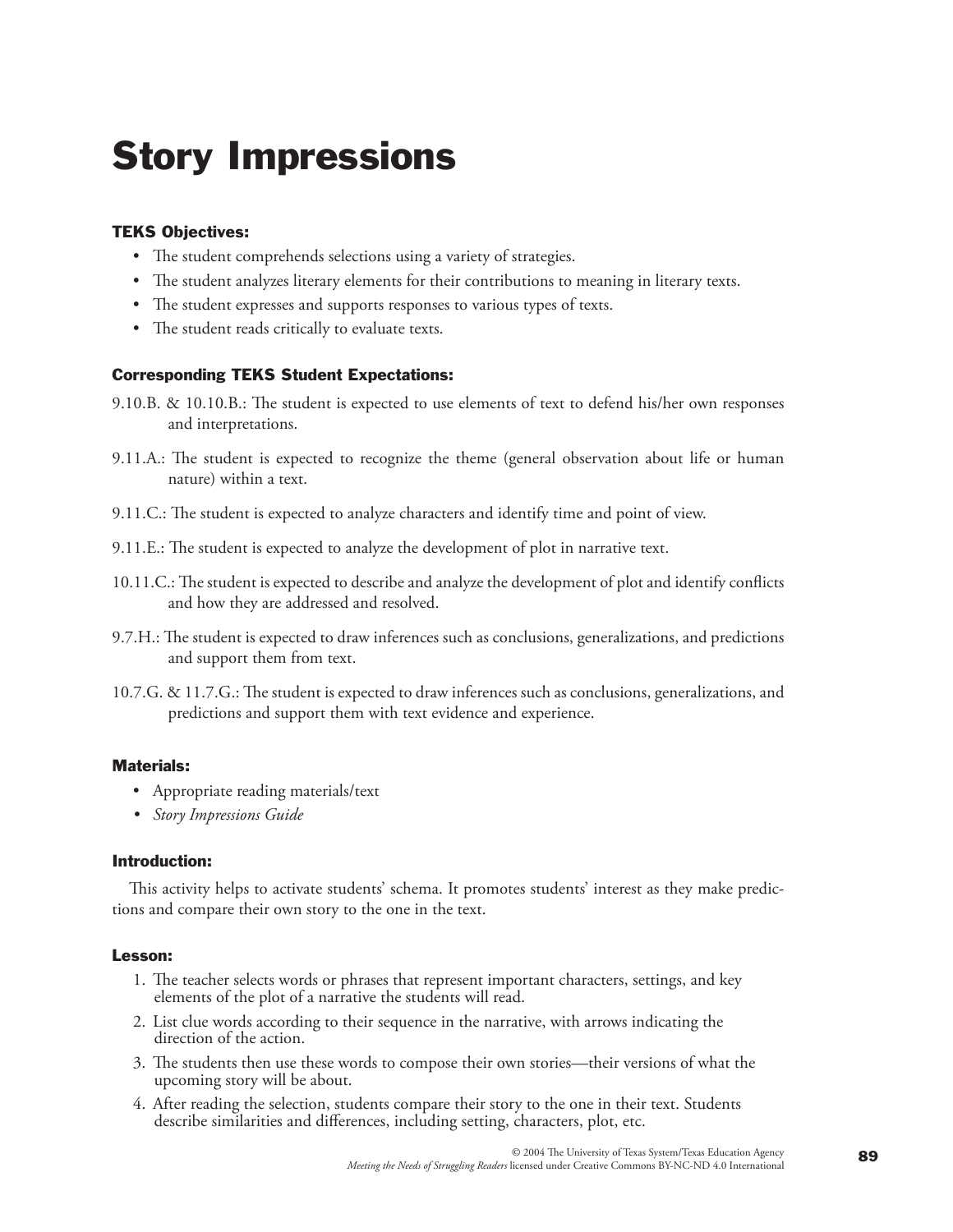# Story Impressions

### TEKS Objectives:

- The student comprehends selections using a variety of strategies.
- The student analyzes literary elements for their contributions to meaning in literary texts.
- The student expresses and supports responses to various types of texts.
- The student reads critically to evaluate texts.

### Corresponding TEKS Student Expectations:

9.10.B. & 10.10.B.: The student is expected to use elements of text to defend his/her own responses and interpretations.

9.11.A.: The student is expected to recognize the theme (general observation about life or human nature) within a text.

9.11.C.: The student is expected to analyze characters and identify time and point of view.

9.11.E.: The student is expected to analyze the development of plot in narrative text.

10.11.C.: The student is expected to describe and analyze the development of plot and identify conflicts and how they are addressed and resolved.

9.7.H.: The student is expected to draw inferences such as conclusions, generalizations, and predictions and support them from text.

10.7.G. & 11.7.G.: The student is expected to draw inferences such as conclusions, generalizations, and predictions and support them with text evidence and experience.

### Materials:

- Appropriate reading materials/text
- *Story Impressions Guide*

### Introduction:

This activity helps to activate students' schema. It promotes students' interest as they make predictions and compare their own story to the one in the text.

### Lesson:

1. The teacher selects words or phrases that represent important characters, settings, and key elements of the plot of a narrative the students will read.
2. List clue words according to their sequence in the narrative, with arrows indicating the direction of the action.
3. The students then use these words to compose their own stories—their versions of what the upcoming story will be about.
4. After reading the selection, students compare their story to the one in their text. Students describe similarities and differences, including setting, characters, plot, etc.

© 2004 The University of Texas System/Texas Education Agency
*Meeting the Needs of Struggling Readers* licensed under Creative Commons BY-NC-ND 4.0 International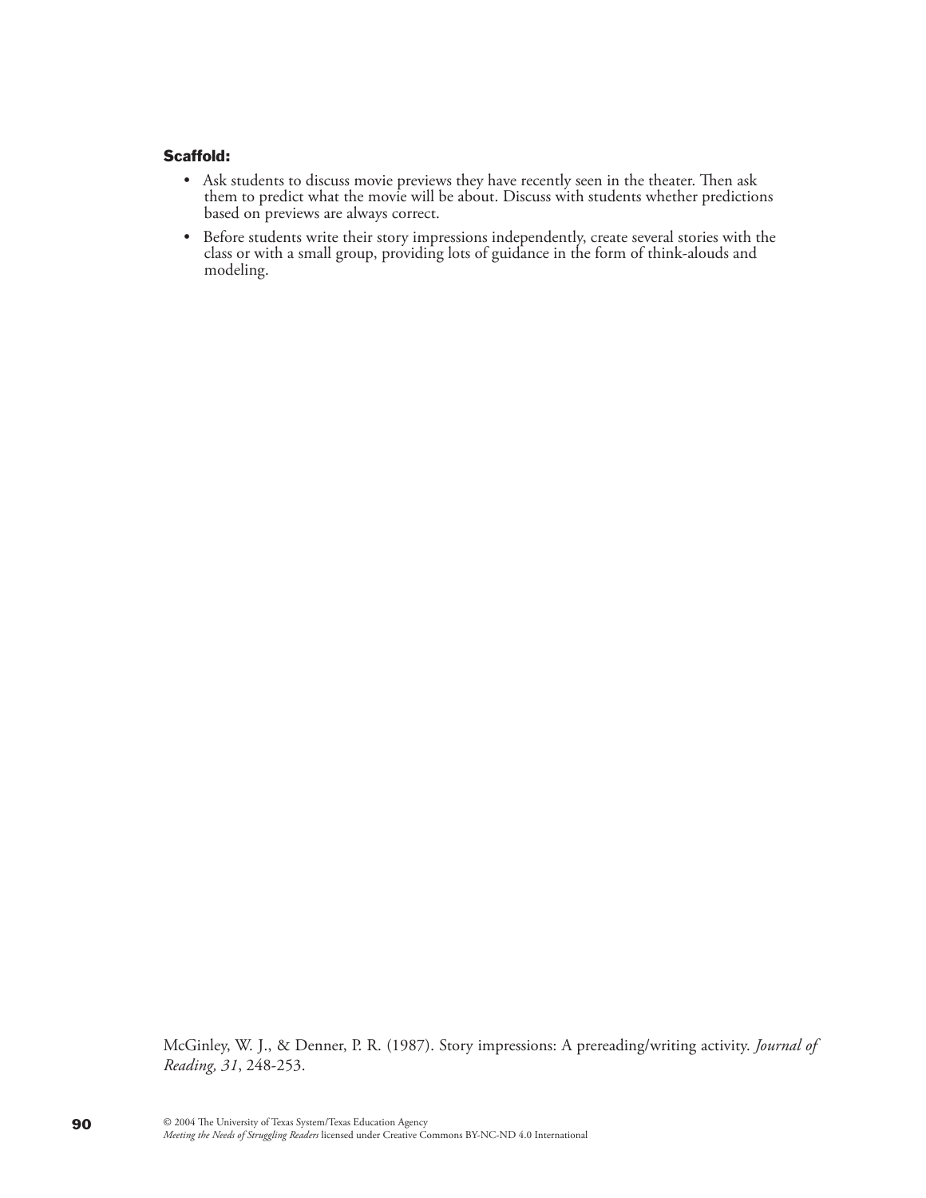**Scaffold:**

- Ask students to discuss movie previews they have recently seen in the theater. Then ask them to predict what the movie will be about. Discuss with students whether predictions based on previews are always correct.
- Before students write their story impressions independently, create several stories with the class or with a small group, providing lots of guidance in the form of think-alouds and modeling.

McGinley, W. J., & Denner, P. R. (1987). Story impressions: A prereading/writing activity. *Journal of Reading, 31*, 248-253.

© 2004 The University of Texas System/Texas Education Agency
*Meeting the Needs of Struggling Readers* licensed under Creative Commons BY-NC-ND 4.0 International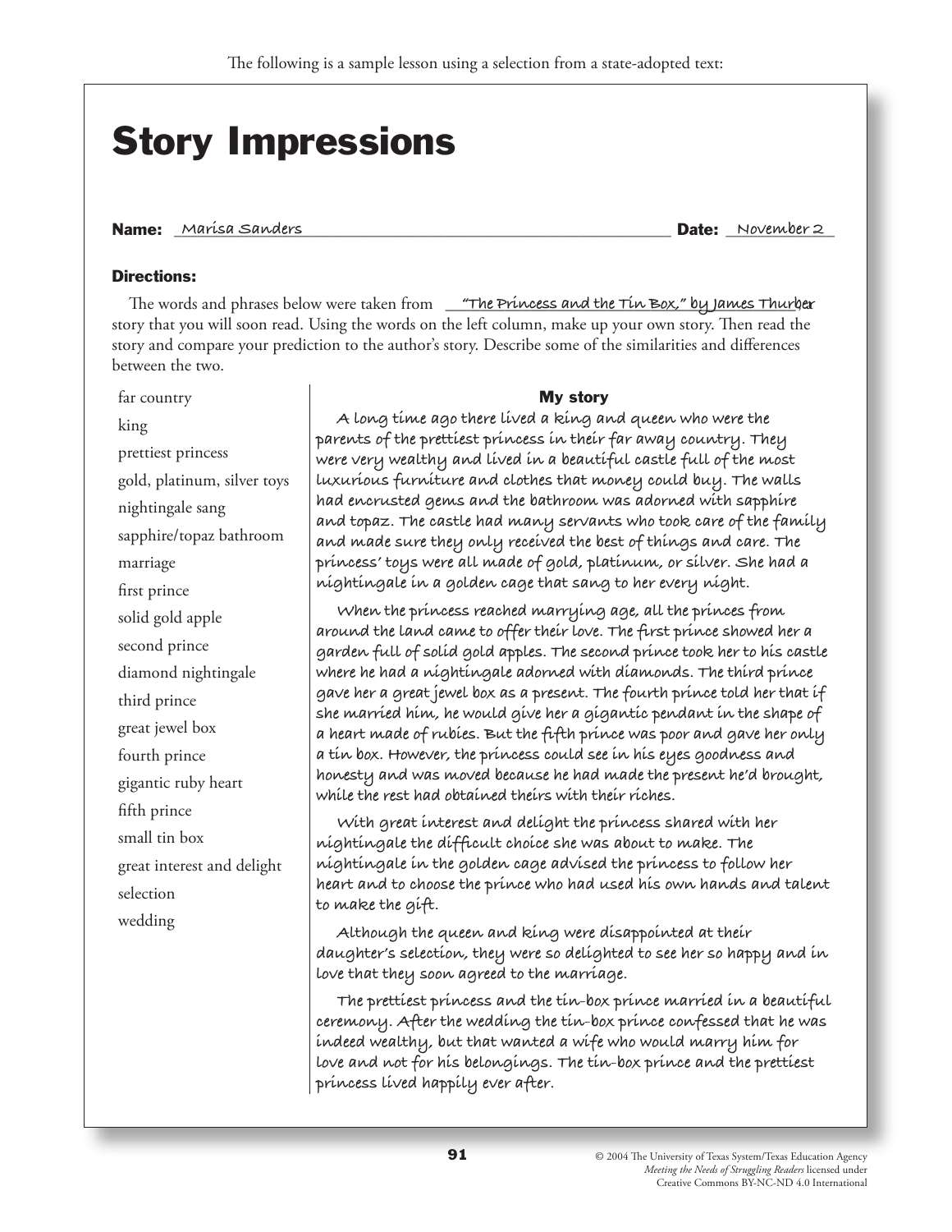The following is a sample lesson using a selection from a state-adopted text:

# Story Impressions

**Name:** Marisa Sanders **Date:** November 2

### Directions:

The words and phrases below were taken from "The Princess and the Tin Box," by James Thurber story that you will soon read. Using the words on the left column, make up your own story. Then read the story and compare your prediction to the author's story. Describe some of the similarities and differences between the two.

| Words and phrases | My story |
|---|---|
| far country<br>king<br>prettiest princess<br>gold, platinum, silver toys<br>nightingale sang<br>sapphire/topaz bathroom<br>marriage<br>first prince<br>solid gold apple<br>second prince<br>diamond nightingale<br>third prince<br>great jewel box<br>fourth prince<br>gigantic ruby heart<br>fifth prince<br>small tin box<br>great interest and delight<br>selection<br>wedding | A long time ago there lived a king and queen who were the parents of the prettiest princess in their far away country. They were very wealthy and lived in a beautiful castle full of the most luxurious furniture and clothes that money could buy. The walls had encrusted gems and the bathroom was adorned with sapphire and topaz. The castle had many servants who took care of the family and made sure they only received the best of things and care. The princess' toys were all made of gold, platinum, or silver. She had a nightingale in a golden cage that sang to her every night.<br><br>When the princess reached marrying age, all the princes from around the land came to offer their love. The first prince showed her a garden full of solid gold apples. The second prince took her to his castle where he had a nightingale adorned with diamonds. The third prince gave her a great jewel box as a present. The fourth prince told her that if she married him, he would give her a gigantic pendant in the shape of a heart made of rubies. But the fifth prince was poor and gave her only a tin box. However, the princess could see in his eyes goodness and honesty and was moved because he had made the present he'd brought, while the rest had obtained theirs with their riches.<br><br>With great interest and delight the princess shared with her nightingale the difficult choice she was about to make. The nightingale in the golden cage advised the princess to follow her heart and to choose the prince who had used his own hands and talent to make the gift.<br><br>Although the queen and king were disappointed at their daughter's selection, they were so delighted to see her so happy and in love that they soon agreed to the marriage.<br><br>The prettiest princess and the tin-box prince married in a beautiful ceremony. After the wedding the tin-box prince confessed that he was indeed wealthy, but that wanted a wife who would marry him for love and not for his belongings. The tin-box prince and the prettiest princess lived happily ever after. |

© 2004 The University of Texas System/Texas Education Agency
*Meeting the Needs of Struggling Readers* licensed under Creative Commons BY-NC-ND 4.0 International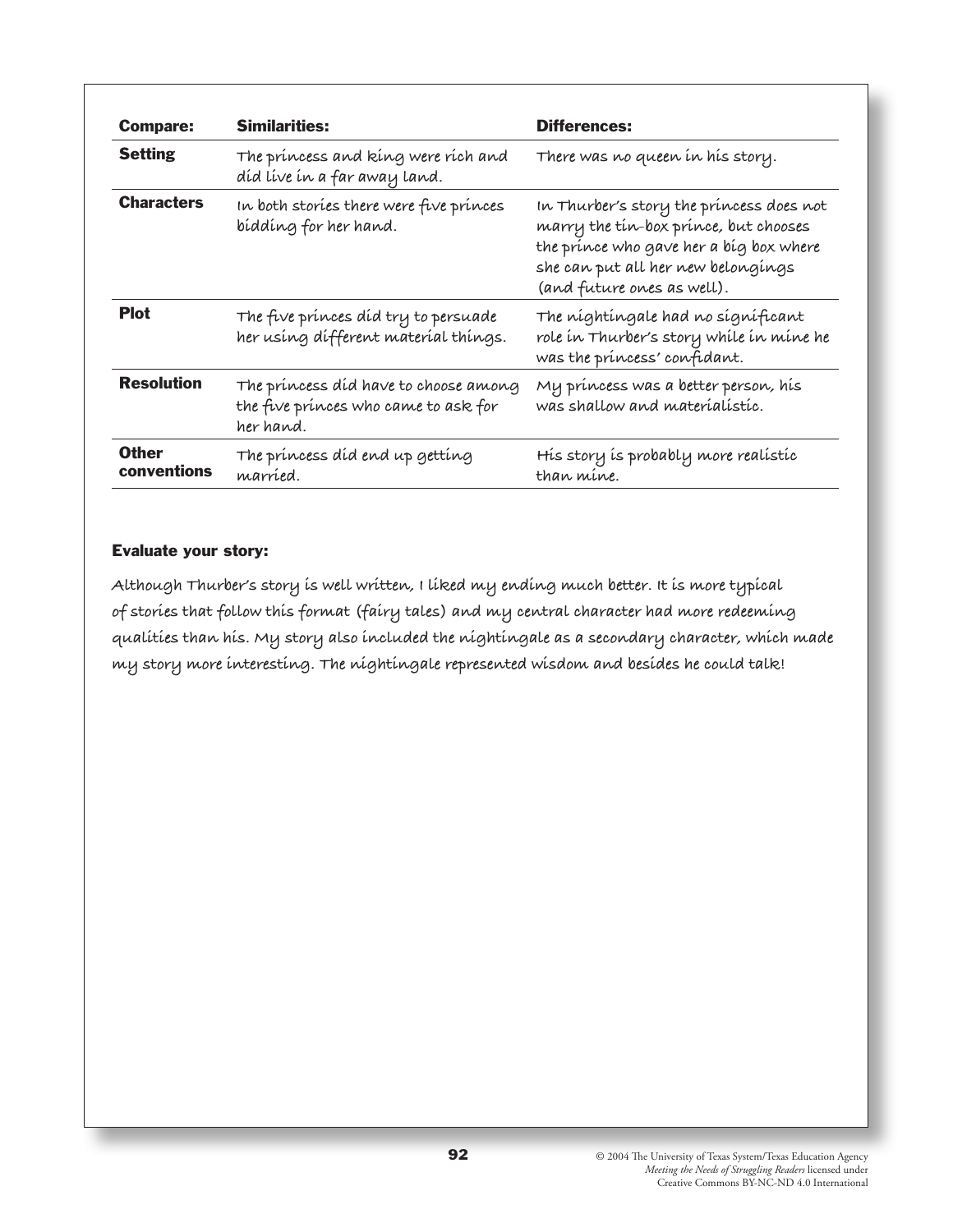| Compare: | Similarities: | Differences: |
|---|---|---|
| **Setting** | The princess and king were rich and did live in a far away land. | There was no queen in his story. |
| **Characters** | In both stories there were five princes bidding for her hand. | In Thurber's story the princess does not marry the tin-box prince, but chooses the prince who gave her a big box where she can put all her new belongings (and future ones as well). |
| **Plot** | The five princes did try to persuade her using different material things. | The nightingale had no significant role in Thurber's story while in mine he was the princess' confidant. |
| **Resolution** | The princess did have to choose among the five princes who came to ask for her hand. | My princess was a better person, his was shallow and materialistic. |
| **Other conventions** | The princess did end up getting married. | His story is probably more realistic than mine. |

**Evaluate your story:**

Although Thurber's story is well written, I liked my ending much better. It is more typical of stories that follow this format (fairy tales) and my central character had more redeeming qualities than his. My story also included the nightingale as a secondary character, which made my story more interesting. The nightingale represented wisdom and besides he could talk!

© 2004 The University of Texas System/Texas Education Agency
*Meeting the Needs of Struggling Readers* licensed under Creative Commons BY-NC-ND 4.0 International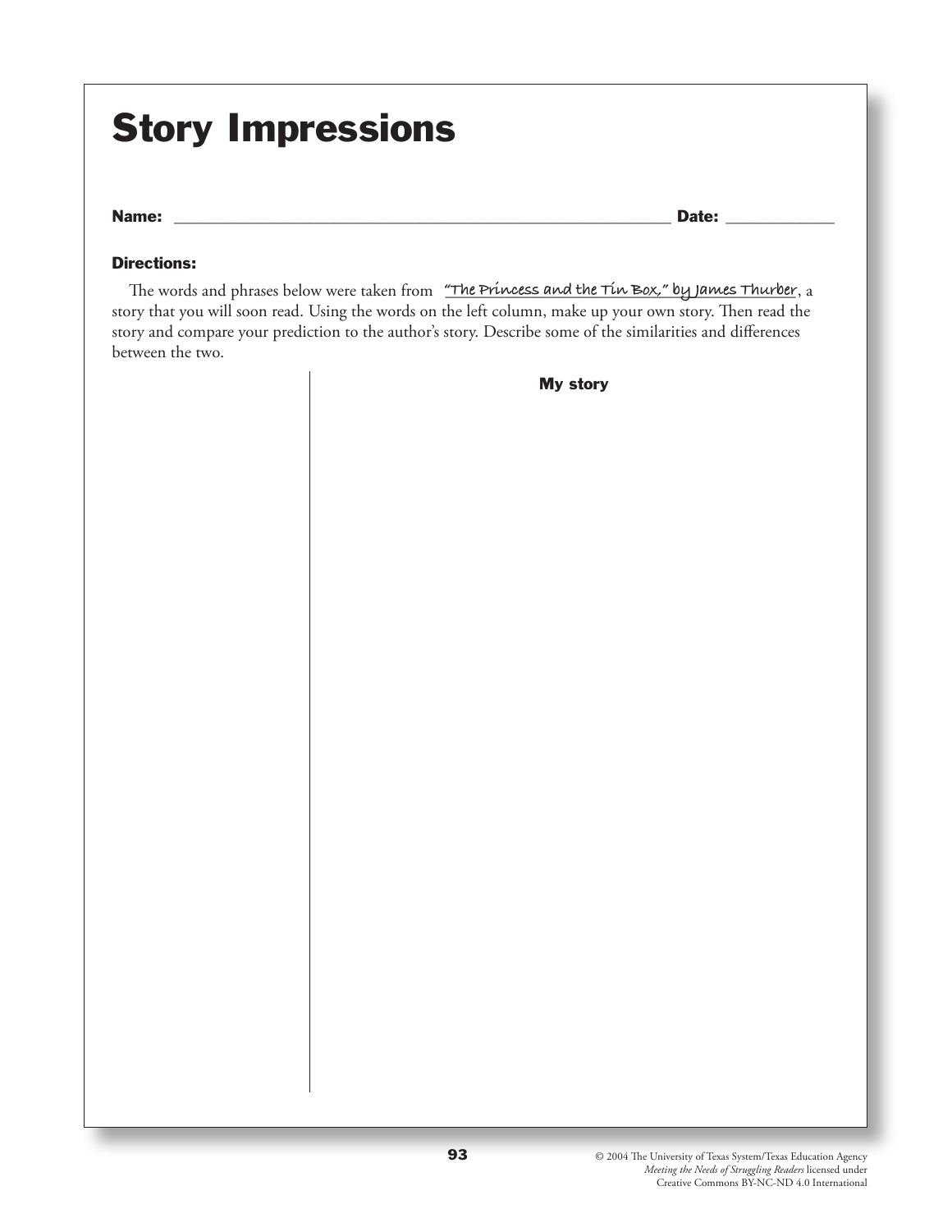# Story Impressions

**Name:** ______________________________________________ **Date:** ____________

**Directions:**

The words and phrases below were taken from "The Princess and the Tin Box," by James Thurber, a story that you will soon read. Using the words on the left column, make up your own story. Then read the story and compare your prediction to the author's story. Describe some of the similarities and differences between the two.

| | My story |
|---|---|
| | |

© 2004 The University of Texas System/Texas Education Agency
*Meeting the Needs of Struggling Readers* licensed under Creative Commons BY-NC-ND 4.0 International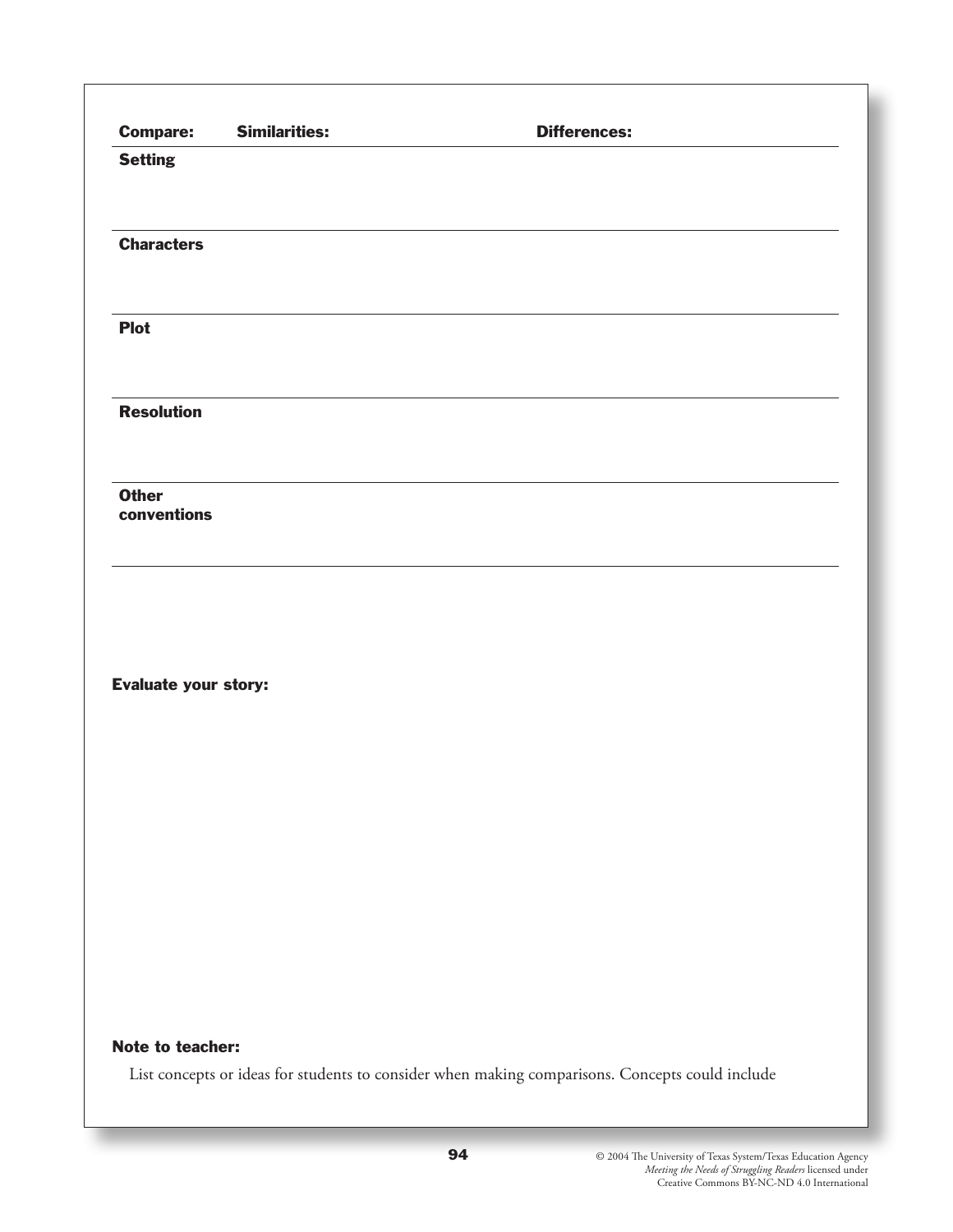| Compare: | Similarities: | Differences: |
| --- | --- | --- |
| **Setting** | | |
| **Characters** | | |
| **Plot** | | |
| **Resolution** | | |
| **Other conventions** | | |

**Evaluate your story:**

**Note to teacher:**

List concepts or ideas for students to consider when making comparisons. Concepts could include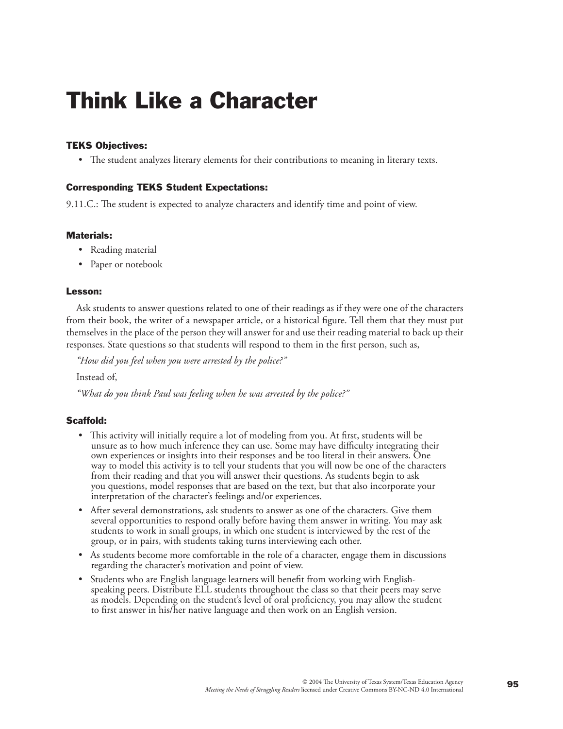# Think Like a Character

### TEKS Objectives:

- The student analyzes literary elements for their contributions to meaning in literary texts.

### Corresponding TEKS Student Expectations:

9.11.C.: The student is expected to analyze characters and identify time and point of view.

### Materials:

- Reading material
- Paper or notebook

### Lesson:

Ask students to answer questions related to one of their readings as if they were one of the characters from their book, the writer of a newspaper article, or a historical figure. Tell them that they must put themselves in the place of the person they will answer for and use their reading material to back up their responses. State questions so that students will respond to them in the first person, such as,

*"How did you feel when you were arrested by the police?"*

Instead of,

*"What do you think Paul was feeling when he was arrested by the police?"*

### Scaffold:

- This activity will initially require a lot of modeling from you. At first, students will be unsure as to how much inference they can use. Some may have difficulty integrating their own experiences or insights into their responses and be too literal in their answers. One way to model this activity is to tell your students that you will now be one of the characters from their reading and that you will answer their questions. As students begin to ask you questions, model responses that are based on the text, but that also incorporate your interpretation of the character's feelings and/or experiences.
- After several demonstrations, ask students to answer as one of the characters. Give them several opportunities to respond orally before having them answer in writing. You may ask students to work in small groups, in which one student is interviewed by the rest of the group, or in pairs, with students taking turns interviewing each other.
- As students become more comfortable in the role of a character, engage them in discussions regarding the character's motivation and point of view.
- Students who are English language learners will benefit from working with English-speaking peers. Distribute ELL students throughout the class so that their peers may serve as models. Depending on the student's level of oral proficiency, you may allow the student to first answer in his/her native language and then work on an English version.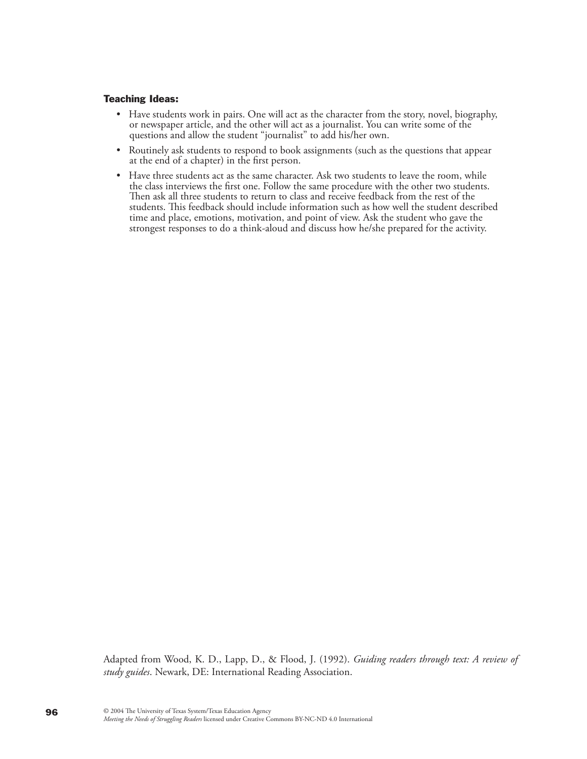**Teaching Ideas:**

- Have students work in pairs. One will act as the character from the story, novel, biography, or newspaper article, and the other will act as a journalist. You can write some of the questions and allow the student "journalist" to add his/her own.
- Routinely ask students to respond to book assignments (such as the questions that appear at the end of a chapter) in the first person.
- Have three students act as the same character. Ask two students to leave the room, while the class interviews the first one. Follow the same procedure with the other two students. Then ask all three students to return to class and receive feedback from the rest of the students. This feedback should include information such as how well the student described time and place, emotions, motivation, and point of view. Ask the student who gave the strongest responses to do a think-aloud and discuss how he/she prepared for the activity.

Adapted from Wood, K. D., Lapp, D., & Flood, J. (1992). *Guiding readers through text: A review of study guides*. Newark, DE: International Reading Association.

© 2004 The University of Texas System/Texas Education Agency
*Meeting the Needs of Struggling Readers* licensed under Creative Commons BY-NC-ND 4.0 International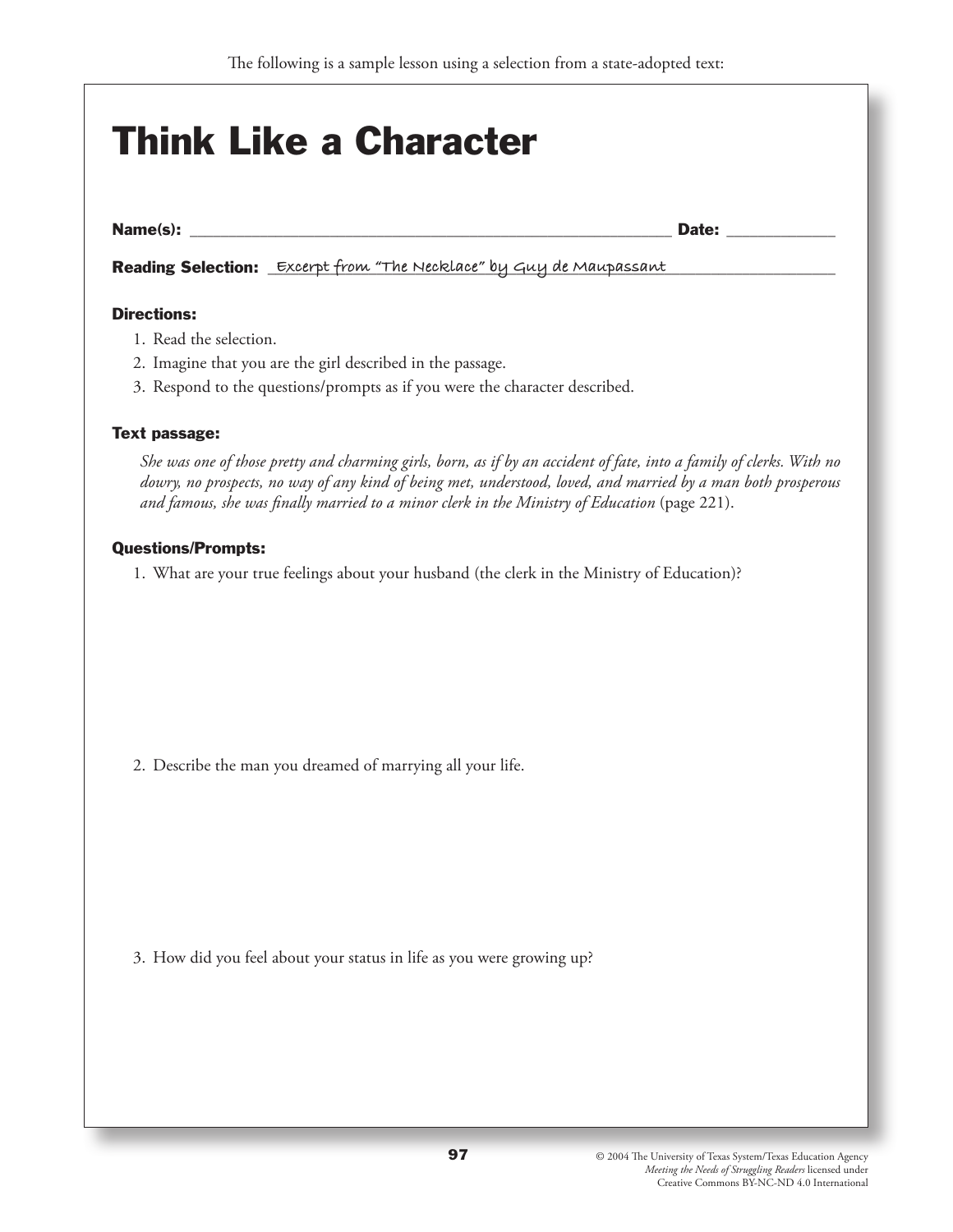The following is a sample lesson using a selection from a state-adopted text:

# Think Like a Character

**Name(s):** ______________________________ **Date:** __________

**Reading Selection:** Excerpt from "The Necklace" by Guy de Maupassant

### Directions:

1. Read the selection.
2. Imagine that you are the girl described in the passage.
3. Respond to the questions/prompts as if you were the character described.

### Text passage:

*She was one of those pretty and charming girls, born, as if by an accident of fate, into a family of clerks. With no dowry, no prospects, no way of any kind of being met, understood, loved, and married by a man both prosperous and famous, she was finally married to a minor clerk in the Ministry of Education* (page 221).

### Questions/Prompts:

1. What are your true feelings about your husband (the clerk in the Ministry of Education)?

2. Describe the man you dreamed of marrying all your life.

3. How did you feel about your status in life as you were growing up?

© 2004 The University of Texas System/Texas Education Agency
*Meeting the Needs of Struggling Readers* licensed under
Creative Commons BY-NC-ND 4.0 International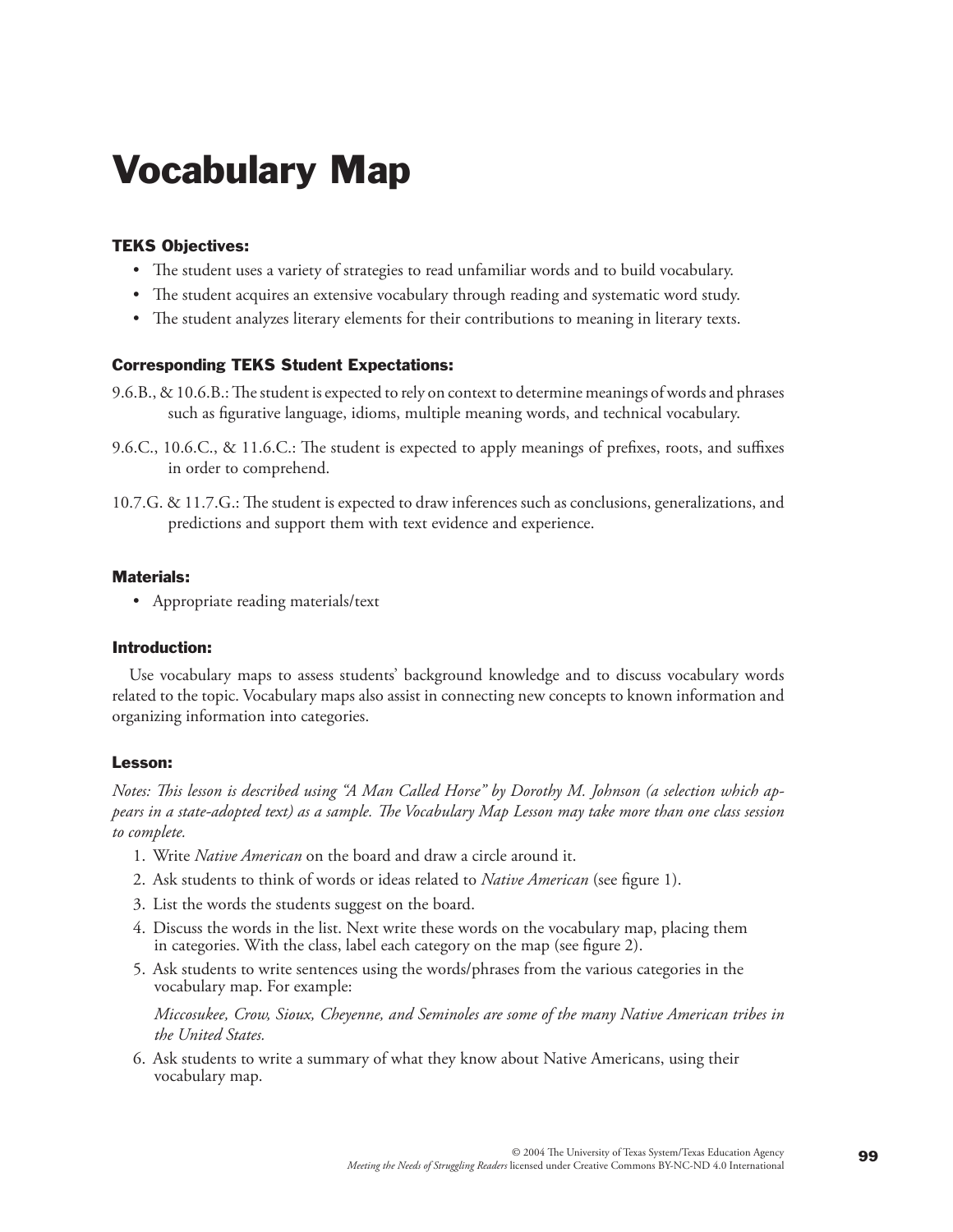# Vocabulary Map

### TEKS Objectives:

- The student uses a variety of strategies to read unfamiliar words and to build vocabulary.
- The student acquires an extensive vocabulary through reading and systematic word study.
- The student analyzes literary elements for their contributions to meaning in literary texts.

### Corresponding TEKS Student Expectations:

9.6.B., & 10.6.B.: The student is expected to rely on context to determine meanings of words and phrases such as figurative language, idioms, multiple meaning words, and technical vocabulary.

9.6.C., 10.6.C., & 11.6.C.: The student is expected to apply meanings of prefixes, roots, and suffixes in order to comprehend.

10.7.G. & 11.7.G.: The student is expected to draw inferences such as conclusions, generalizations, and predictions and support them with text evidence and experience.

### Materials:

- Appropriate reading materials/text

### Introduction:

Use vocabulary maps to assess students' background knowledge and to discuss vocabulary words related to the topic. Vocabulary maps also assist in connecting new concepts to known information and organizing information into categories.

### Lesson:

*Notes: This lesson is described using "A Man Called Horse" by Dorothy M. Johnson (a selection which appears in a state-adopted text) as a sample. The Vocabulary Map Lesson may take more than one class session to complete.*

1. Write *Native American* on the board and draw a circle around it.
2. Ask students to think of words or ideas related to *Native American* (see figure 1).
3. List the words the students suggest on the board.
4. Discuss the words in the list. Next write these words on the vocabulary map, placing them in categories. With the class, label each category on the map (see figure 2).
5. Ask students to write sentences using the words/phrases from the various categories in the vocabulary map. For example:

   *Miccosukee, Crow, Sioux, Cheyenne, and Seminoles are some of the many Native American tribes in the United States.*

6. Ask students to write a summary of what they know about Native Americans, using their vocabulary map.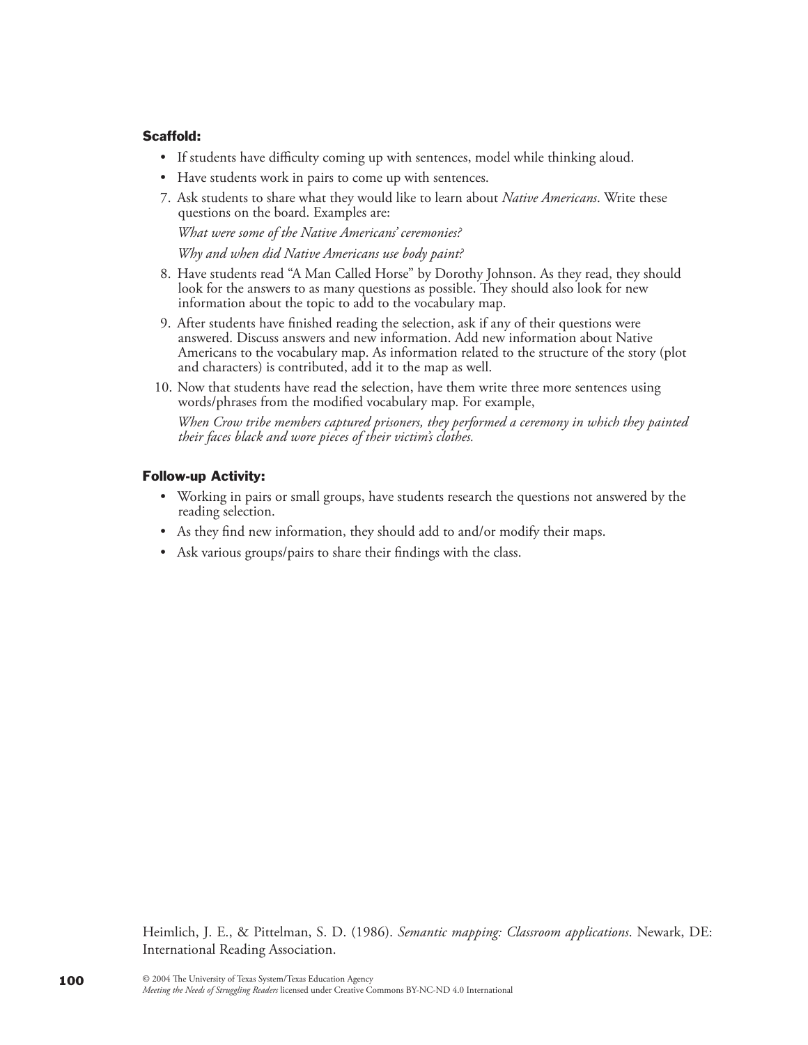### Scaffold:

- If students have difficulty coming up with sentences, model while thinking aloud.
- Have students work in pairs to come up with sentences.

7. Ask students to share what they would like to learn about *Native Americans*. Write these questions on the board. Examples are:

   *What were some of the Native Americans' ceremonies?*

   *Why and when did Native Americans use body paint?*

8. Have students read "A Man Called Horse" by Dorothy Johnson. As they read, they should look for the answers to as many questions as possible. They should also look for new information about the topic to add to the vocabulary map.

9. After students have finished reading the selection, ask if any of their questions were answered. Discuss answers and new information. Add new information about Native Americans to the vocabulary map. As information related to the structure of the story (plot and characters) is contributed, add it to the map as well.

10. Now that students have read the selection, have them write three more sentences using words/phrases from the modified vocabulary map. For example,

    *When Crow tribe members captured prisoners, they performed a ceremony in which they painted their faces black and wore pieces of their victim's clothes.*

### Follow-up Activity:

- Working in pairs or small groups, have students research the questions not answered by the reading selection.
- As they find new information, they should add to and/or modify their maps.
- Ask various groups/pairs to share their findings with the class.

Heimlich, J. E., & Pittelman, S. D. (1986). *Semantic mapping: Classroom applications*. Newark, DE: International Reading Association.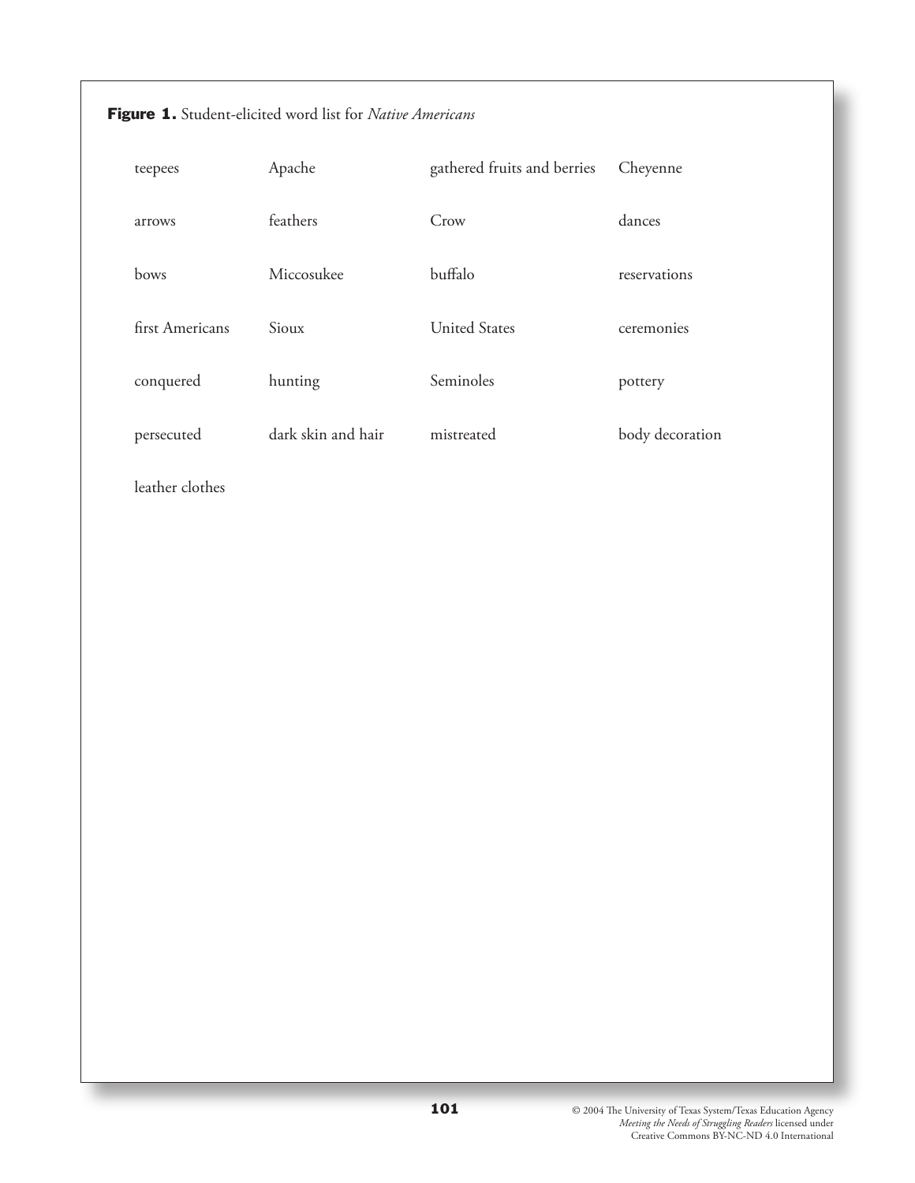**Figure 1.** Student-elicited word list for *Native Americans*

| | | | |
|---|---|---|---|
| teepees | Apache | gathered fruits and berries | Cheyenne |
| arrows | feathers | Crow | dances |
| bows | Miccosukee | buffalo | reservations |
| first Americans | Sioux | United States | ceremonies |
| conquered | hunting | Seminoles | pottery |
| persecuted | dark skin and hair | mistreated | body decoration |
| leather clothes | | | |

© 2004 The University of Texas System/Texas Education Agency *Meeting the Needs of Struggling Readers* licensed under Creative Commons BY-NC-ND 4.0 International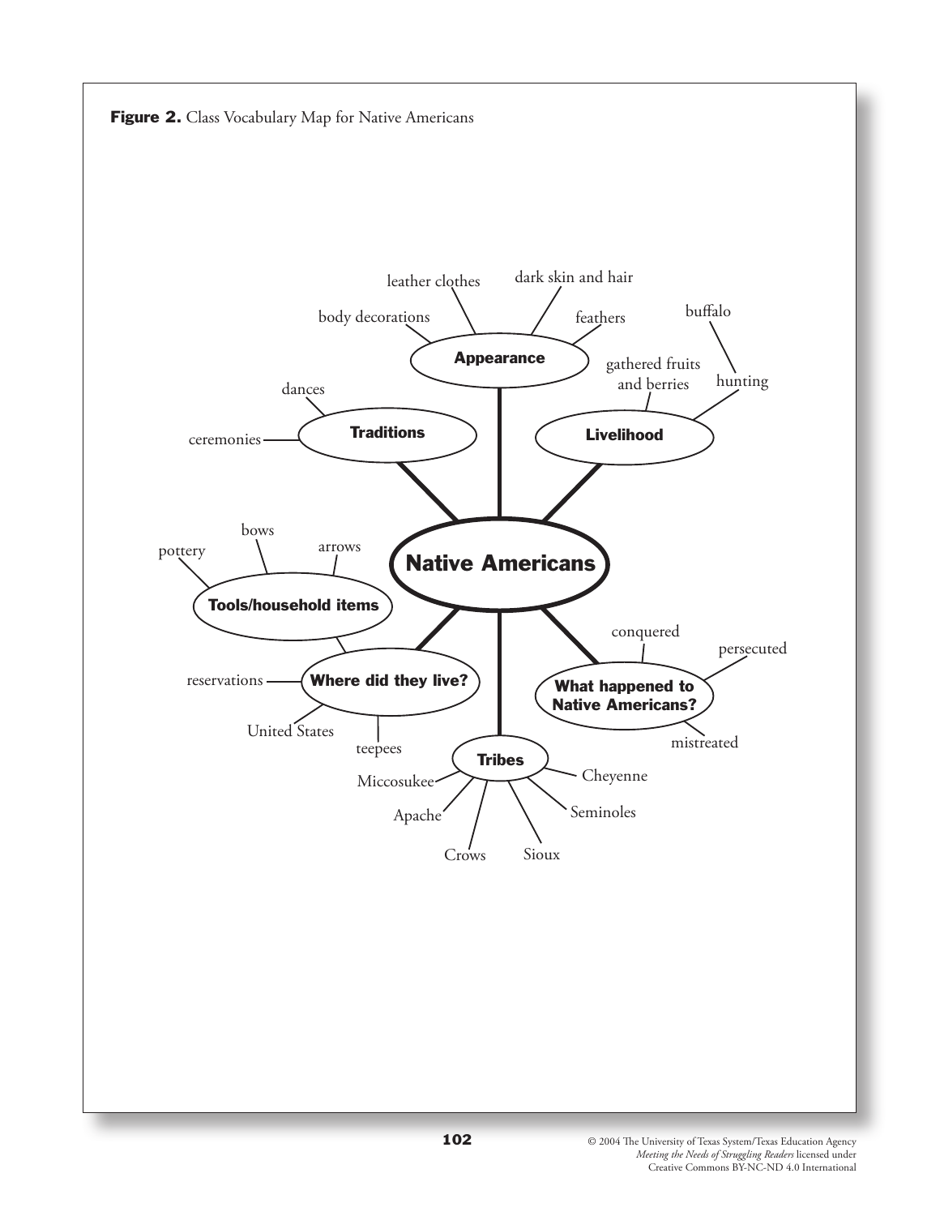**Figure 2.** Class Vocabulary Map for Native Americans

- **Native Americans**
  - **Appearance**
    - leather clothes
    - dark skin and hair
    - body decorations
    - feathers
  - **Livelihood**
    - gathered fruits and berries
    - hunting
      - buffalo
  - **Traditions**
    - dances
    - ceremonies
  - **Tools/household items**
    - pottery
    - bows
    - arrows
  - **Where did they live?**
    - reservations
    - United States
    - teepees
  - **Tribes**
    - Miccosukee
    - Apache
    - Crows
    - Sioux
    - Seminoles
    - Cheyenne
  - **What happened to Native Americans?**
    - conquered
    - persecuted
    - mistreated

© 2004 The University of Texas System/Texas Education Agency
*Meeting the Needs of Struggling Readers* licensed under
Creative Commons BY-NC-ND 4.0 International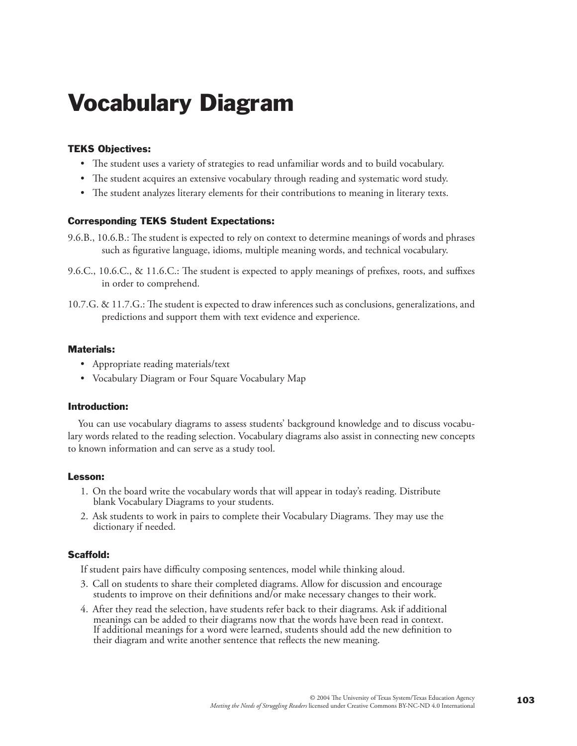# Vocabulary Diagram

### TEKS Objectives:

- The student uses a variety of strategies to read unfamiliar words and to build vocabulary.
- The student acquires an extensive vocabulary through reading and systematic word study.
- The student analyzes literary elements for their contributions to meaning in literary texts.

### Corresponding TEKS Student Expectations:

9.6.B., 10.6.B.: The student is expected to rely on context to determine meanings of words and phrases such as figurative language, idioms, multiple meaning words, and technical vocabulary.

9.6.C., 10.6.C., & 11.6.C.: The student is expected to apply meanings of prefixes, roots, and suffixes in order to comprehend.

10.7.G. & 11.7.G.: The student is expected to draw inferences such as conclusions, generalizations, and predictions and support them with text evidence and experience.

### Materials:

- Appropriate reading materials/text
- Vocabulary Diagram or Four Square Vocabulary Map

### Introduction:

You can use vocabulary diagrams to assess students' background knowledge and to discuss vocabulary words related to the reading selection. Vocabulary diagrams also assist in connecting new concepts to known information and can serve as a study tool.

### Lesson:

1. On the board write the vocabulary words that will appear in today's reading. Distribute blank Vocabulary Diagrams to your students.
2. Ask students to work in pairs to complete their Vocabulary Diagrams. They may use the dictionary if needed.

### Scaffold:

If student pairs have difficulty composing sentences, model while thinking aloud.

3. Call on students to share their completed diagrams. Allow for discussion and encourage students to improve on their definitions and/or make necessary changes to their work.
4. After they read the selection, have students refer back to their diagrams. Ask if additional meanings can be added to their diagrams now that the words have been read in context. If additional meanings for a word were learned, students should add the new definition to their diagram and write another sentence that reflects the new meaning.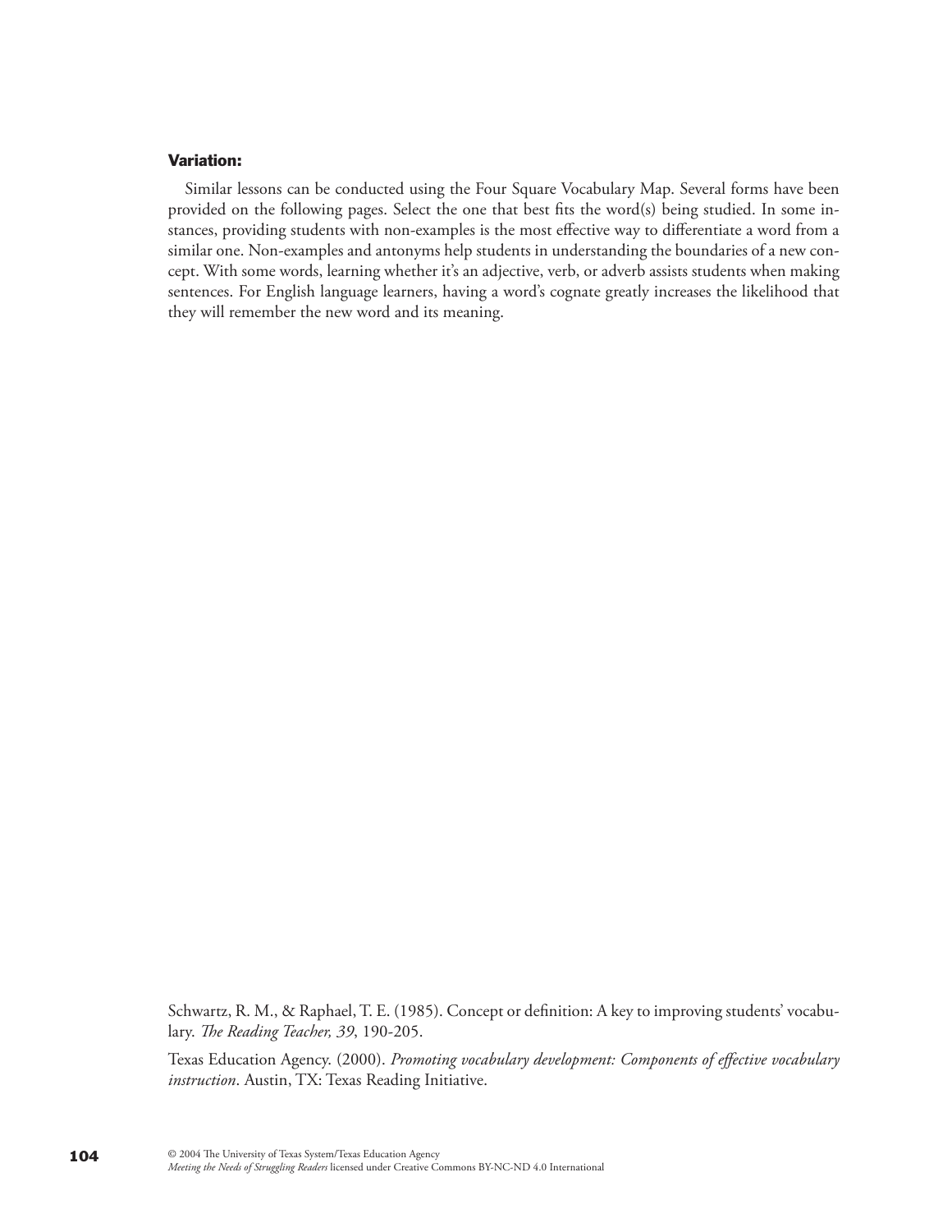**Variation:**

Similar lessons can be conducted using the Four Square Vocabulary Map. Several forms have been provided on the following pages. Select the one that best fits the word(s) being studied. In some instances, providing students with non-examples is the most effective way to differentiate a word from a similar one. Non-examples and antonyms help students in understanding the boundaries of a new concept. With some words, learning whether it's an adjective, verb, or adverb assists students when making sentences. For English language learners, having a word's cognate greatly increases the likelihood that they will remember the new word and its meaning.

Schwartz, R. M., & Raphael, T. E. (1985). Concept or definition: A key to improving students' vocabulary. *The Reading Teacher, 39*, 190-205.

Texas Education Agency. (2000). *Promoting vocabulary development: Components of effective vocabulary instruction*. Austin, TX: Texas Reading Initiative.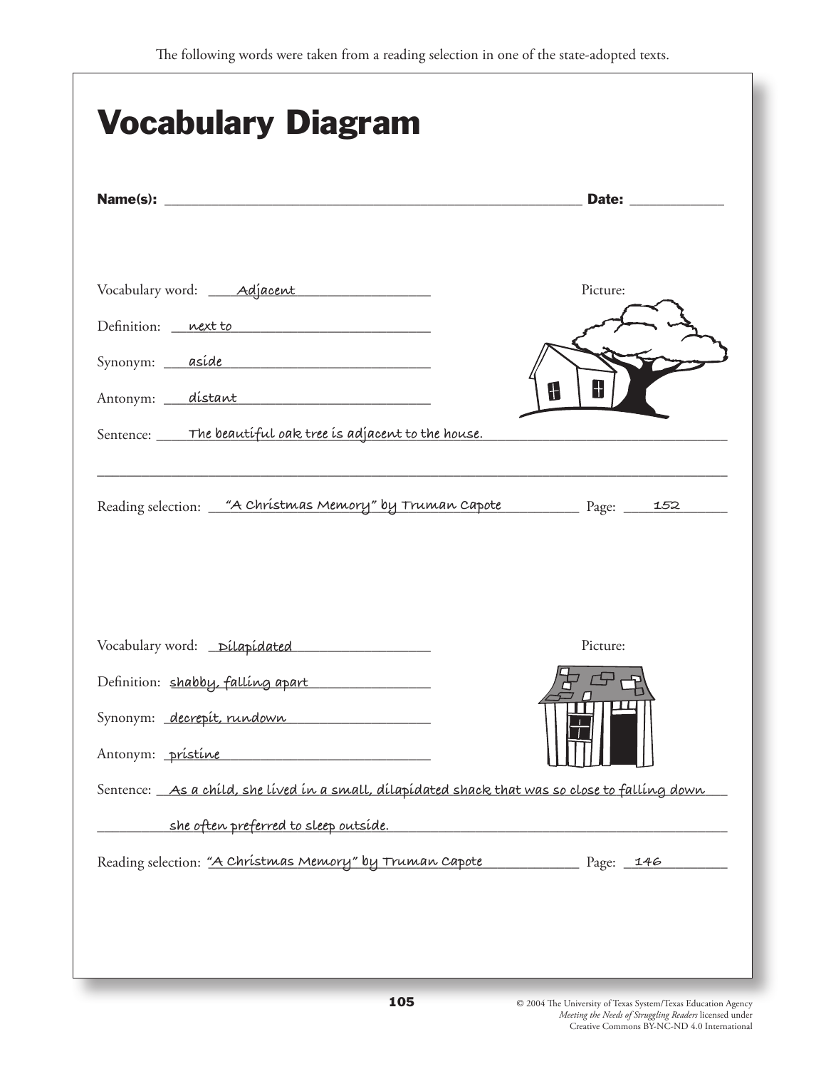The following words were taken from a reading selection in one of the state-adopted texts.

# Vocabulary Diagram

**Name(s):** ______________________________ **Date:** __________

Vocabulary word: Adjacent

Picture:

Definition: next to

Synonym: aside

Antonym: distant

Sentence: The beautiful oak tree is adjacent to the house.

Reading selection: "A Christmas Memory" by Truman Capote Page: 152

Vocabulary word: Dilapidated

Picture:

Definition: shabby, falling apart

Synonym: decrepit, rundown

Antonym: pristine

Sentence: As a child, she lived in a small, dilapidated shack that was so close to falling down she often preferred to sleep outside.

Reading selection: "A Christmas Memory" by Truman Capote Page: 146

© 2004 The University of Texas System/Texas Education Agency
*Meeting the Needs of Struggling Readers* licensed under Creative Commons BY-NC-ND 4.0 International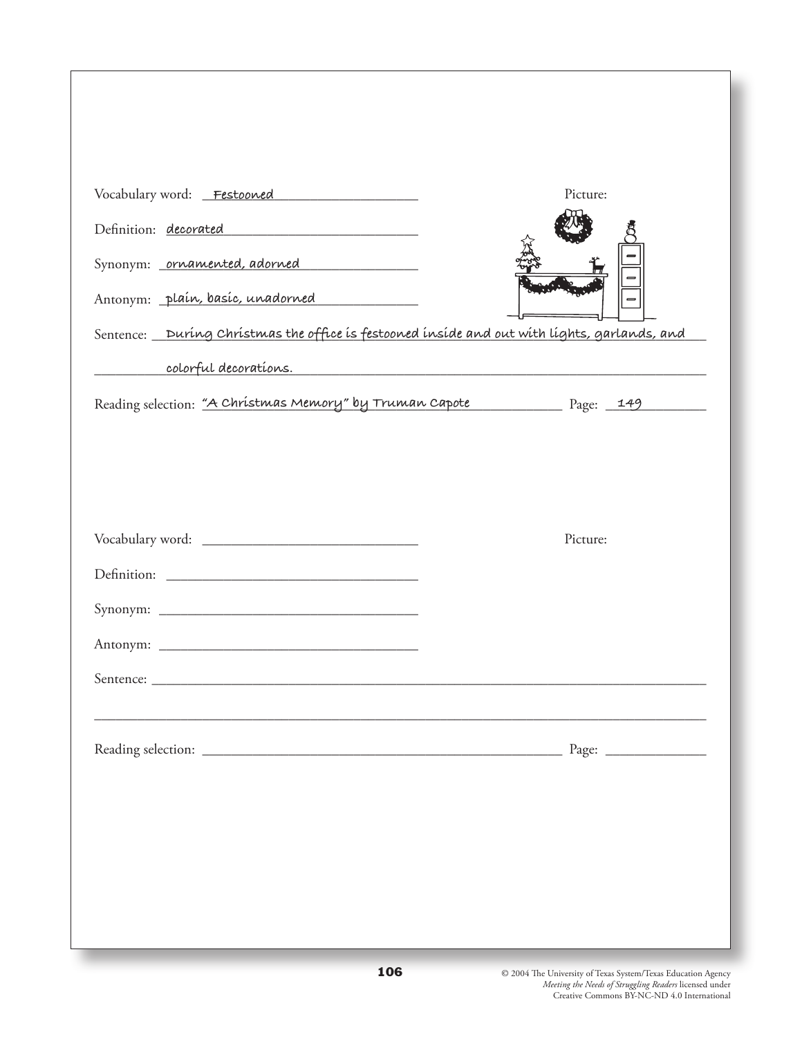Vocabulary word: Festooned

Definition: decorated

Synonym: ornamented, adorned

Antonym: plain, basic, unadorned

Picture:

Sentence: During Christmas the office is festooned inside and out with lights, garlands, and colorful decorations.

Reading selection: "A Christmas Memory" by Truman Capote Page: 149

Vocabulary word: ______________________

Definition: ______________________

Synonym: ______________________

Antonym: ______________________

Picture:

Sentence: ______________________

Reading selection: ______________________ Page: __________

© 2004 The University of Texas System/Texas Education Agency
*Meeting the Needs of Struggling Readers* licensed under
Creative Commons BY-NC-ND 4.0 International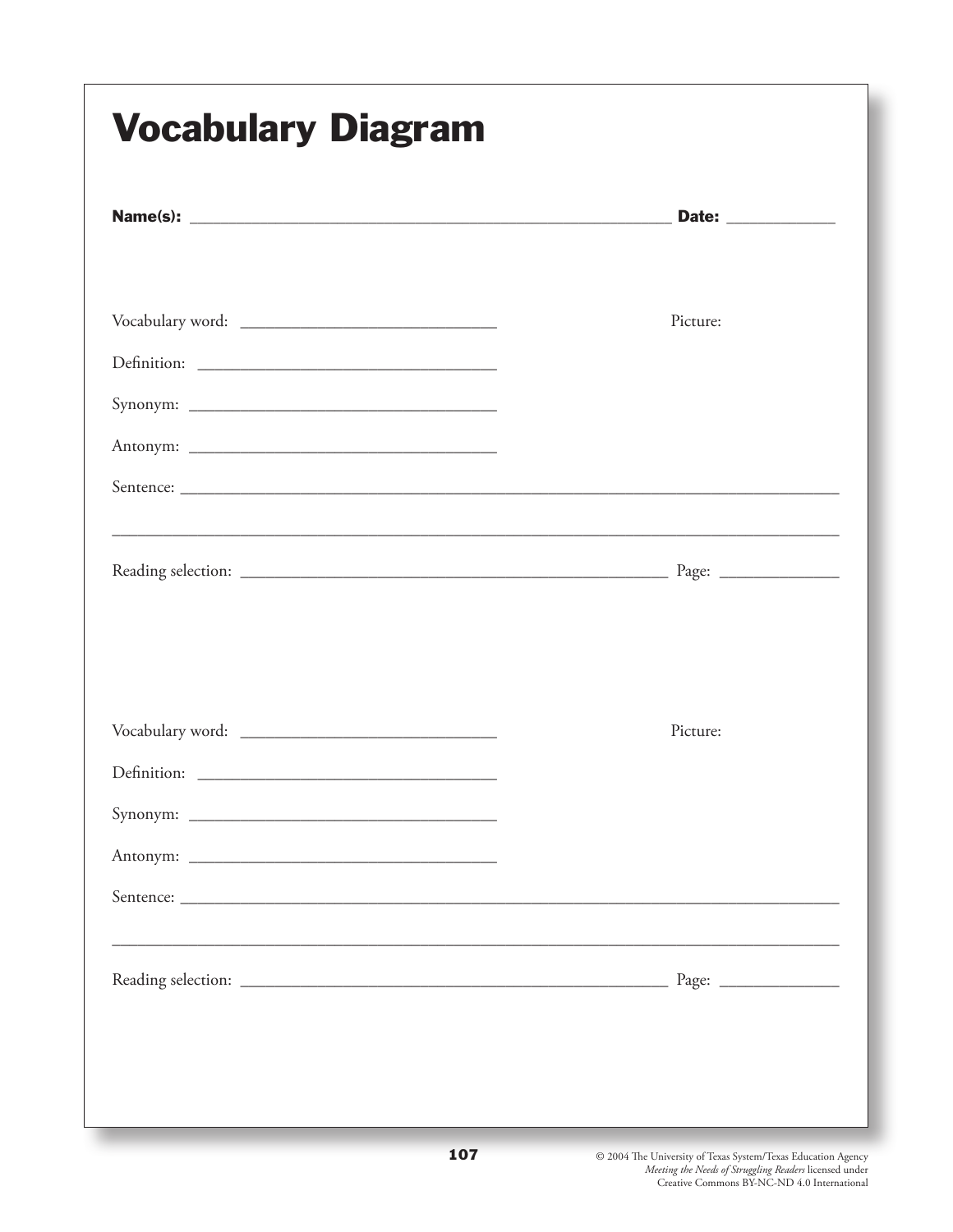# Vocabulary Diagram

**Name(s):** ______________________________________________________ **Date:** ____________

Vocabulary word: _____________________________ Picture:

Definition: __________________________________

Synonym: ___________________________________

Antonym: ___________________________________

Sentence: ___________________________________________________________________________

_________________________________________________________________________________

Reading selection: ________________________________________________ Page: _____________

Vocabulary word: _____________________________ Picture:

Definition: __________________________________

Synonym: ___________________________________

Antonym: ___________________________________

Sentence: ___________________________________________________________________________

_________________________________________________________________________________

Reading selection: ________________________________________________ Page: _____________

© 2004 The University of Texas System/Texas Education Agency
*Meeting the Needs of Struggling Readers* licensed under
Creative Commons BY-NC-ND 4.0 International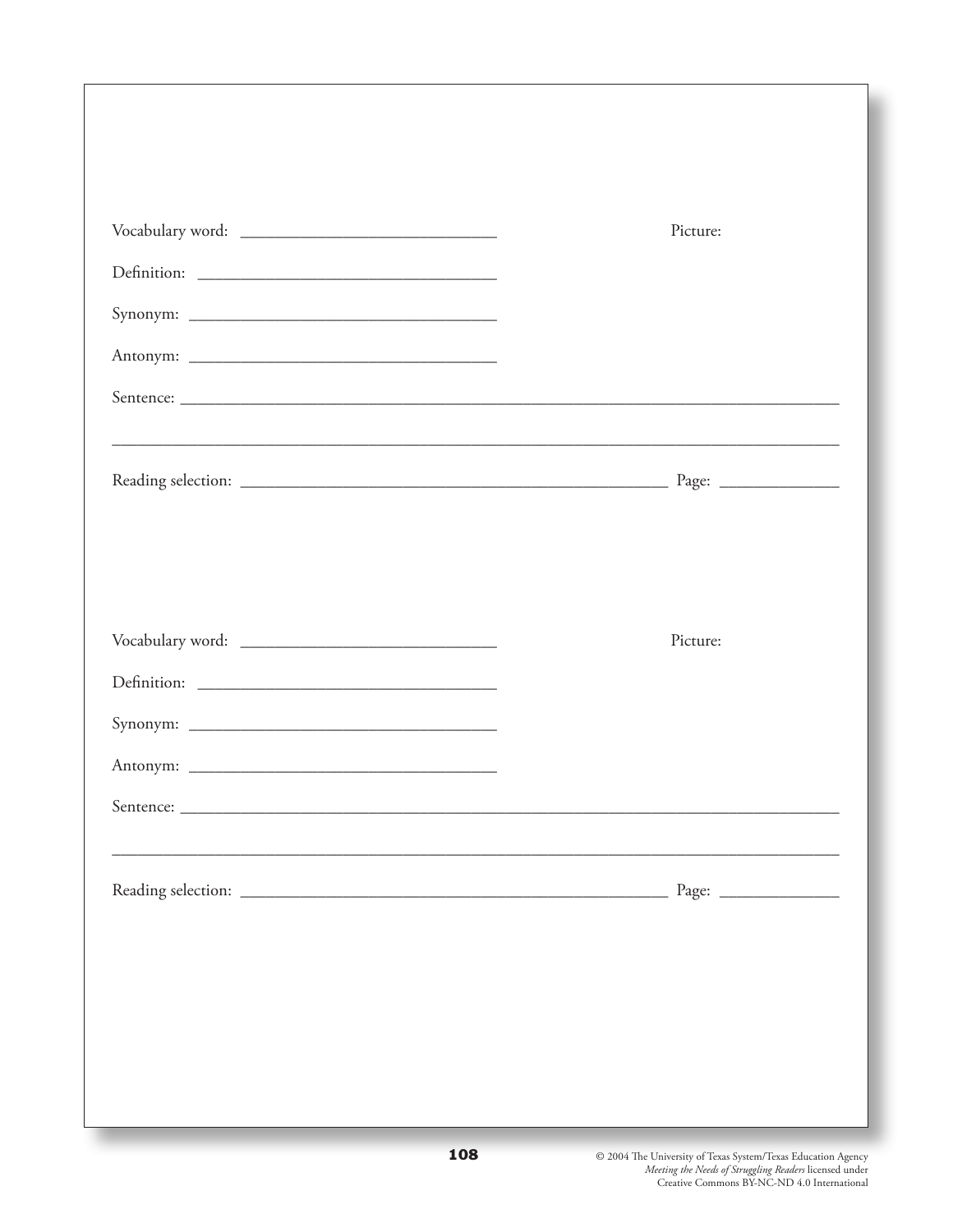Vocabulary word: ______________________________ Picture:

Definition: ___________________________________

Synonym: _____________________________________

Antonym: _____________________________________

Sentence: ____________________________________________________________________________

________________________________________________________________________________________

Reading selection: __________________________________________________ Page: _____________

Vocabulary word: ______________________________ Picture:

Definition: ___________________________________

Synonym: _____________________________________

Antonym: _____________________________________

Sentence: ____________________________________________________________________________

________________________________________________________________________________________

Reading selection: __________________________________________________ Page: _____________

© 2004 The University of Texas System/Texas Education Agency
*Meeting the Needs of Struggling Readers* licensed under
Creative Commons BY-NC-ND 4.0 International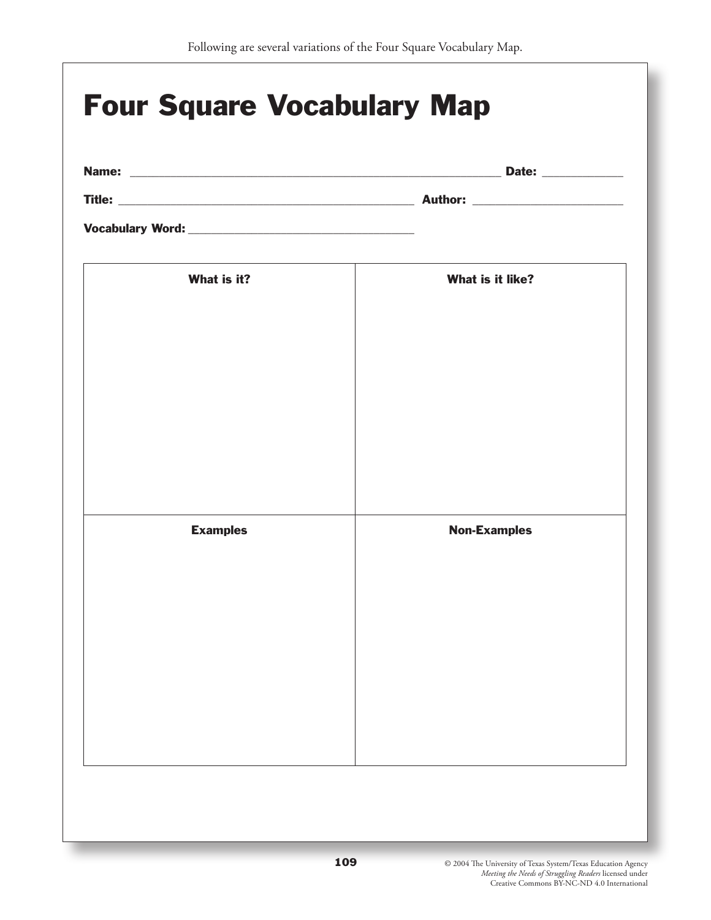Following are several variations of the Four Square Vocabulary Map.

# Four Square Vocabulary Map

**Name:** ____________________________________________ **Date:** __________

**Title:** ___________________________________ **Author:** __________________

**Vocabulary Word:** ____________________________

| What is it? | What is it like? |
| --- | --- |
| | |
| **Examples** | **Non-Examples** |
| | |

© 2004 The University of Texas System/Texas Education Agency
*Meeting the Needs of Struggling Readers* licensed under
Creative Commons BY-NC-ND 4.0 International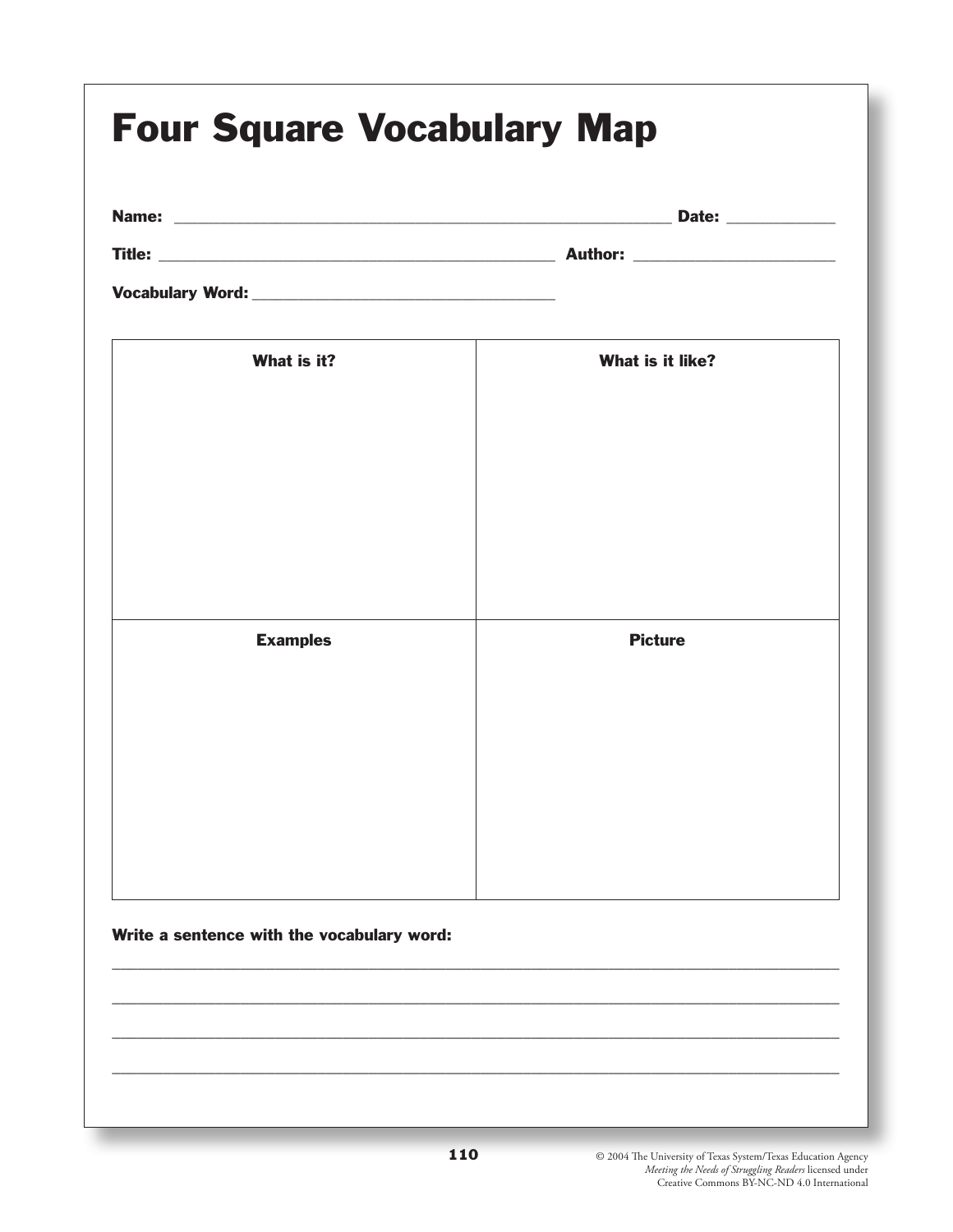# Four Square Vocabulary Map

**Name:** ______________________________________________ **Date:** ____________

**Title:** ______________________________________ **Author:** ______________________

**Vocabulary Word:** ______________________________

| What is it? | What is it like? |
|---|---|
| | |

| Examples | Picture |
|---|---|
| | |

**Write a sentence with the vocabulary word:**

______________________________________________________________________________

______________________________________________________________________________

______________________________________________________________________________

______________________________________________________________________________

© 2004 The University of Texas System/Texas Education Agency
*Meeting the Needs of Struggling Readers* licensed under
Creative Commons BY-NC-ND 4.0 International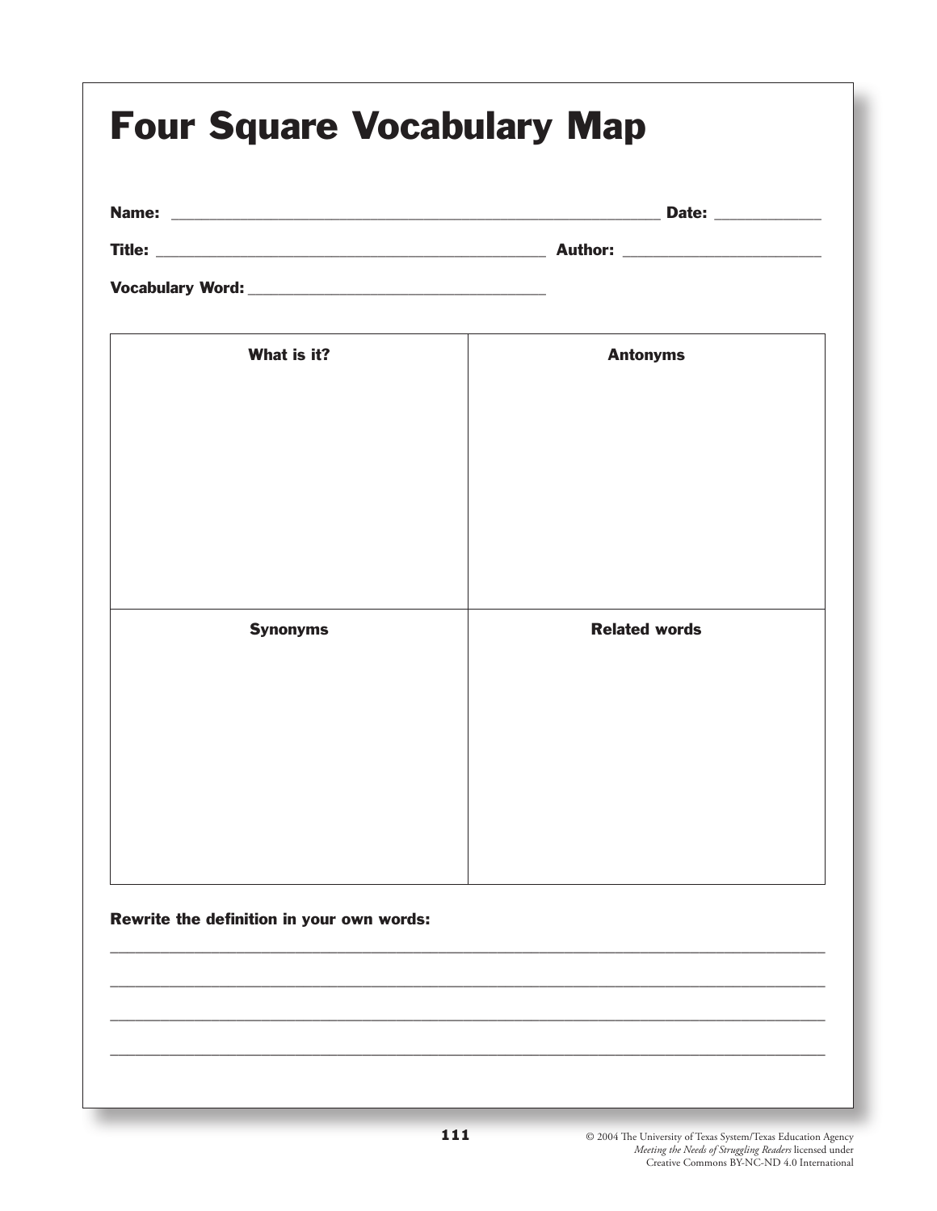# Four Square Vocabulary Map

**Name:** ______________________________________________ **Date:** ____________

**Title:** ____________________________________ **Author:** ______________________

**Vocabulary Word:** ______________________________

| What is it? | Antonyms |
| --- | --- |
| | |
| **Synonyms** | **Related words** |
| | |

**Rewrite the definition in your own words:**

______________________________________________________________________________

______________________________________________________________________________

______________________________________________________________________________

______________________________________________________________________________

© 2004 The University of Texas System/Texas Education Agency
*Meeting the Needs of Struggling Readers* licensed under
Creative Commons BY-NC-ND 4.0 International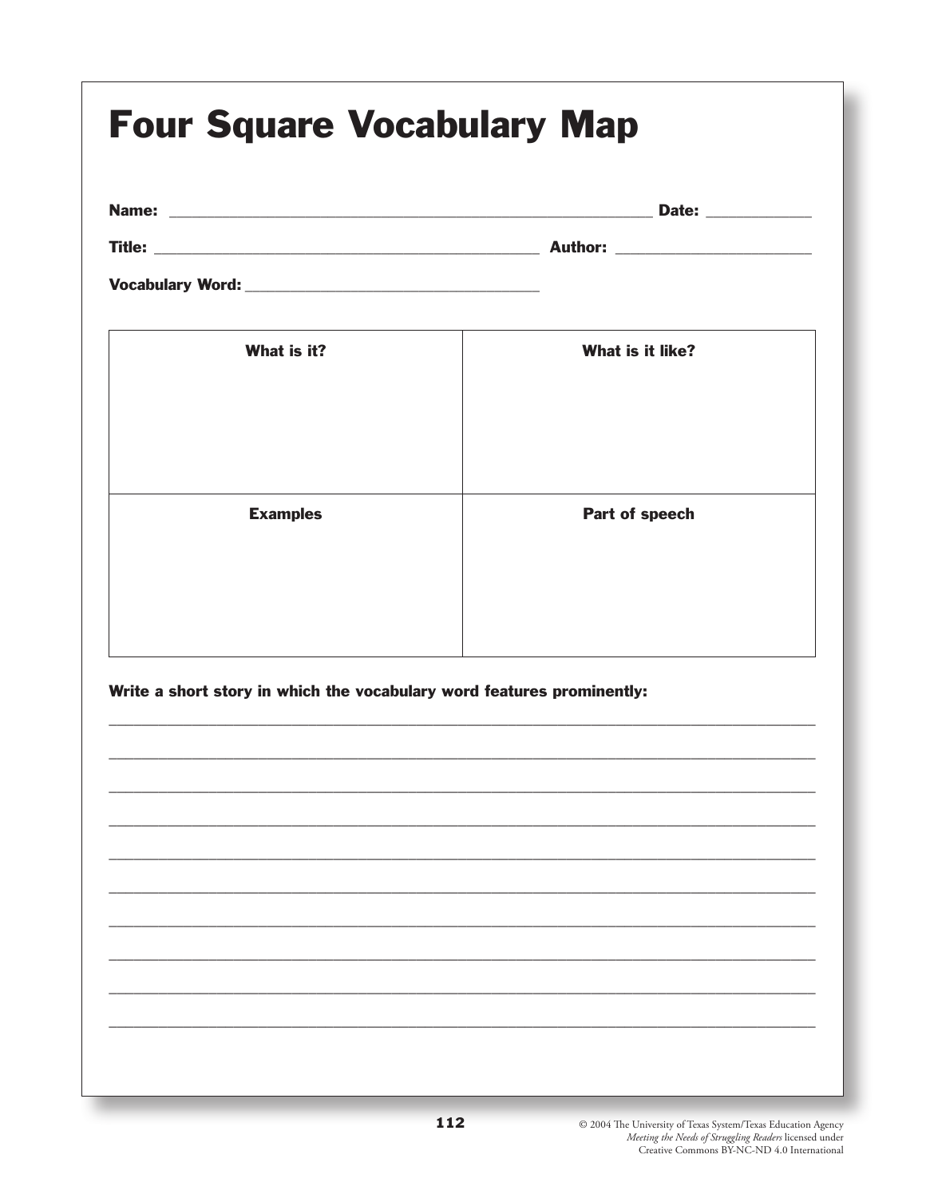# Four Square Vocabulary Map

**Name:** ______________________________ **Date:** ____________

**Title:** ______________________________ **Author:** ____________________

**Vocabulary Word:** ______________________________

| **What is it?** | **What is it like?** |
| --- | --- |
| | |
| **Examples** | **Part of speech** |
| | |

**Write a short story in which the vocabulary word features prominently:**

_______________________________________________________________________________

_______________________________________________________________________________

_______________________________________________________________________________

_______________________________________________________________________________

_______________________________________________________________________________

_______________________________________________________________________________

_______________________________________________________________________________

_______________________________________________________________________________

_______________________________________________________________________________

_______________________________________________________________________________

© 2004 The University of Texas System/Texas Education Agency
*Meeting the Needs of Struggling Readers* licensed under
Creative Commons BY-NC-ND 4.0 International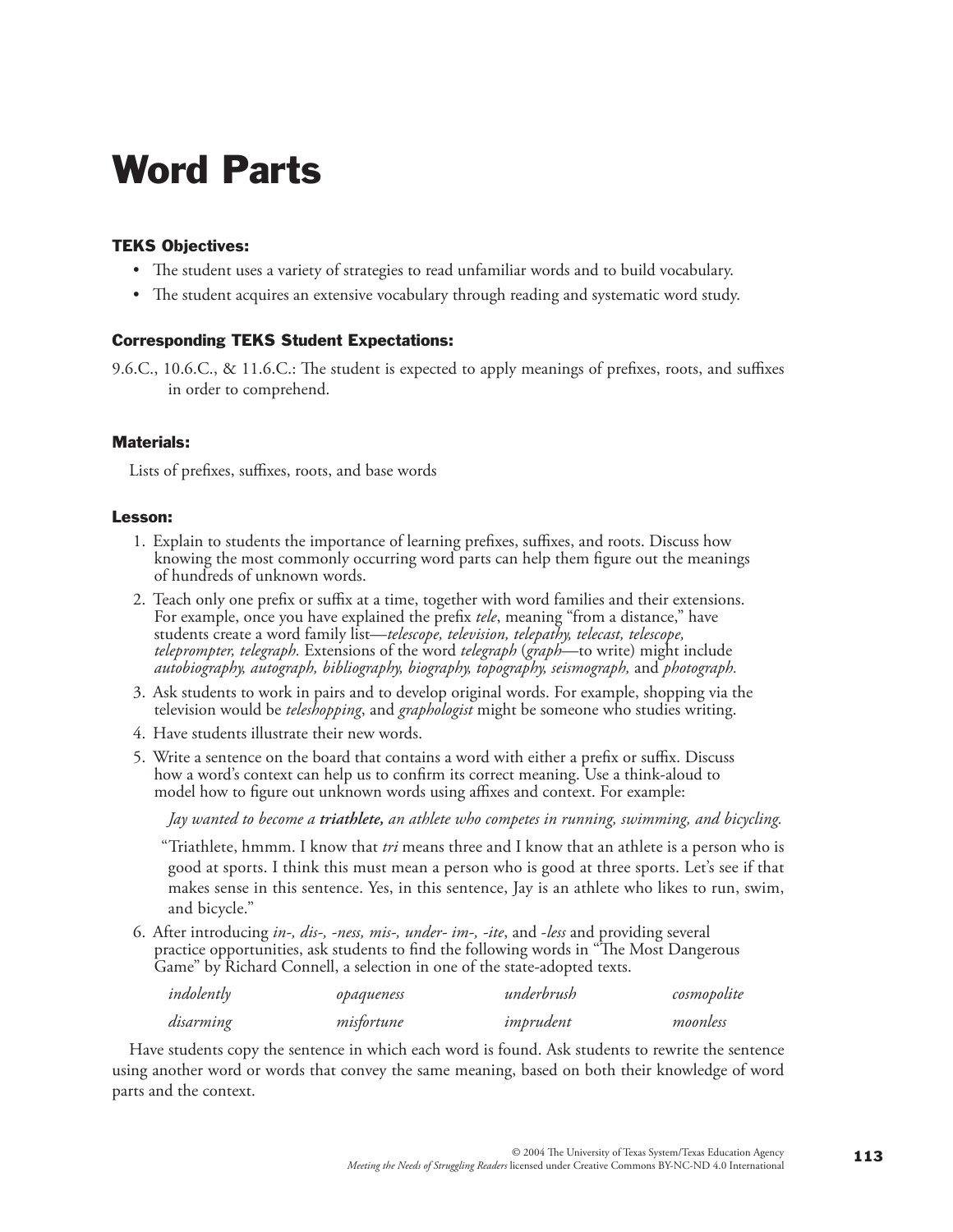# Word Parts

### TEKS Objectives:

- The student uses a variety of strategies to read unfamiliar words and to build vocabulary.
- The student acquires an extensive vocabulary through reading and systematic word study.

### Corresponding TEKS Student Expectations:

9.6.C., 10.6.C., & 11.6.C.: The student is expected to apply meanings of prefixes, roots, and suffixes in order to comprehend.

### Materials:

Lists of prefixes, suffixes, roots, and base words

### Lesson:

1. Explain to students the importance of learning prefixes, suffixes, and roots. Discuss how knowing the most commonly occurring word parts can help them figure out the meanings of hundreds of unknown words.
2. Teach only one prefix or suffix at a time, together with word families and their extensions. For example, once you have explained the prefix *tele*, meaning "from a distance," have students create a word family list—*telescope, television, telepathy, telecast, telescope, teleprompter, telegraph*. Extensions of the word *telegraph* (*graph*—to write) might include *autobiography, autograph, bibliography, biography, topography, seismograph,* and *photograph.*
3. Ask students to work in pairs and to develop original words. For example, shopping via the television would be *teleshopping*, and *graphologist* might be someone who studies writing.
4. Have students illustrate their new words.
5. Write a sentence on the board that contains a word with either a prefix or suffix. Discuss how a word's context can help us to confirm its correct meaning. Use a think-aloud to model how to figure out unknown words using affixes and context. For example:

   *Jay wanted to become a* ***triathlete,*** *an athlete who competes in running, swimming, and bicycling.*

   "Triathlete, hmmm. I know that *tri* means three and I know that an athlete is a person who is good at sports. I think this must mean a person who is good at three sports. Let's see if that makes sense in this sentence. Yes, in this sentence, Jay is an athlete who likes to run, swim, and bicycle."

6. After introducing *in-, dis-, -ness, mis-, under- im-, -ite*, and *-less* and providing several practice opportunities, ask students to find the following words in "The Most Dangerous Game" by Richard Connell, a selection in one of the state-adopted texts.

| | | | |
|---|---|---|---|
| *indolently* | *opaqueness* | *underbrush* | *cosmopolite* |
| *disarming* | *misfortune* | *imprudent* | *moonless* |

Have students copy the sentence in which each word is found. Ask students to rewrite the sentence using another word or words that convey the same meaning, based on both their knowledge of word parts and the context.

© 2004 The University of Texas System/Texas Education Agency
*Meeting the Needs of Struggling Readers* licensed under Creative Commons BY-NC-ND 4.0 International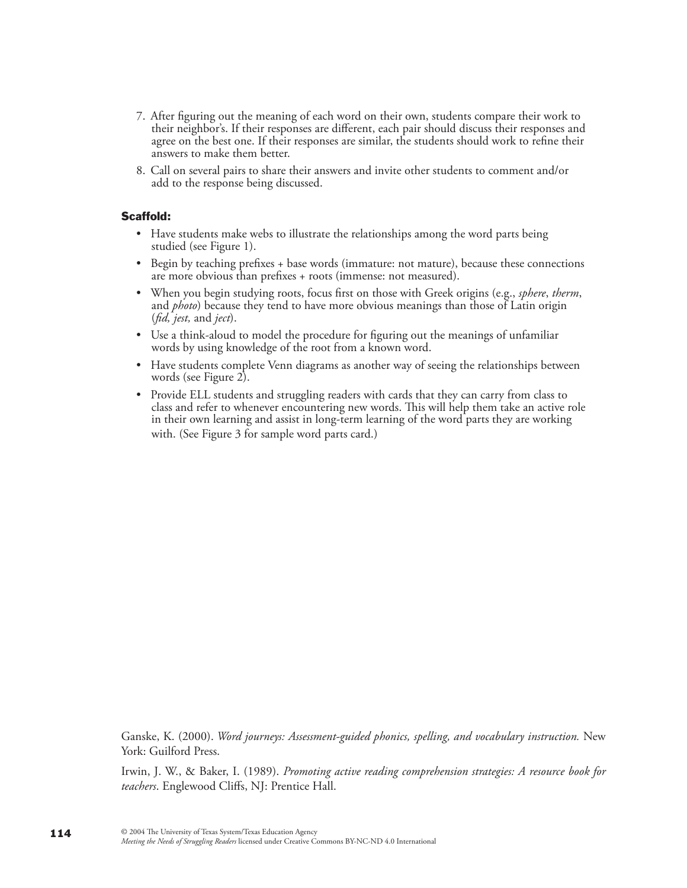7. After figuring out the meaning of each word on their own, students compare their work to their neighbor's. If their responses are different, each pair should discuss their responses and agree on the best one. If their responses are similar, the students should work to refine their answers to make them better.
8. Call on several pairs to share their answers and invite other students to comment and/or add to the response being discussed.

**Scaffold:**

- Have students make webs to illustrate the relationships among the word parts being studied (see Figure 1).
- Begin by teaching prefixes + base words (immature: not mature), because these connections are more obvious than prefixes + roots (immense: not measured).
- When you begin studying roots, focus first on those with Greek origins (e.g., *sphere*, *therm*, and *photo*) because they tend to have more obvious meanings than those of Latin origin (*fid, jest,* and *ject*).
- Use a think-aloud to model the procedure for figuring out the meanings of unfamiliar words by using knowledge of the root from a known word.
- Have students complete Venn diagrams as another way of seeing the relationships between words (see Figure 2).
- Provide ELL students and struggling readers with cards that they can carry from class to class and refer to whenever encountering new words. This will help them take an active role in their own learning and assist in long-term learning of the word parts they are working with. (See Figure 3 for sample word parts card.)

Ganske, K. (2000). *Word journeys: Assessment-guided phonics, spelling, and vocabulary instruction.* New York: Guilford Press.

Irwin, J. W., & Baker, I. (1989). *Promoting active reading comprehension strategies: A resource book for teachers*. Englewood Cliffs, NJ: Prentice Hall.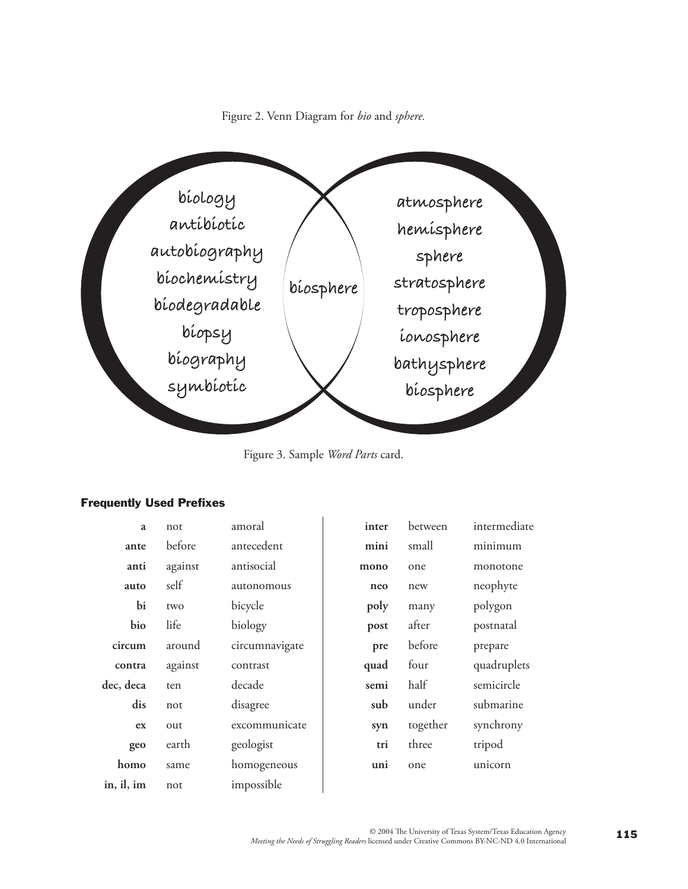Figure 2. Venn Diagram for *bio* and *sphere.*

biology
antibiotic
autobiography
biochemistry
biodegradable
biopsy
biography
symbiotic

biosphere

atmosphere
hemisphere
sphere
stratosphere
troposphere
ionosphere
bathysphere
biosphere

Figure 3. Sample *Word Parts* card.

#### Frequently Used Prefixes

| | | |
|---|---|---|
| **a** | not | amoral |
| **ante** | before | antecedent |
| **anti** | against | antisocial |
| **auto** | self | autonomous |
| **bi** | two | bicycle |
| **bio** | life | biology |
| **circum** | around | circumnavigate |
| **contra** | against | contrast |
| **dec, deca** | ten | decade |
| **dis** | not | disagree |
| **ex** | out | excommunicate |
| **geo** | earth | geologist |
| **homo** | same | homogeneous |
| **in, il, im** | not | impossible |
| **inter** | between | intermediate |
| **mini** | small | minimum |
| **mono** | one | monotone |
| **neo** | new | neophyte |
| **poly** | many | polygon |
| **post** | after | postnatal |
| **pre** | before | prepare |
| **quad** | four | quadruplets |
| **semi** | half | semicircle |
| **sub** | under | submarine |
| **syn** | together | synchrony |
| **tri** | three | tripod |
| **uni** | one | unicorn |

© 2004 The University of Texas System/Texas Education Agency
*Meeting the Needs of Struggling Readers* licensed under Creative Commons BY-NC-ND 4.0 International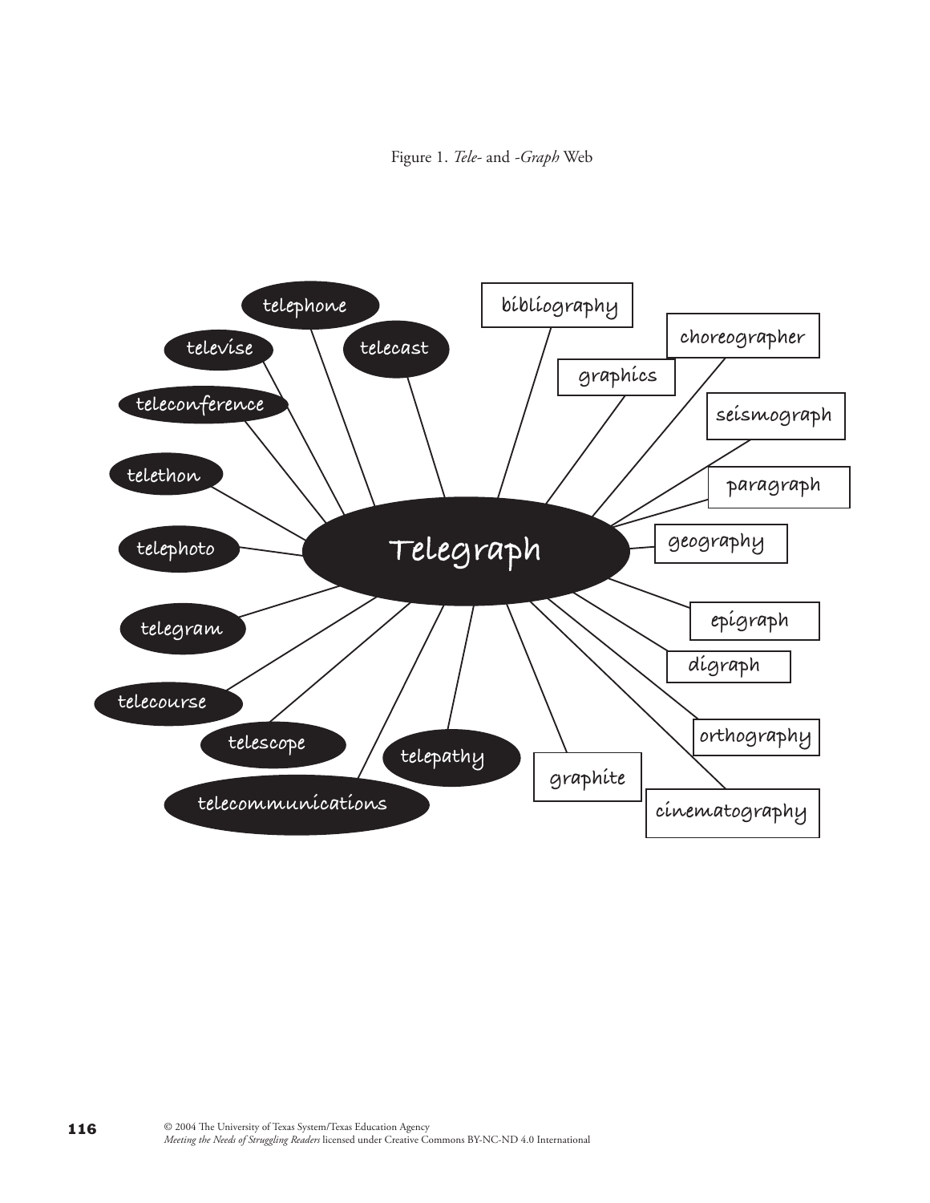Figure 1. *Tele-* and *-Graph* Web

Telegraph

telephone

televise

telecast

teleconference

telethon

telephoto

telegram

telecourse

telescope

telepathy

telecommunications

bibliography

choreographer

graphics

seismograph

paragraph

geography

epigraph

digraph

orthography

graphite

cinematography

© 2004 The University of Texas System/Texas Education Agency
*Meeting the Needs of Struggling Readers* licensed under Creative Commons BY-NC-ND 4.0 International